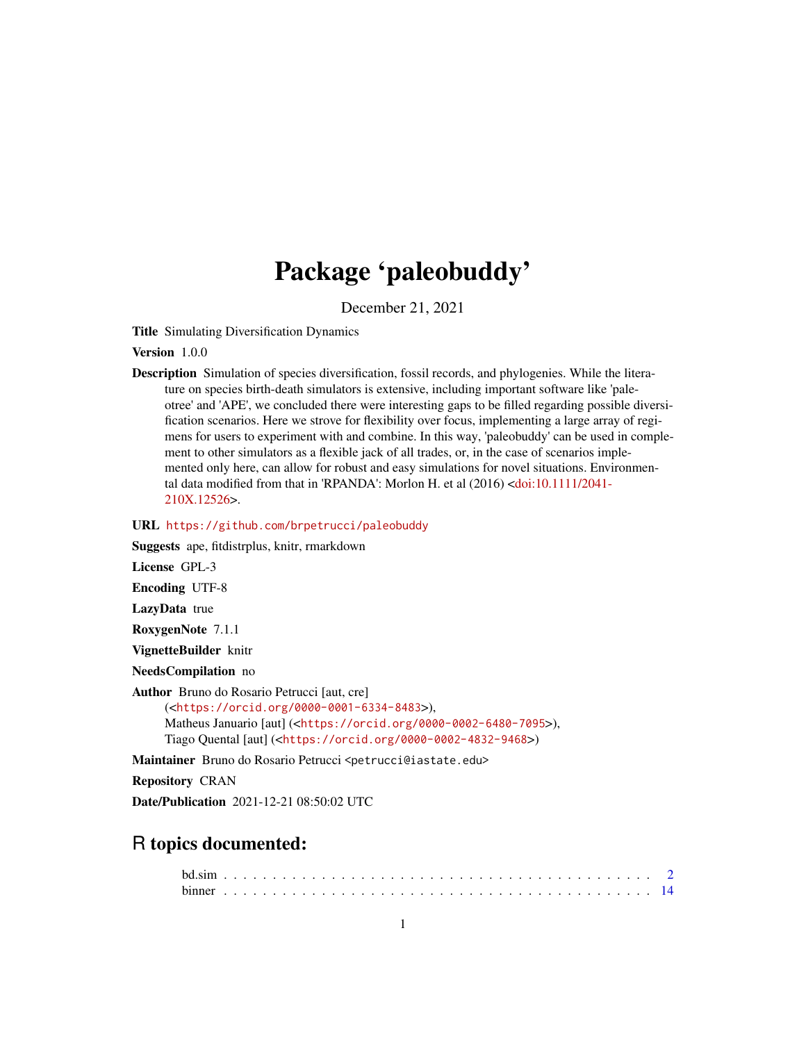# Package 'paleobuddy'

December 21, 2021

**Title** Simulating Diversification Dynamics

**Version** 1.0.0

**Description** Simulation of species diversification, fossil records, and phylogenies. While the literature on species birth-death simulators is extensive, including important software like 'paleotree' and 'APE', we concluded there were interesting gaps to be filled regarding possible diversification scenarios. Here we strove for flexibility over focus, implementing a large array of regimens for users to experiment with and combine. In this way, 'paleobuddy' can be used in complement to other simulators as a flexible jack of all trades, or, in the case of scenarios implemented only here, can allow for robust and easy simulations for novel situations. Environmental data modified from that in 'RPANDA': Morlon H. et al (2016) <doi:10.1111/2041-210X.12526>.

**URL** https://github.com/brpetrucci/paleobuddy

**Suggests** ape, fitdistrplus, knitr, rmarkdown

**License** GPL-3

**Encoding** UTF-8

**LazyData** true

**RoxygenNote** 7.1.1

**VignetteBuilder** knitr

**NeedsCompilation** no

**Author** Bruno do Rosario Petrucci [aut, cre] (<https://orcid.org/0000-0001-6334-8483>), Matheus Januario [aut] (<https://orcid.org/0000-0002-6480-7095>), Tiago Quental [aut] (<https://orcid.org/0000-0002-4832-9468>)

**Maintainer** Bruno do Rosario Petrucci <petrucci@iastate.edu>

**Repository** CRAN

**Date/Publication** 2021-12-21 08:50:02 UTC

## R topics documented:

bd.sim . . . . . . . . . . . . . . . . . . . . . . . . . . . . . . . . . . . . . . . . . 2
binner . . . . . . . . . . . . . . . . . . . . . . . . . . . . . . . . . . . . . . . . . 14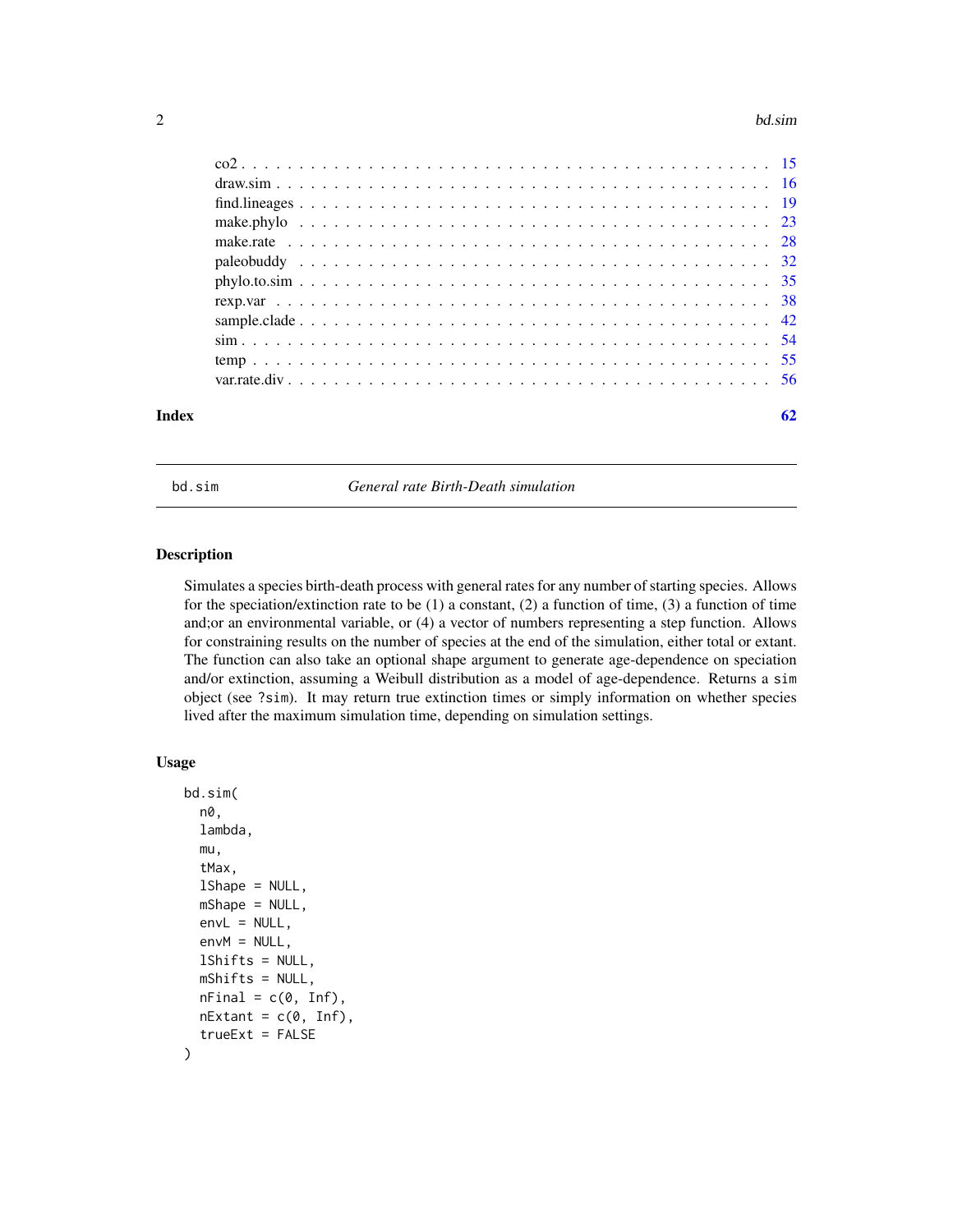| | |
|---|---|
| co2 | 15 |
| draw.sim | 16 |
| find.lineages | 19 |
| make.phylo | 23 |
| make.rate | 28 |
| paleobuddy | 32 |
| phylo.to.sim | 35 |
| rexp.var | 38 |
| sample.clade | 42 |
| sim | 54 |
| temp | 55 |
| var.rate.div | 56 |

**Index** 62

---

`bd.sim` *General rate Birth-Death simulation*

---

## Description

Simulates a species birth-death process with general rates for any number of starting species. Allows for the speciation/extinction rate to be (1) a constant, (2) a function of time, (3) a function of time and;or an environmental variable, or (4) a vector of numbers representing a step function. Allows for constraining results on the number of species at the end of the simulation, either total or extant. The function can also take an optional shape argument to generate age-dependence on speciation and/or extinction, assuming a Weibull distribution as a model of age-dependence. Returns a `sim` object (see `?sim`). It may return true extinction times or simply information on whether species lived after the maximum simulation time, depending on simulation settings.

## Usage

```
bd.sim(
  n0,
  lambda,
  mu,
  tMax,
  lShape = NULL,
  mShape = NULL,
  envL = NULL,
  envM = NULL,
  lShifts = NULL,
  mShifts = NULL,
  nFinal = c(0, Inf),
  nExtant = c(0, Inf),
  trueExt = FALSE
)
```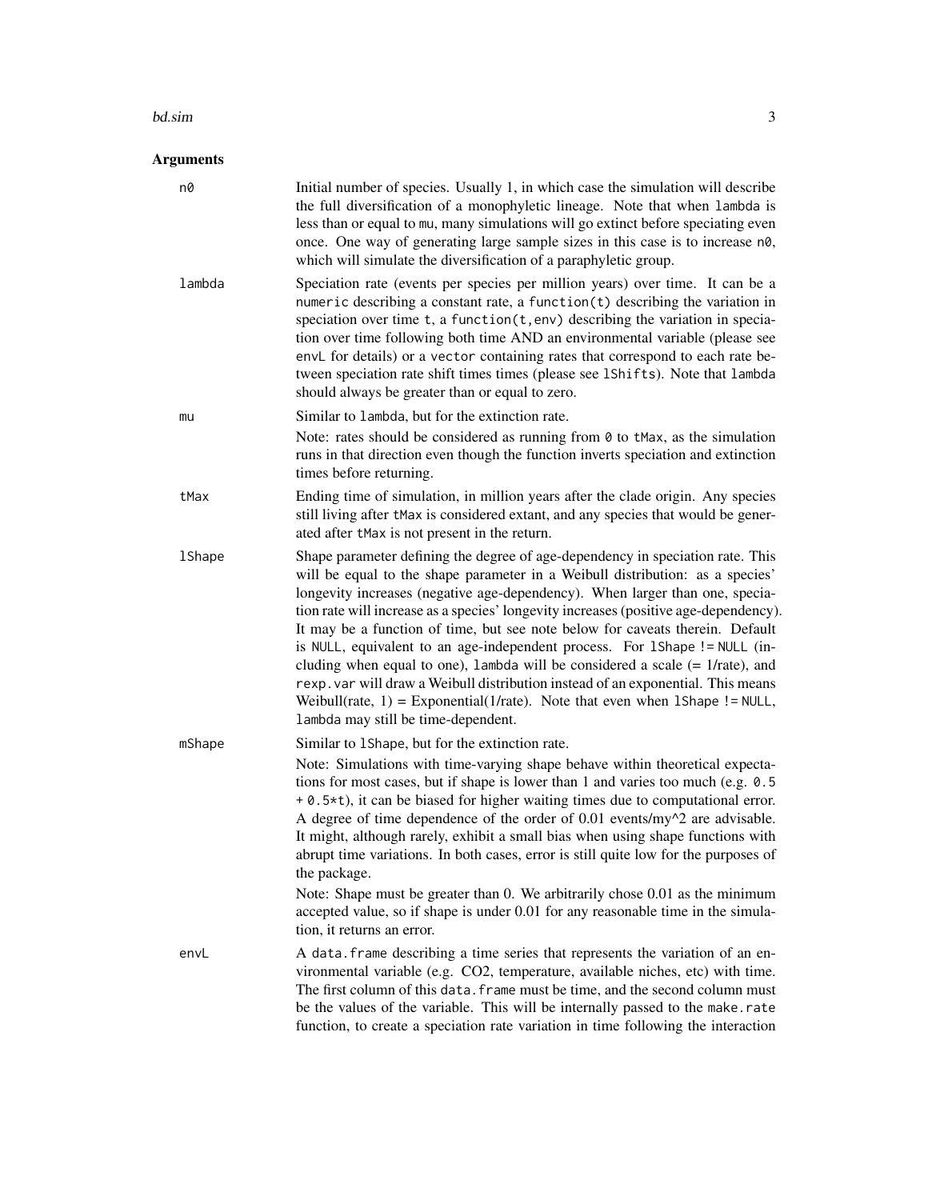## Arguments

**n0**
Initial number of species. Usually 1, in which case the simulation will describe the full diversification of a monophyletic lineage. Note that when `lambda` is less than or equal to `mu`, many simulations will go extinct before speciating even once. One way of generating large sample sizes in this case is to increase `n0`, which will simulate the diversification of a paraphyletic group.

**lambda**
Speciation rate (events per species per million years) over time. It can be a `numeric` describing a constant rate, a `function(t)` describing the variation in speciation over time `t`, a `function(t,env)` describing the variation in speciation over time following both time AND an environmental variable (please see `envL` for details) or a `vector` containing rates that correspond to each rate between speciation rate shift times times (please see `lShifts`). Note that `lambda` should always be greater than or equal to zero.

**mu**
Similar to `lambda`, but for the extinction rate.

Note: rates should be considered as running from `0` to `tMax`, as the simulation runs in that direction even though the function inverts speciation and extinction times before returning.

**tMax**
Ending time of simulation, in million years after the clade origin. Any species still living after `tMax` is considered extant, and any species that would be generated after `tMax` is not present in the return.

**lShape**
Shape parameter defining the degree of age-dependency in speciation rate. This will be equal to the shape parameter in a Weibull distribution: as a species' longevity increases (negative age-dependency). When larger than one, speciation rate will increase as a species' longevity increases (positive age-dependency). It may be a function of time, but see note below for caveats therein. Default is `NULL`, equivalent to an age-independent process. For `lShape != NULL` (including when equal to one), `lambda` will be considered a scale (= 1/rate), and `rexp.var` will draw a Weibull distribution instead of an exponential. This means Weibull(rate, 1) = Exponential(1/rate). Note that even when `lShape != NULL`, `lambda` may still be time-dependent.

**mShape**
Similar to `lShape`, but for the extinction rate.

Note: Simulations with time-varying shape behave within theoretical expectations for most cases, but if shape is lower than 1 and varies too much (e.g. `0.5 + 0.5*t`), it can be biased for higher waiting times due to computational error. A degree of time dependence of the order of 0.01 events/my^2 are advisable. It might, although rarely, exhibit a small bias when using shape functions with abrupt time variations. In both cases, error is still quite low for the purposes of the package.

Note: Shape must be greater than 0. We arbitrarily chose 0.01 as the minimum accepted value, so if shape is under 0.01 for any reasonable time in the simulation, it returns an error.

**envL**
A `data.frame` describing a time series that represents the variation of an environmental variable (e.g. CO2, temperature, available niches, etc) with time. The first column of this `data.frame` must be time, and the second column must be the values of the variable. This will be internally passed to the `make.rate` function, to create a speciation rate variation in time following the interaction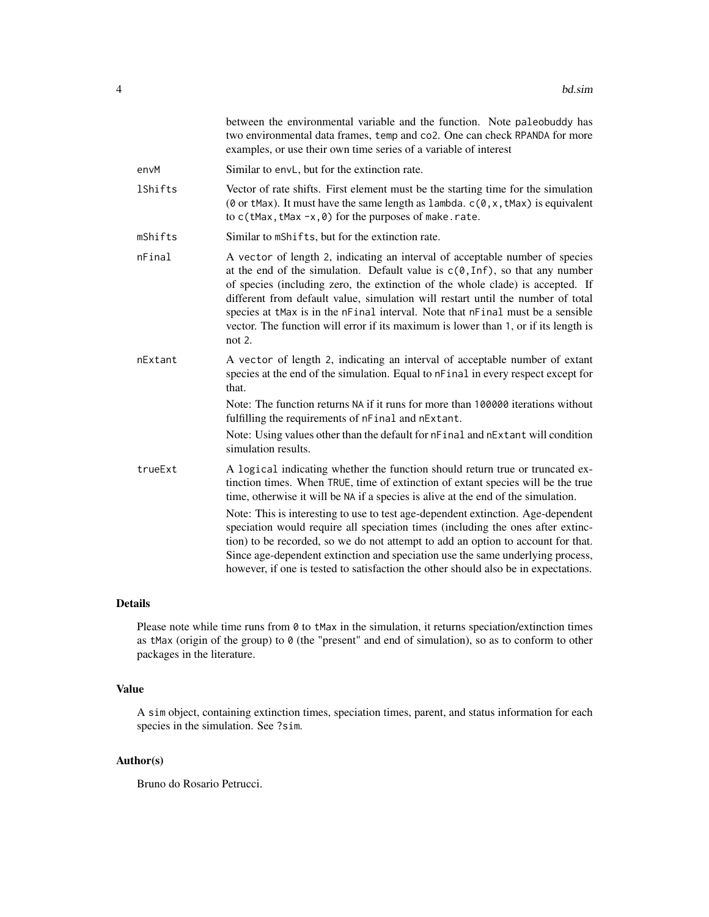between the environmental variable and the function. Note `paleobuddy` has two environmental data frames, `temp` and `co2`. One can check `RPANDA` for more examples, or use their own time series of a variable of interest

**envM** Similar to `envL`, but for the extinction rate.

**lShifts** Vector of rate shifts. First element must be the starting time for the simulation (`0` or `tMax`). It must have the same length as `lambda`. `c(0,x,tMax)` is equivalent to `c(tMax,tMax -x,0)` for the purposes of `make.rate`.

**mShifts** Similar to `mShifts`, but for the extinction rate.

**nFinal** A `vector` of length `2`, indicating an interval of acceptable number of species at the end of the simulation. Default value is `c(0,Inf)`, so that any number of species (including zero, the extinction of the whole clade) is accepted. If different from default value, simulation will restart until the number of total species at `tMax` is in the `nFinal` interval. Note that `nFinal` must be a sensible vector. The function will error if its maximum is lower than `1`, or if its length is not `2`.

**nExtant** A `vector` of length `2`, indicating an interval of acceptable number of extant species at the end of the simulation. Equal to `nFinal` in every respect except for that.

Note: The function returns `NA` if it runs for more than `100000` iterations without fulfilling the requirements of `nFinal` and `nExtant`.

Note: Using values other than the default for `nFinal` and `nExtant` will condition simulation results.

**trueExt** A `logical` indicating whether the function should return true or truncated extinction times. When `TRUE`, time of extinction of extant species will be the true time, otherwise it will be `NA` if a species is alive at the end of the simulation.

Note: This is interesting to use to test age-dependent extinction. Age-dependent speciation would require all speciation times (including the ones after extinction) to be recorded, so we do not attempt to add an option to account for that. Since age-dependent extinction and speciation use the same underlying process, however, if one is tested to satisfaction the other should also be in expectations.

## Details

Please note while time runs from `0` to `tMax` in the simulation, it returns speciation/extinction times as `tMax` (origin of the group) to `0` (the "present" and end of simulation), so as to conform to other packages in the literature.

## Value

A `sim` object, containing extinction times, speciation times, parent, and status information for each species in the simulation. See `?sim`.

## Author(s)

Bruno do Rosario Petrucci.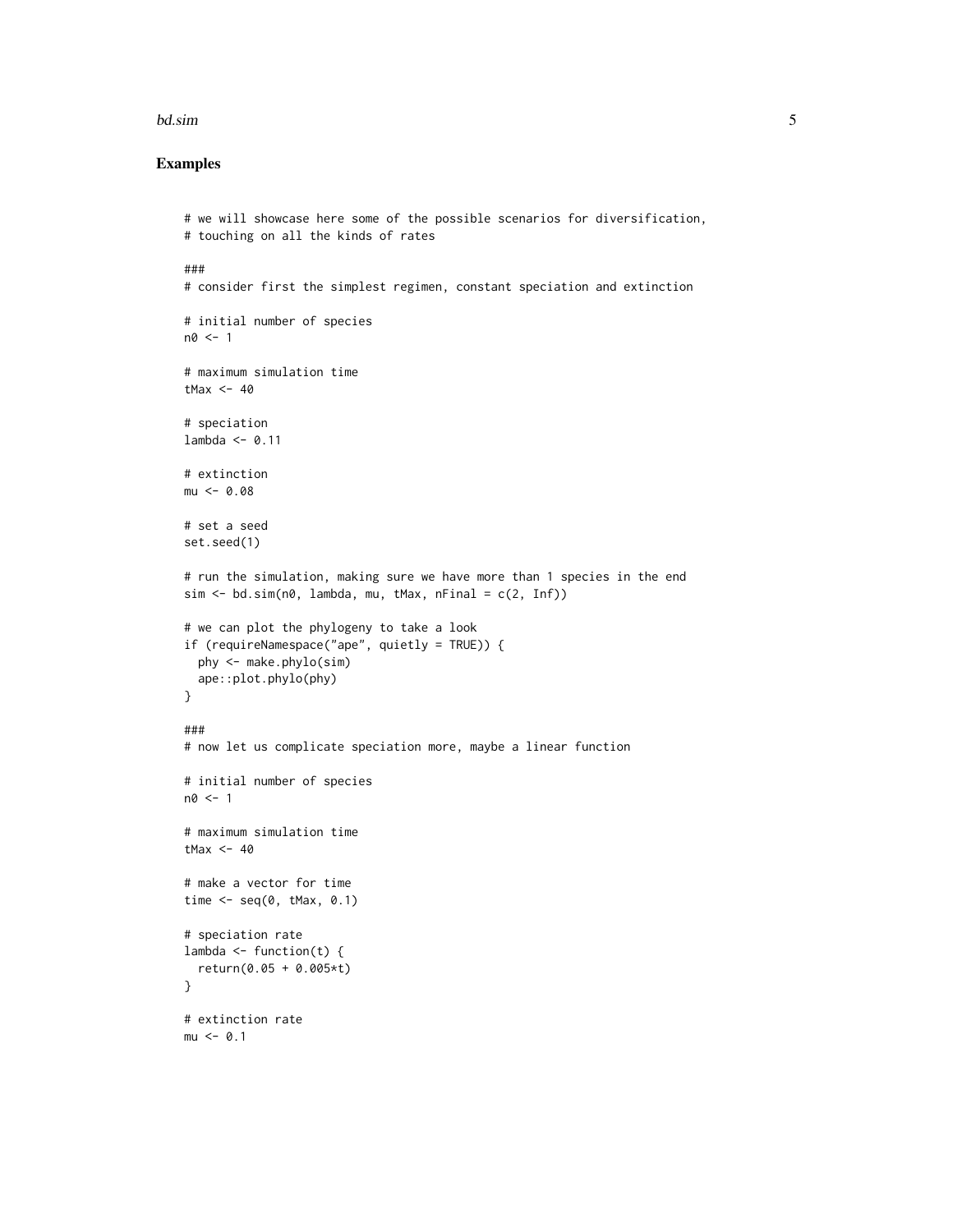## Examples

```
# we will showcase here some of the possible scenarios for diversification,
# touching on all the kinds of rates

###
# consider first the simplest regimen, constant speciation and extinction

# initial number of species
n0 <- 1

# maximum simulation time
tMax <- 40

# speciation
lambda <- 0.11

# extinction
mu <- 0.08

# set a seed
set.seed(1)

# run the simulation, making sure we have more than 1 species in the end
sim <- bd.sim(n0, lambda, mu, tMax, nFinal = c(2, Inf))

# we can plot the phylogeny to take a look
if (requireNamespace("ape", quietly = TRUE)) {
  phy <- make.phylo(sim)
  ape::plot.phylo(phy)
}

###
# now let us complicate speciation more, maybe a linear function

# initial number of species
n0 <- 1

# maximum simulation time
tMax <- 40

# make a vector for time
time <- seq(0, tMax, 0.1)

# speciation rate
lambda <- function(t) {
  return(0.05 + 0.005*t)
}

# extinction rate
mu <- 0.1
```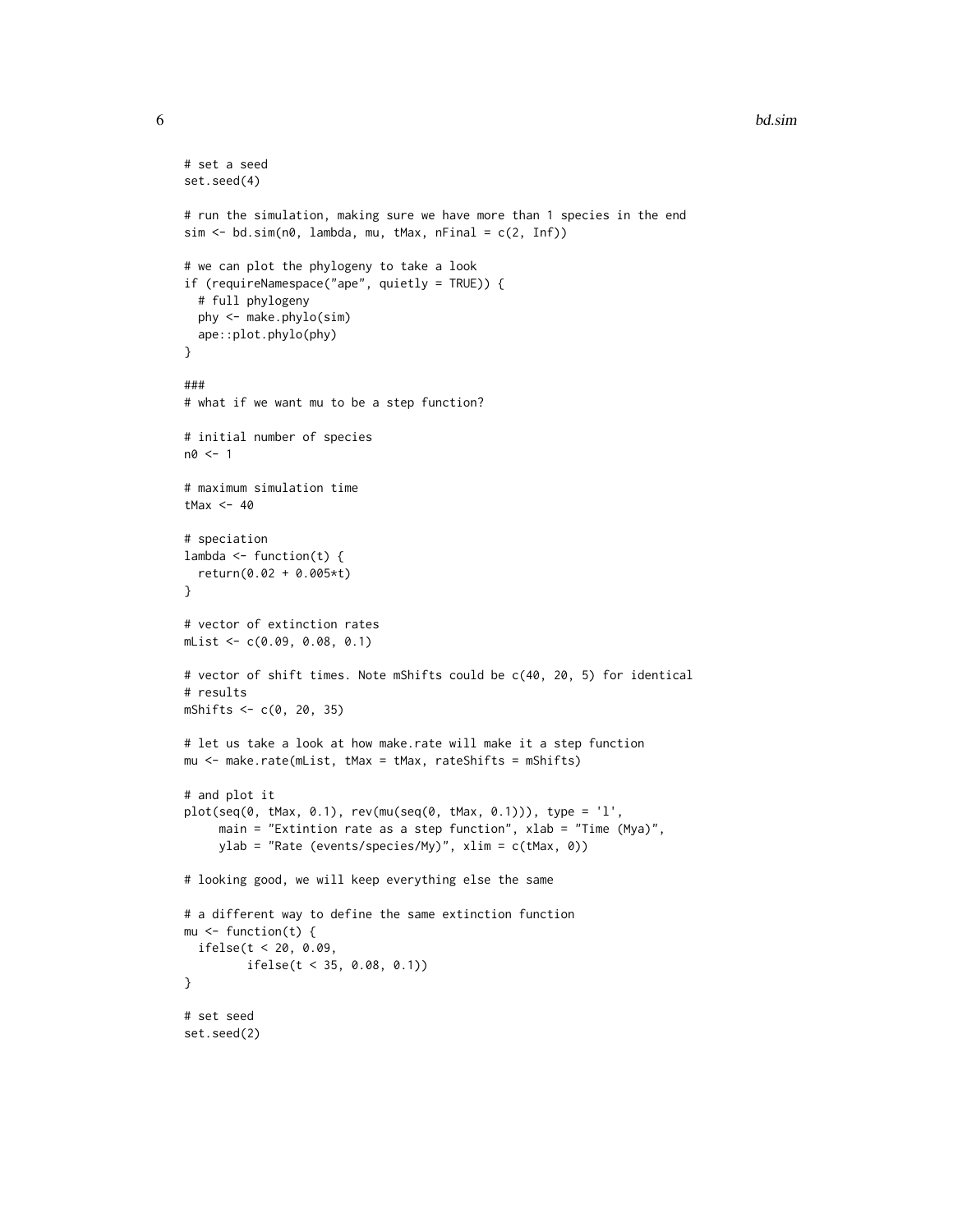```
# set a seed
set.seed(4)

# run the simulation, making sure we have more than 1 species in the end
sim <- bd.sim(n0, lambda, mu, tMax, nFinal = c(2, Inf))

# we can plot the phylogeny to take a look
if (requireNamespace("ape", quietly = TRUE)) {
  # full phylogeny
  phy <- make.phylo(sim)
  ape::plot.phylo(phy)
}

###
# what if we want mu to be a step function?

# initial number of species
n0 <- 1

# maximum simulation time
tMax <- 40

# speciation
lambda <- function(t) {
  return(0.02 + 0.005*t)
}

# vector of extinction rates
mList <- c(0.09, 0.08, 0.1)

# vector of shift times. Note mShifts could be c(40, 20, 5) for identical
# results
mShifts <- c(0, 20, 35)

# let us take a look at how make.rate will make it a step function
mu <- make.rate(mList, tMax = tMax, rateShifts = mShifts)

# and plot it
plot(seq(0, tMax, 0.1), rev(mu(seq(0, tMax, 0.1))), type = 'l',
     main = "Extintion rate as a step function", xlab = "Time (Mya)",
     ylab = "Rate (events/species/My)", xlim = c(tMax, 0))

# looking good, we will keep everything else the same

# a different way to define the same extinction function
mu <- function(t) {
  ifelse(t < 20, 0.09,
         ifelse(t < 35, 0.08, 0.1))
}

# set seed
set.seed(2)
```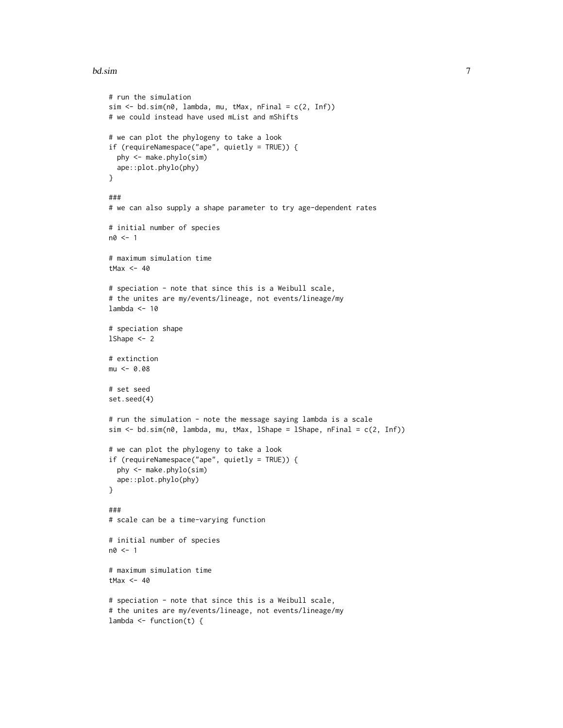```
# run the simulation
sim <- bd.sim(n0, lambda, mu, tMax, nFinal = c(2, Inf))
# we could instead have used mList and mShifts

# we can plot the phylogeny to take a look
if (requireNamespace("ape", quietly = TRUE)) {
  phy <- make.phylo(sim)
  ape::plot.phylo(phy)
}

###
# we can also supply a shape parameter to try age-dependent rates

# initial number of species
n0 <- 1

# maximum simulation time
tMax <- 40

# speciation - note that since this is a Weibull scale,
# the unites are my/events/lineage, not events/lineage/my
lambda <- 10

# speciation shape
lShape <- 2

# extinction
mu <- 0.08

# set seed
set.seed(4)

# run the simulation - note the message saying lambda is a scale
sim <- bd.sim(n0, lambda, mu, tMax, lShape = lShape, nFinal = c(2, Inf))

# we can plot the phylogeny to take a look
if (requireNamespace("ape", quietly = TRUE)) {
  phy <- make.phylo(sim)
  ape::plot.phylo(phy)
}

###
# scale can be a time-varying function

# initial number of species
n0 <- 1

# maximum simulation time
tMax <- 40

# speciation - note that since this is a Weibull scale,
# the unites are my/events/lineage, not events/lineage/my
lambda <- function(t) {
```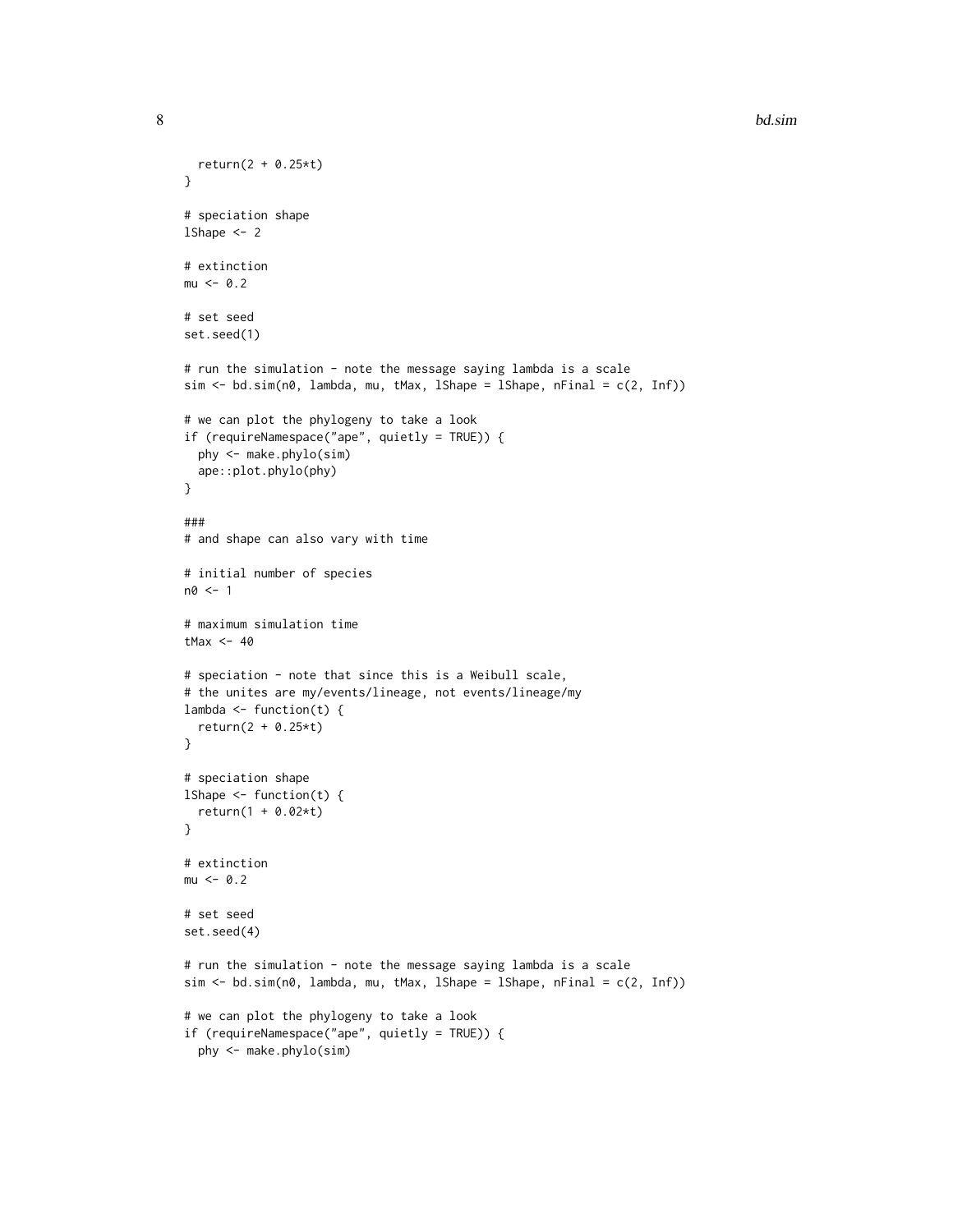```
  return(2 + 0.25*t)
}

# speciation shape
lShape <- 2

# extinction
mu <- 0.2

# set seed
set.seed(1)

# run the simulation - note the message saying lambda is a scale
sim <- bd.sim(n0, lambda, mu, tMax, lShape = lShape, nFinal = c(2, Inf))

# we can plot the phylogeny to take a look
if (requireNamespace("ape", quietly = TRUE)) {
  phy <- make.phylo(sim)
  ape::plot.phylo(phy)
}

###
# and shape can also vary with time

# initial number of species
n0 <- 1

# maximum simulation time
tMax <- 40

# speciation - note that since this is a Weibull scale,
# the unites are my/events/lineage, not events/lineage/my
lambda <- function(t) {
  return(2 + 0.25*t)
}

# speciation shape
lShape <- function(t) {
  return(1 + 0.02*t)
}

# extinction
mu <- 0.2

# set seed
set.seed(4)

# run the simulation - note the message saying lambda is a scale
sim <- bd.sim(n0, lambda, mu, tMax, lShape = lShape, nFinal = c(2, Inf))

# we can plot the phylogeny to take a look
if (requireNamespace("ape", quietly = TRUE)) {
  phy <- make.phylo(sim)
```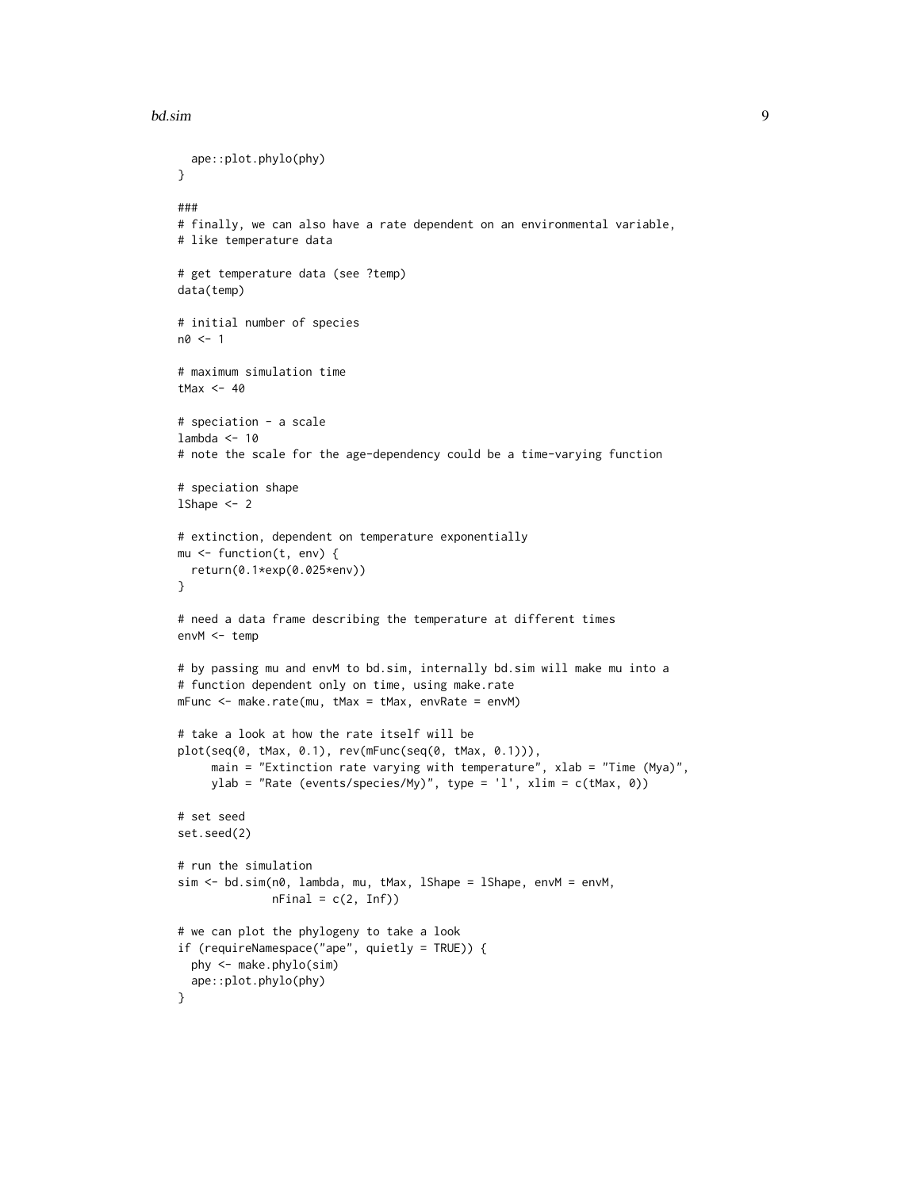```
  ape::plot.phylo(phy)
}

###
# finally, we can also have a rate dependent on an environmental variable,
# like temperature data

# get temperature data (see ?temp)
data(temp)

# initial number of species
n0 <- 1

# maximum simulation time
tMax <- 40

# speciation - a scale
lambda <- 10
# note the scale for the age-dependency could be a time-varying function

# speciation shape
lShape <- 2

# extinction, dependent on temperature exponentially
mu <- function(t, env) {
  return(0.1*exp(0.025*env))
}

# need a data frame describing the temperature at different times
envM <- temp

# by passing mu and envM to bd.sim, internally bd.sim will make mu into a
# function dependent only on time, using make.rate
mFunc <- make.rate(mu, tMax = tMax, envRate = envM)

# take a look at how the rate itself will be
plot(seq(0, tMax, 0.1), rev(mFunc(seq(0, tMax, 0.1))),
     main = "Extinction rate varying with temperature", xlab = "Time (Mya)",
     ylab = "Rate (events/species/My)", type = 'l', xlim = c(tMax, 0))

# set seed
set.seed(2)

# run the simulation
sim <- bd.sim(n0, lambda, mu, tMax, lShape = lShape, envM = envM,
              nFinal = c(2, Inf))

# we can plot the phylogeny to take a look
if (requireNamespace("ape", quietly = TRUE)) {
  phy <- make.phylo(sim)
  ape::plot.phylo(phy)
}
```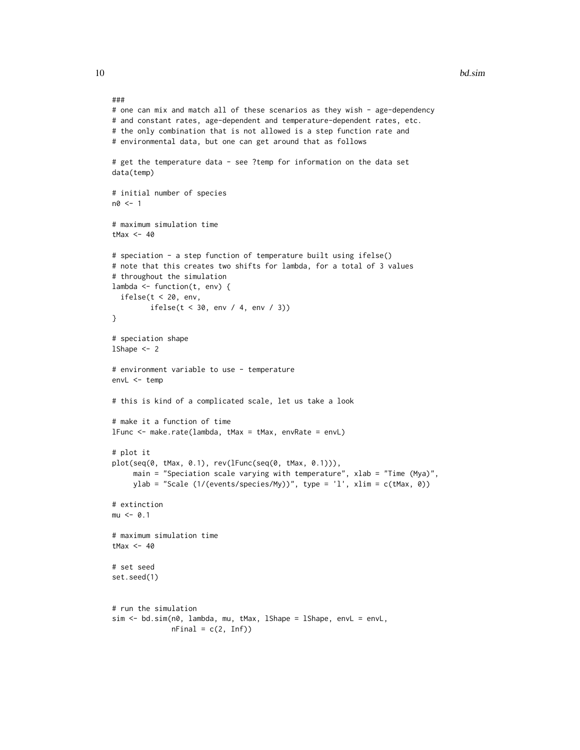```
###
# one can mix and match all of these scenarios as they wish - age-dependency
# and constant rates, age-dependent and temperature-dependent rates, etc.
# the only combination that is not allowed is a step function rate and
# environmental data, but one can get around that as follows

# get the temperature data - see ?temp for information on the data set
data(temp)

# initial number of species
n0 <- 1

# maximum simulation time
tMax <- 40

# speciation - a step function of temperature built using ifelse()
# note that this creates two shifts for lambda, for a total of 3 values
# throughout the simulation
lambda <- function(t, env) {
  ifelse(t < 20, env,
         ifelse(t < 30, env / 4, env / 3))
}

# speciation shape
lShape <- 2

# environment variable to use - temperature
envL <- temp

# this is kind of a complicated scale, let us take a look

# make it a function of time
lFunc <- make.rate(lambda, tMax = tMax, envRate = envL)

# plot it
plot(seq(0, tMax, 0.1), rev(lFunc(seq(0, tMax, 0.1))),
     main = "Speciation scale varying with temperature", xlab = "Time (Mya)",
     ylab = "Scale (1/(events/species/My))", type = 'l', xlim = c(tMax, 0))

# extinction
mu <- 0.1

# maximum simulation time
tMax <- 40

# set seed
set.seed(1)


# run the simulation
sim <- bd.sim(n0, lambda, mu, tMax, lShape = lShape, envL = envL,
              nFinal = c(2, Inf))
```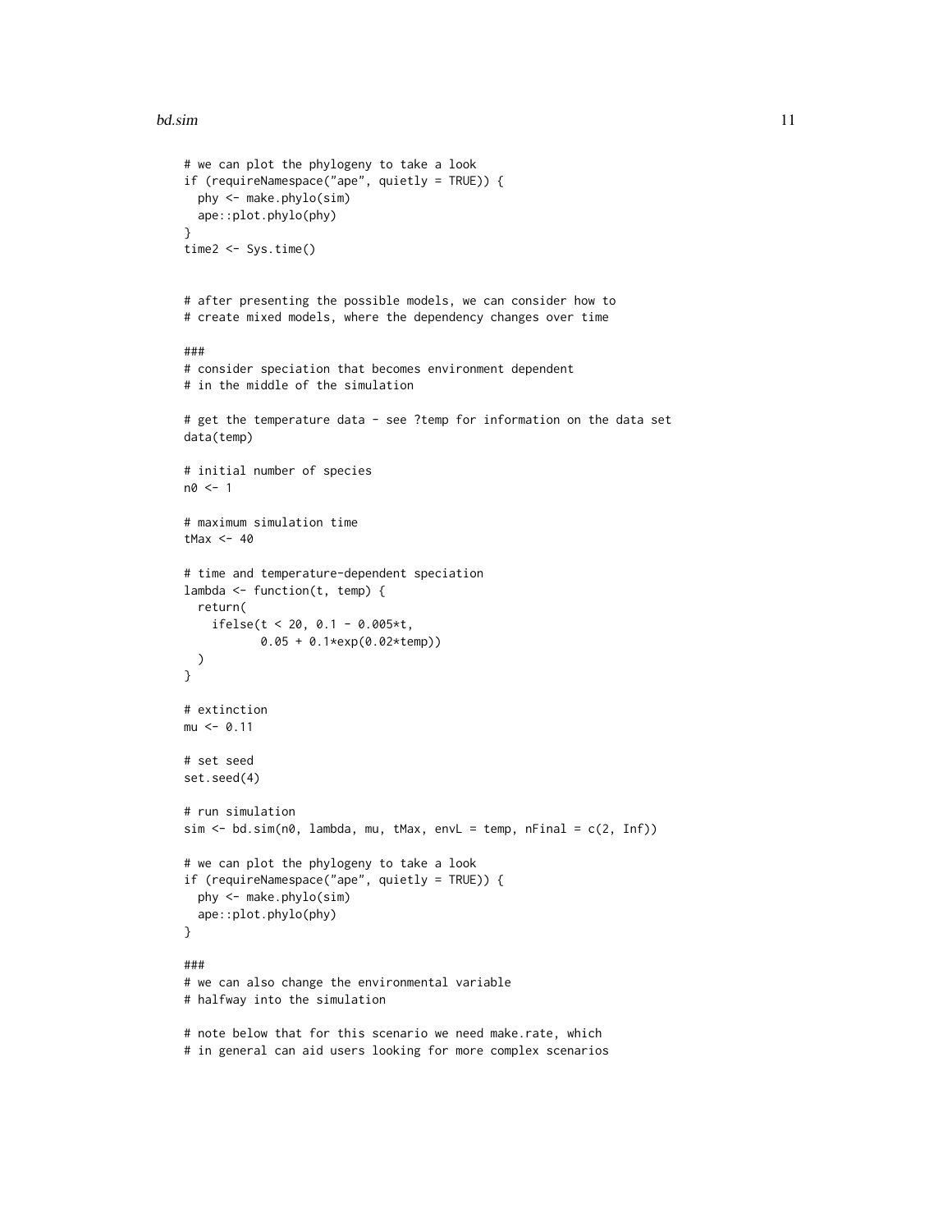```
# we can plot the phylogeny to take a look
if (requireNamespace("ape", quietly = TRUE)) {
  phy <- make.phylo(sim)
  ape::plot.phylo(phy)
}
time2 <- Sys.time()


# after presenting the possible models, we can consider how to
# create mixed models, where the dependency changes over time

###
# consider speciation that becomes environment dependent
# in the middle of the simulation

# get the temperature data - see ?temp for information on the data set
data(temp)

# initial number of species
n0 <- 1

# maximum simulation time
tMax <- 40

# time and temperature-dependent speciation
lambda <- function(t, temp) {
  return(
    ifelse(t < 20, 0.1 - 0.005*t,
           0.05 + 0.1*exp(0.02*temp))
  )
}

# extinction
mu <- 0.11

# set seed
set.seed(4)

# run simulation
sim <- bd.sim(n0, lambda, mu, tMax, envL = temp, nFinal = c(2, Inf))

# we can plot the phylogeny to take a look
if (requireNamespace("ape", quietly = TRUE)) {
  phy <- make.phylo(sim)
  ape::plot.phylo(phy)
}

###
# we can also change the environmental variable
# halfway into the simulation

# note below that for this scenario we need make.rate, which
# in general can aid users looking for more complex scenarios
```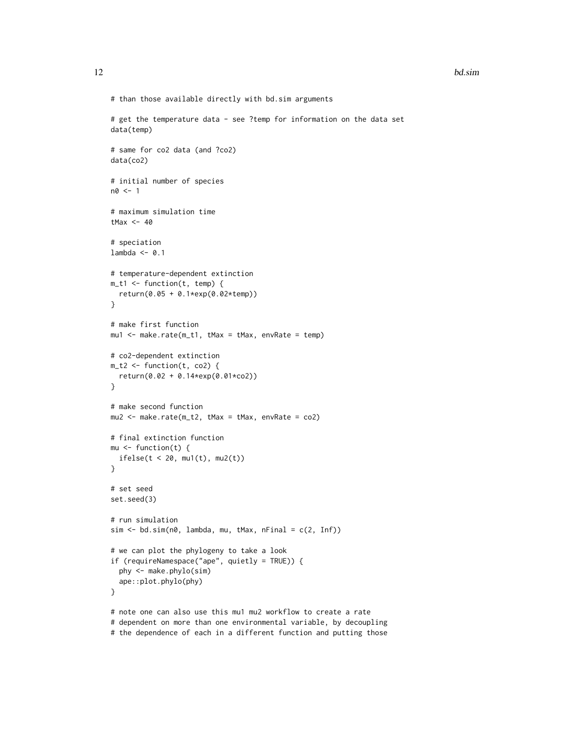```
# than those available directly with bd.sim arguments

# get the temperature data - see ?temp for information on the data set
data(temp)

# same for co2 data (and ?co2)
data(co2)

# initial number of species
n0 <- 1

# maximum simulation time
tMax <- 40

# speciation
lambda <- 0.1

# temperature-dependent extinction
m_t1 <- function(t, temp) {
  return(0.05 + 0.1*exp(0.02*temp))
}

# make first function
mu1 <- make.rate(m_t1, tMax = tMax, envRate = temp)

# co2-dependent extinction
m_t2 <- function(t, co2) {
  return(0.02 + 0.14*exp(0.01*co2))
}

# make second function
mu2 <- make.rate(m_t2, tMax = tMax, envRate = co2)

# final extinction function
mu <- function(t) {
  ifelse(t < 20, mu1(t), mu2(t))
}

# set seed
set.seed(3)

# run simulation
sim <- bd.sim(n0, lambda, mu, tMax, nFinal = c(2, Inf))

# we can plot the phylogeny to take a look
if (requireNamespace("ape", quietly = TRUE)) {
  phy <- make.phylo(sim)
  ape::plot.phylo(phy)
}

# note one can also use this mu1 mu2 workflow to create a rate
# dependent on more than one environmental variable, by decoupling
# the dependence of each in a different function and putting those
```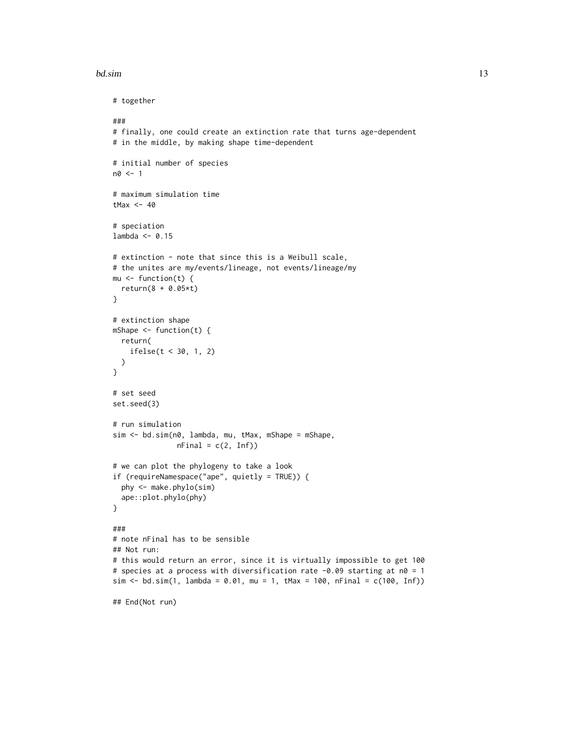```
# together

###
# finally, one could create an extinction rate that turns age-dependent
# in the middle, by making shape time-dependent

# initial number of species
n0 <- 1

# maximum simulation time
tMax <- 40

# speciation
lambda <- 0.15

# extinction - note that since this is a Weibull scale,
# the unites are my/events/lineage, not events/lineage/my
mu <- function(t) {
  return(8 + 0.05*t)
}

# extinction shape
mShape <- function(t) {
  return(
    ifelse(t < 30, 1, 2)
  )
}

# set seed
set.seed(3)

# run simulation
sim <- bd.sim(n0, lambda, mu, tMax, mShape = mShape,
               nFinal = c(2, Inf))

# we can plot the phylogeny to take a look
if (requireNamespace("ape", quietly = TRUE)) {
  phy <- make.phylo(sim)
  ape::plot.phylo(phy)
}

###
# note nFinal has to be sensible
## Not run:
# this would return an error, since it is virtually impossible to get 100
# species at a process with diversification rate -0.09 starting at n0 = 1
sim <- bd.sim(1, lambda = 0.01, mu = 1, tMax = 100, nFinal = c(100, Inf))

## End(Not run)
```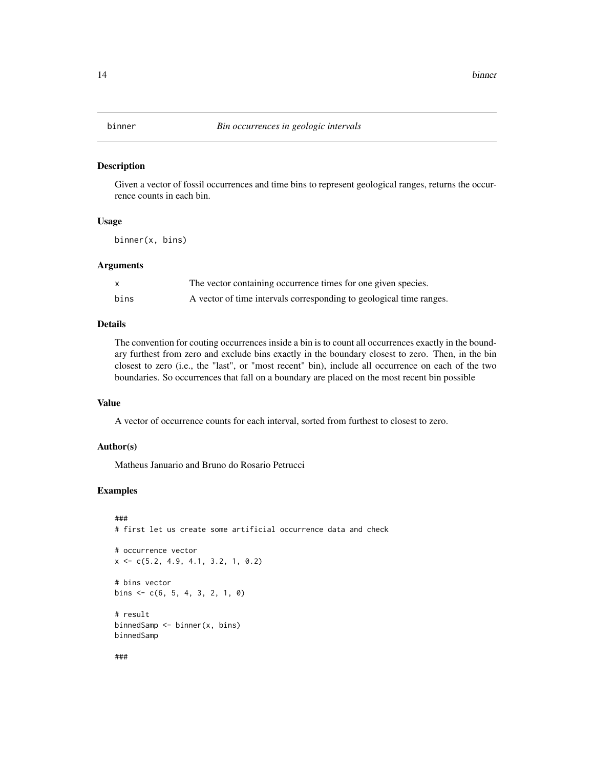# binner — *Bin occurrences in geologic intervals*

## Description

Given a vector of fossil occurrences and time bins to represent geological ranges, returns the occurrence counts in each bin.

## Usage

```
binner(x, bins)
```

## Arguments

| | |
|---|---|
| x | The vector containing occurrence times for one given species. |
| bins | A vector of time intervals corresponding to geological time ranges. |

## Details

The convention for couting occurrences inside a bin is to count all occurrences exactly in the boundary furthest from zero and exclude bins exactly in the boundary closest to zero. Then, in the bin closest to zero (i.e., the "last", or "most recent" bin), include all occurrence on each of the two boundaries. So occurrences that fall on a boundary are placed on the most recent bin possible

## Value

A vector of occurrence counts for each interval, sorted from furthest to closest to zero.

## Author(s)

Matheus Januario and Bruno do Rosario Petrucci

## Examples

```
###
# first let us create some artificial occurrence data and check

# occurrence vector
x <- c(5.2, 4.9, 4.1, 3.2, 1, 0.2)

# bins vector
bins <- c(6, 5, 4, 3, 2, 1, 0)

# result
binnedSamp <- binner(x, bins)
binnedSamp

###
```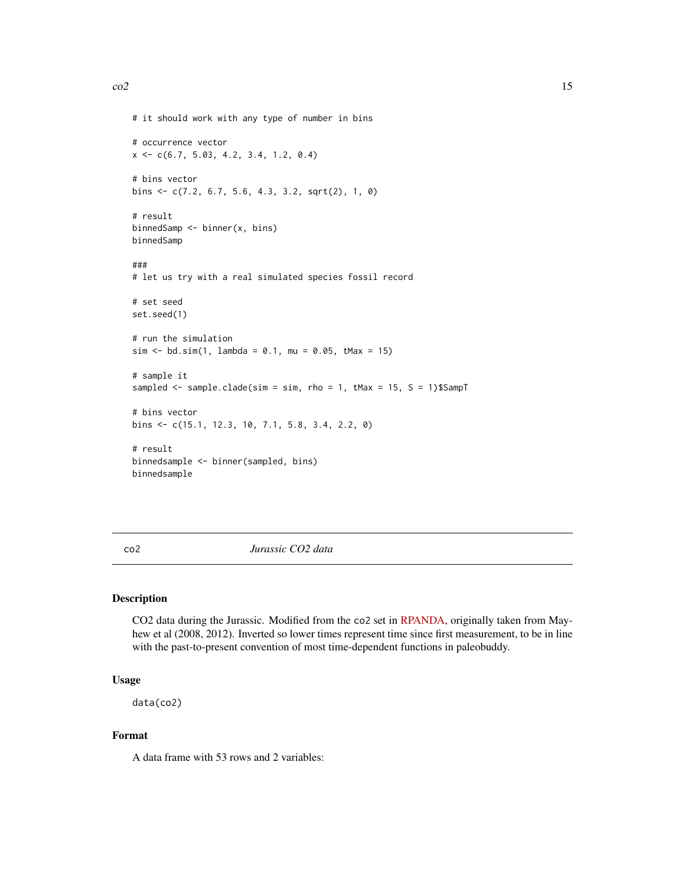```
# it should work with any type of number in bins

# occurrence vector
x <- c(6.7, 5.03, 4.2, 3.4, 1.2, 0.4)

# bins vector
bins <- c(7.2, 6.7, 5.6, 4.3, 3.2, sqrt(2), 1, 0)

# result
binnedSamp <- binner(x, bins)
binnedSamp

###
# let us try with a real simulated species fossil record

# set seed
set.seed(1)

# run the simulation
sim <- bd.sim(1, lambda = 0.1, mu = 0.05, tMax = 15)

# sample it
sampled <- sample.clade(sim = sim, rho = 1, tMax = 15, S = 1)$SampT

# bins vector
bins <- c(15.1, 12.3, 10, 7.1, 5.8, 3.4, 2.2, 0)

# result
binnedsample <- binner(sampled, bins)
binnedsample
```

---

## co2 — *Jurassic CO2 data*

### Description

CO2 data during the Jurassic. Modified from the `co2` set in RPANDA, originally taken from Mayhew et al (2008, 2012). Inverted so lower times represent time since first measurement, to be in line with the past-to-present convention of most time-dependent functions in paleobuddy.

### Usage

```
data(co2)
```

### Format

A data frame with 53 rows and 2 variables: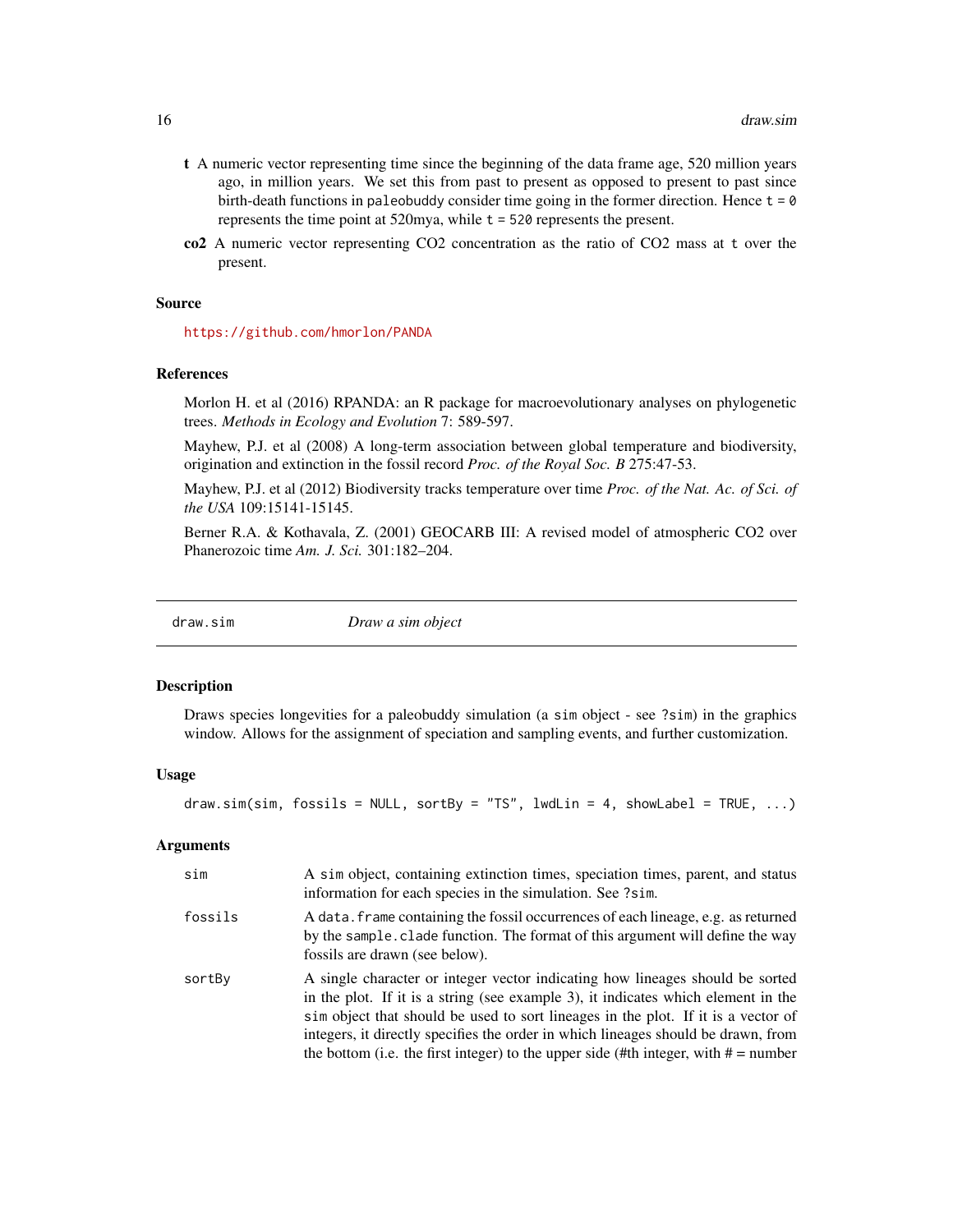**t** A numeric vector representing time since the beginning of the data frame age, 520 million years ago, in million years. We set this from past to present as opposed to present to past since birth-death functions in `paleobuddy` consider time going in the former direction. Hence `t = 0` represents the time point at 520mya, while `t = 520` represents the present.

**co2** A numeric vector representing CO2 concentration as the ratio of CO2 mass at `t` over the present.

### Source

https://github.com/hmorlon/PANDA

### References

Morlon H. et al (2016) RPANDA: an R package for macroevolutionary analyses on phylogenetic trees. *Methods in Ecology and Evolution* 7: 589-597.

Mayhew, P.J. et al (2008) A long-term association between global temperature and biodiversity, origination and extinction in the fossil record *Proc. of the Royal Soc. B* 275:47-53.

Mayhew, P.J. et al (2012) Biodiversity tracks temperature over time *Proc. of the Nat. Ac. of Sci. of the USA* 109:15141-15145.

Berner R.A. & Kothavala, Z. (2001) GEOCARB III: A revised model of atmospheric CO2 over Phanerozoic time *Am. J. Sci.* 301:182–204.

---

## draw.sim *Draw a sim object*

### Description

Draws species longevities for a paleobuddy simulation (a `sim` object - see `?sim`) in the graphics window. Allows for the assignment of speciation and sampling events, and further customization.

### Usage

```
draw.sim(sim, fossils = NULL, sortBy = "TS", lwdLin = 4, showLabel = TRUE, ...)
```

### Arguments

| | |
|---|---|
| `sim` | A `sim` object, containing extinction times, speciation times, parent, and status information for each species in the simulation. See `?sim`. |
| `fossils` | A `data.frame` containing the fossil occurrences of each lineage, e.g. as returned by the `sample.clade` function. The format of this argument will define the way fossils are drawn (see below). |
| `sortBy` | A single character or integer vector indicating how lineages should be sorted in the plot. If it is a string (see example 3), it indicates which element in the `sim` object that should be used to sort lineages in the plot. If it is a vector of integers, it directly specifies the order in which lineages should be drawn, from the bottom (i.e. the first integer) to the upper side (#th integer, with # = number |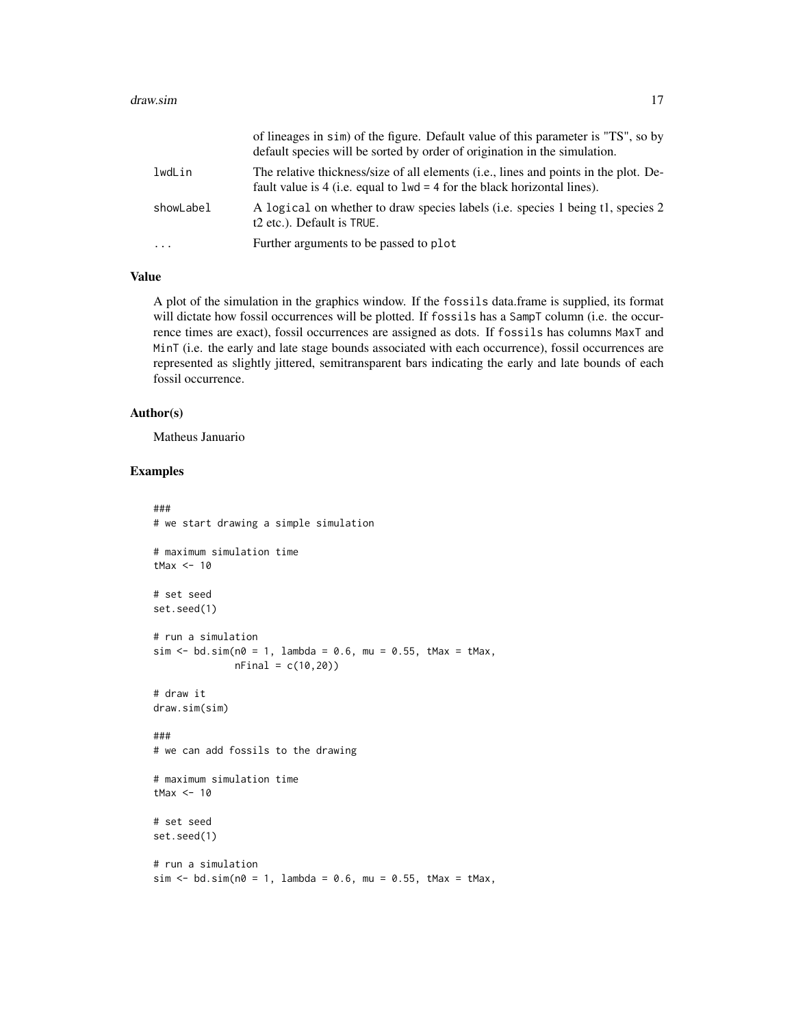|  |  |
|---|---|
|  | of lineages in sim) of the figure. Default value of this parameter is "TS", so by default species will be sorted by order of origination in the simulation. |
| lwdLin | The relative thickness/size of all elements (i.e., lines and points in the plot. Default value is 4 (i.e. equal to lwd = 4 for the black horizontal lines). |
| showLabel | A logical on whether to draw species labels (i.e. species 1 being t1, species 2 t2 etc.). Default is TRUE. |
| ... | Further arguments to be passed to plot |

### Value

A plot of the simulation in the graphics window. If the fossils data.frame is supplied, its format will dictate how fossil occurrences will be plotted. If fossils has a SampT column (i.e. the occurrence times are exact), fossil occurrences are assigned as dots. If fossils has columns MaxT and MinT (i.e. the early and late stage bounds associated with each occurrence), fossil occurrences are represented as slightly jittered, semitransparent bars indicating the early and late bounds of each fossil occurrence.

### Author(s)

Matheus Januario

### Examples

```
###
# we start drawing a simple simulation

# maximum simulation time
tMax <- 10

# set seed
set.seed(1)

# run a simulation
sim <- bd.sim(n0 = 1, lambda = 0.6, mu = 0.55, tMax = tMax,
              nFinal = c(10,20))

# draw it
draw.sim(sim)

###
# we can add fossils to the drawing

# maximum simulation time
tMax <- 10

# set seed
set.seed(1)

# run a simulation
sim <- bd.sim(n0 = 1, lambda = 0.6, mu = 0.55, tMax = tMax,
```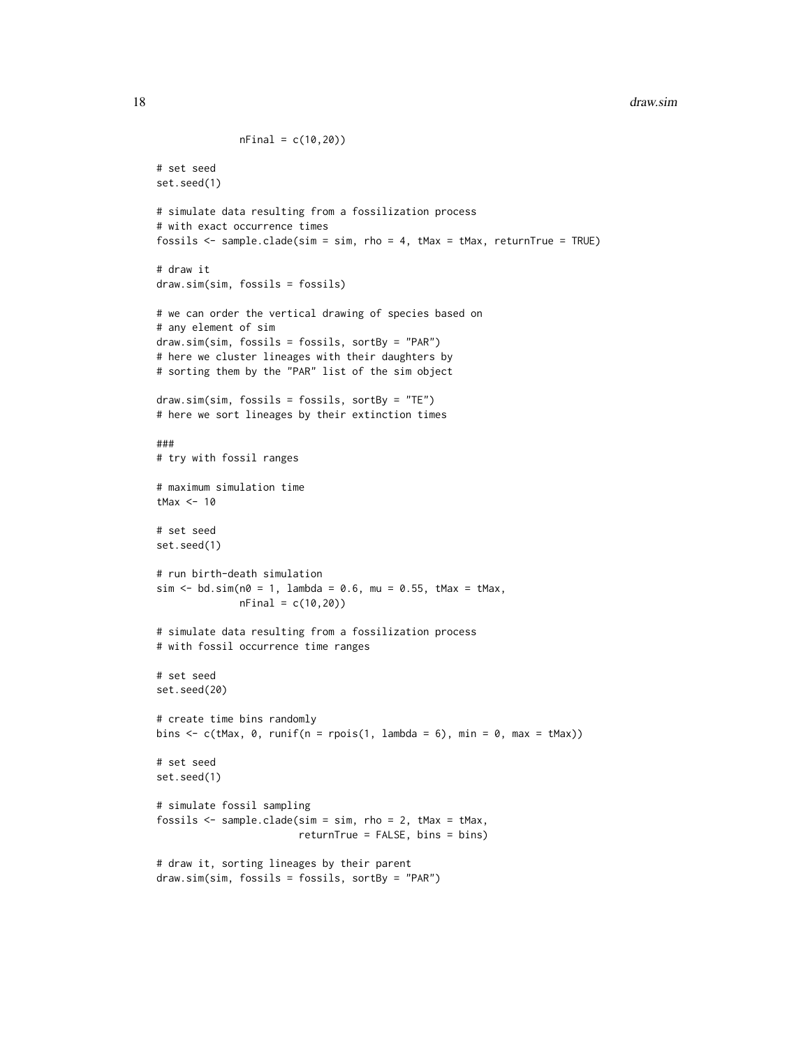```
             nFinal = c(10,20))

# set seed
set.seed(1)

# simulate data resulting from a fossilization process
# with exact occurrence times
fossils <- sample.clade(sim = sim, rho = 4, tMax = tMax, returnTrue = TRUE)

# draw it
draw.sim(sim, fossils = fossils)

# we can order the vertical drawing of species based on
# any element of sim
draw.sim(sim, fossils = fossils, sortBy = "PAR")
# here we cluster lineages with their daughters by
# sorting them by the "PAR" list of the sim object

draw.sim(sim, fossils = fossils, sortBy = "TE")
# here we sort lineages by their extinction times

###
# try with fossil ranges

# maximum simulation time
tMax <- 10

# set seed
set.seed(1)

# run birth-death simulation
sim <- bd.sim(n0 = 1, lambda = 0.6, mu = 0.55, tMax = tMax,
             nFinal = c(10,20))

# simulate data resulting from a fossilization process
# with fossil occurrence time ranges

# set seed
set.seed(20)

# create time bins randomly
bins <- c(tMax, 0, runif(n = rpois(1, lambda = 6), min = 0, max = tMax))

# set seed
set.seed(1)

# simulate fossil sampling
fossils <- sample.clade(sim = sim, rho = 2, tMax = tMax,
                        returnTrue = FALSE, bins = bins)

# draw it, sorting lineages by their parent
draw.sim(sim, fossils = fossils, sortBy = "PAR")
```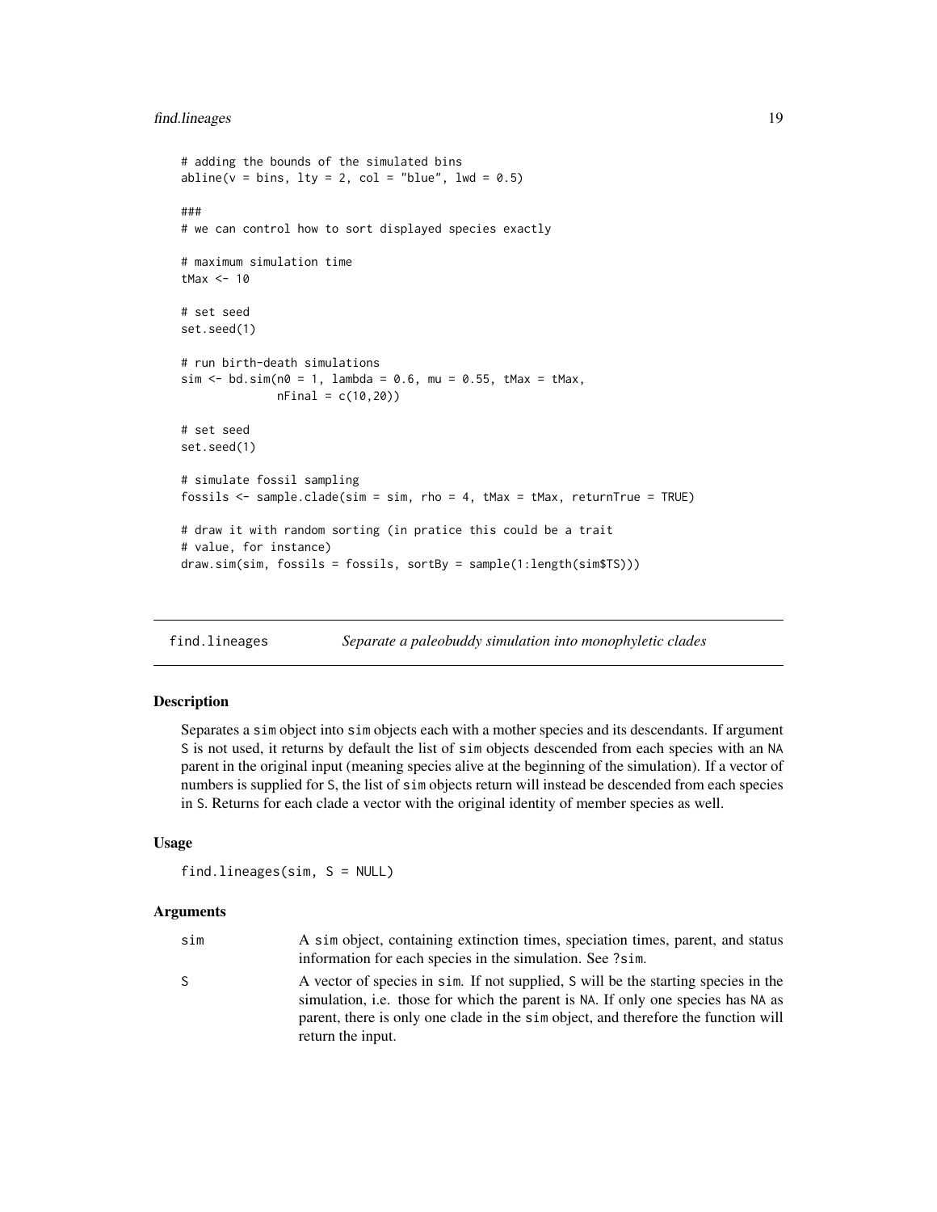```
# adding the bounds of the simulated bins
abline(v = bins, lty = 2, col = "blue", lwd = 0.5)

###
# we can control how to sort displayed species exactly

# maximum simulation time
tMax <- 10

# set seed
set.seed(1)

# run birth-death simulations
sim <- bd.sim(n0 = 1, lambda = 0.6, mu = 0.55, tMax = tMax,
              nFinal = c(10,20))

# set seed
set.seed(1)

# simulate fossil sampling
fossils <- sample.clade(sim = sim, rho = 4, tMax = tMax, returnTrue = TRUE)

# draw it with random sorting (in pratice this could be a trait
# value, for instance)
draw.sim(sim, fossils = fossils, sortBy = sample(1:length(sim$TS)))
```

## find.lineages — *Separate a paleobuddy simulation into monophyletic clades*

### Description

Separates a `sim` object into `sim` objects each with a mother species and its descendants. If argument `S` is not used, it returns by default the list of `sim` objects descended from each species with an `NA` parent in the original input (meaning species alive at the beginning of the simulation). If a vector of numbers is supplied for `S`, the list of `sim` objects return will instead be descended from each species in `S`. Returns for each clade a vector with the original identity of member species as well.

### Usage

```
find.lineages(sim, S = NULL)
```

### Arguments

| | |
|---|---|
| `sim` | A `sim` object, containing extinction times, speciation times, parent, and status information for each species in the simulation. See `?sim`. |
| `S` | A vector of species in `sim`. If not supplied, `S` will be the starting species in the simulation, i.e. those for which the parent is `NA`. If only one species has `NA` as parent, there is only one clade in the `sim` object, and therefore the function will return the input. |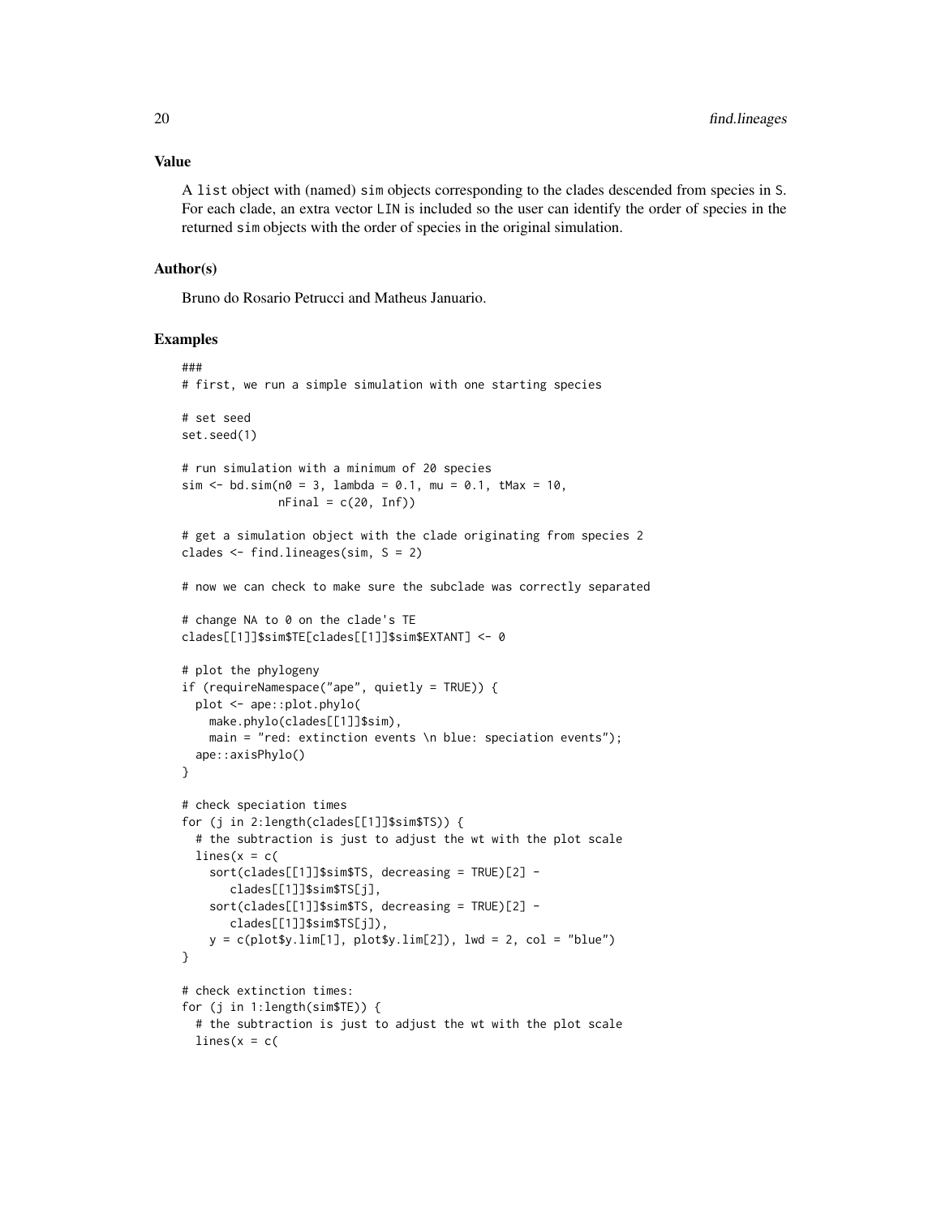### Value

A list object with (named) sim objects corresponding to the clades descended from species in S. For each clade, an extra vector LIN is included so the user can identify the order of species in the returned sim objects with the order of species in the original simulation.

### Author(s)

Bruno do Rosario Petrucci and Matheus Januario.

### Examples

```
###
# first, we run a simple simulation with one starting species

# set seed
set.seed(1)

# run simulation with a minimum of 20 species
sim <- bd.sim(n0 = 3, lambda = 0.1, mu = 0.1, tMax = 10,
              nFinal = c(20, Inf))

# get a simulation object with the clade originating from species 2
clades <- find.lineages(sim, S = 2)

# now we can check to make sure the subclade was correctly separated

# change NA to 0 on the clade's TE
clades[[1]]$sim$TE[clades[[1]]$sim$EXTANT] <- 0

# plot the phylogeny
if (requireNamespace("ape", quietly = TRUE)) {
  plot <- ape::plot.phylo(
    make.phylo(clades[[1]]$sim),
    main = "red: extinction events \n blue: speciation events");
  ape::axisPhylo()
}

# check speciation times
for (j in 2:length(clades[[1]]$sim$TS)) {
  # the subtraction is just to adjust the wt with the plot scale
  lines(x = c(
    sort(clades[[1]]$sim$TS, decreasing = TRUE)[2] -
       clades[[1]]$sim$TS[j],
    sort(clades[[1]]$sim$TS, decreasing = TRUE)[2] -
       clades[[1]]$sim$TS[j]),
    y = c(plot$y.lim[1], plot$y.lim[2]), lwd = 2, col = "blue")
}

# check extinction times:
for (j in 1:length(sim$TE)) {
  # the subtraction is just to adjust the wt with the plot scale
  lines(x = c(
```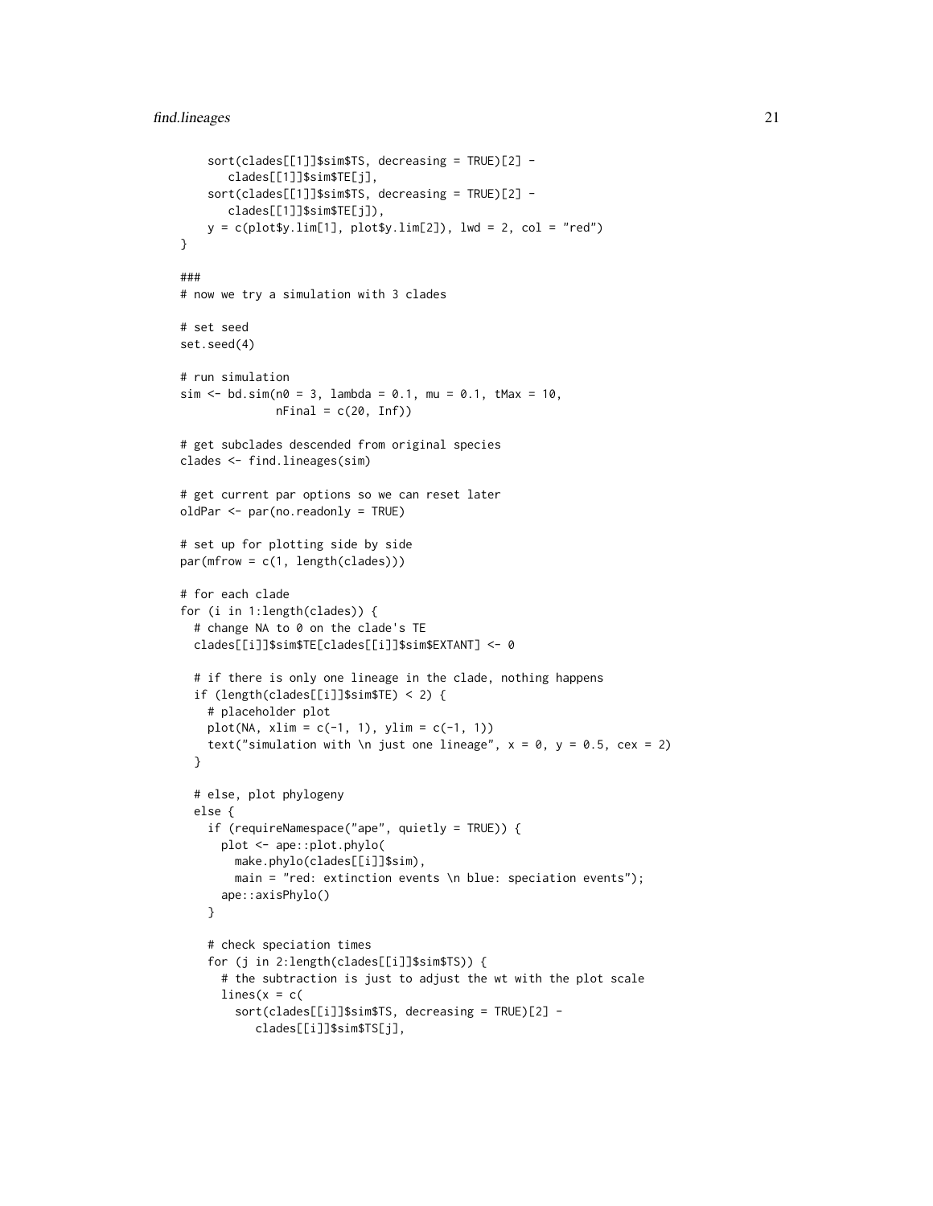```
    sort(clades[[1]]$sim$TS, decreasing = TRUE)[2] -
      clades[[1]]$sim$TE[j],
    sort(clades[[1]]$sim$TS, decreasing = TRUE)[2] -
      clades[[1]]$sim$TE[j]),
    y = c(plot$y.lim[1], plot$y.lim[2]), lwd = 2, col = "red")
}

###
# now we try a simulation with 3 clades

# set seed
set.seed(4)

# run simulation
sim <- bd.sim(n0 = 3, lambda = 0.1, mu = 0.1, tMax = 10,
              nFinal = c(20, Inf))

# get subclades descended from original species
clades <- find.lineages(sim)

# get current par options so we can reset later
oldPar <- par(no.readonly = TRUE)

# set up for plotting side by side
par(mfrow = c(1, length(clades)))

# for each clade
for (i in 1:length(clades)) {
  # change NA to 0 on the clade's TE
  clades[[i]]$sim$TE[clades[[i]]$sim$EXTANT] <- 0

  # if there is only one lineage in the clade, nothing happens
  if (length(clades[[i]]$sim$TE) < 2) {
    # placeholder plot
    plot(NA, xlim = c(-1, 1), ylim = c(-1, 1))
    text("simulation with \n just one lineage", x = 0, y = 0.5, cex = 2)
  }

  # else, plot phylogeny
  else {
    if (requireNamespace("ape", quietly = TRUE)) {
      plot <- ape::plot.phylo(
        make.phylo(clades[[i]]$sim),
        main = "red: extinction events \n blue: speciation events");
      ape::axisPhylo()
    }

    # check speciation times
    for (j in 2:length(clades[[i]]$sim$TS)) {
      # the subtraction is just to adjust the wt with the plot scale
      lines(x = c(
        sort(clades[[i]]$sim$TS, decreasing = TRUE)[2] -
          clades[[i]]$sim$TS[j],
```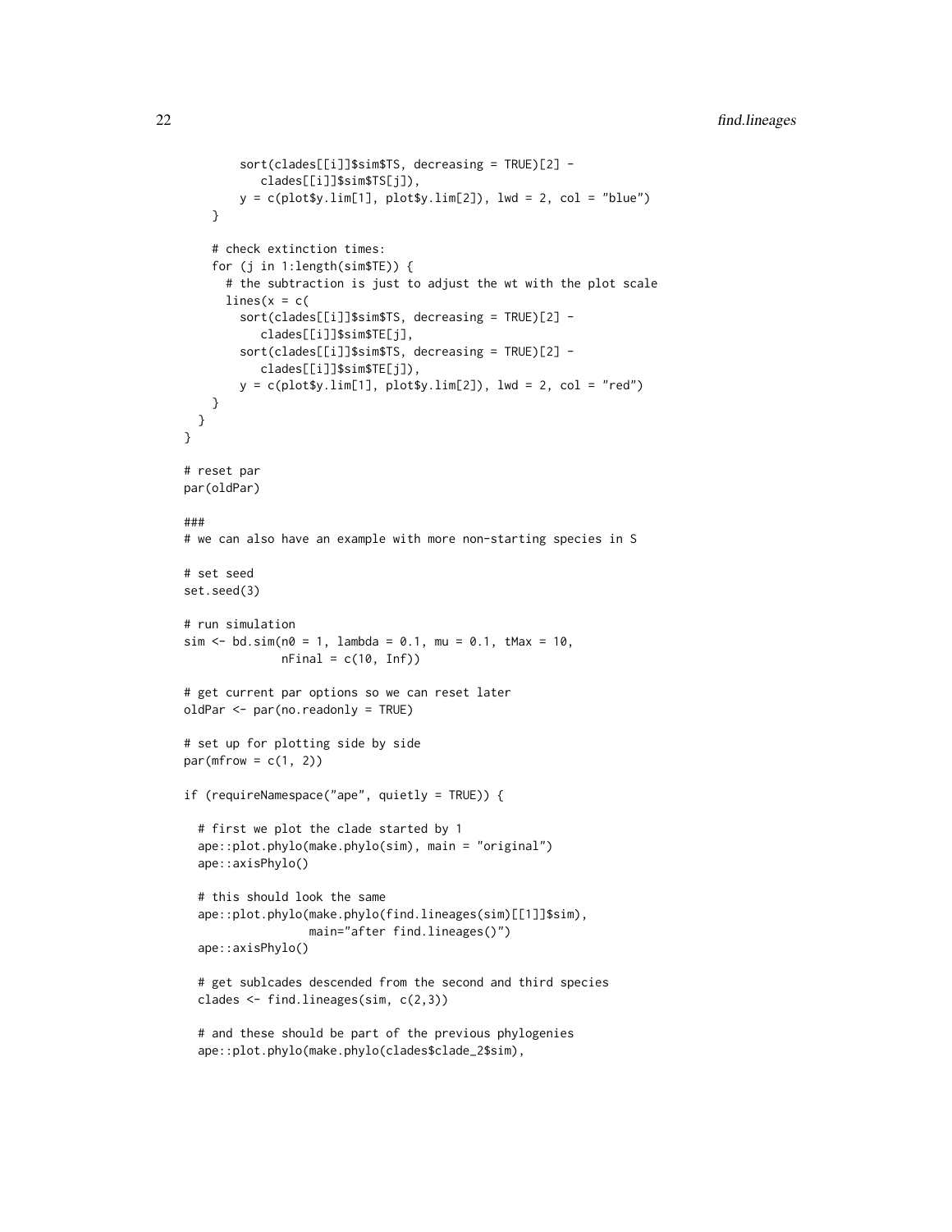```
        sort(clades[[i]]$sim$TS, decreasing = TRUE)[2] -
           clades[[i]]$sim$TS[j]),
        y = c(plot$y.lim[1], plot$y.lim[2]), lwd = 2, col = "blue")
    }

    # check extinction times:
    for (j in 1:length(sim$TE)) {
      # the subtraction is just to adjust the wt with the plot scale
      lines(x = c(
        sort(clades[[i]]$sim$TS, decreasing = TRUE)[2] -
           clades[[i]]$sim$TE[j],
        sort(clades[[i]]$sim$TS, decreasing = TRUE)[2] -
           clades[[i]]$sim$TE[j]),
        y = c(plot$y.lim[1], plot$y.lim[2]), lwd = 2, col = "red")
    }
  }
}

# reset par
par(oldPar)

###
# we can also have an example with more non-starting species in S

# set seed
set.seed(3)

# run simulation
sim <- bd.sim(n0 = 1, lambda = 0.1, mu = 0.1, tMax = 10,
              nFinal = c(10, Inf))

# get current par options so we can reset later
oldPar <- par(no.readonly = TRUE)

# set up for plotting side by side
par(mfrow = c(1, 2))

if (requireNamespace("ape", quietly = TRUE)) {

  # first we plot the clade started by 1
  ape::plot.phylo(make.phylo(sim), main = "original")
  ape::axisPhylo()

  # this should look the same
  ape::plot.phylo(make.phylo(find.lineages(sim)[[1]]$sim),
                  main="after find.lineages()")
  ape::axisPhylo()

  # get sublcades descended from the second and third species
  clades <- find.lineages(sim, c(2,3))

  # and these should be part of the previous phylogenies
  ape::plot.phylo(make.phylo(clades$clade_2$sim),
```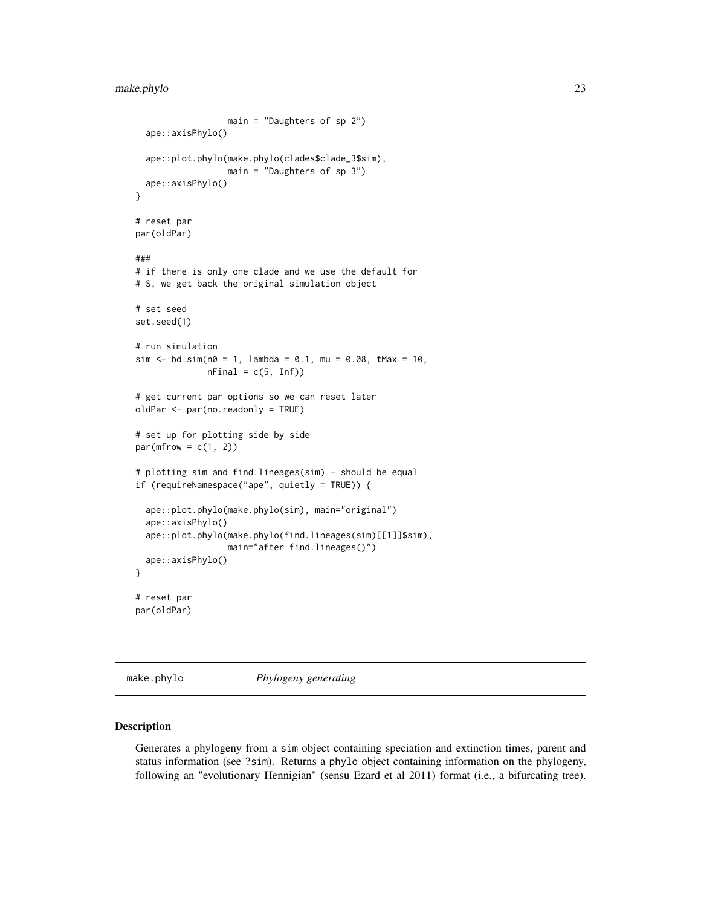```
                main = "Daughters of sp 2")
  ape::axisPhylo()

  ape::plot.phylo(make.phylo(clades$clade_3$sim),
                  main = "Daughters of sp 3")
  ape::axisPhylo()
}

# reset par
par(oldPar)

###
# if there is only one clade and we use the default for
# S, we get back the original simulation object

# set seed
set.seed(1)

# run simulation
sim <- bd.sim(n0 = 1, lambda = 0.1, mu = 0.08, tMax = 10,
              nFinal = c(5, Inf))

# get current par options so we can reset later
oldPar <- par(no.readonly = TRUE)

# set up for plotting side by side
par(mfrow = c(1, 2))

# plotting sim and find.lineages(sim) - should be equal
if (requireNamespace("ape", quietly = TRUE)) {

  ape::plot.phylo(make.phylo(sim), main="original")
  ape::axisPhylo()
  ape::plot.phylo(make.phylo(find.lineages(sim)[[1]]$sim),
                  main="after find.lineages()")
  ape::axisPhylo()
}

# reset par
par(oldPar)
```

## make.phylo *Phylogeny generating*

### Description

Generates a phylogeny from a sim object containing speciation and extinction times, parent and status information (see ?sim). Returns a phylo object containing information on the phylogeny, following an "evolutionary Hennigian" (sensu Ezard et al 2011) format (i.e., a bifurcating tree).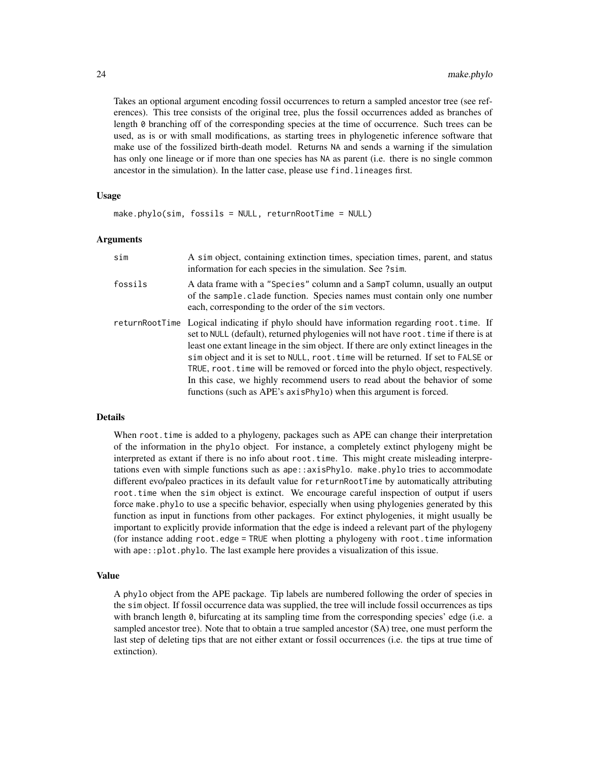Takes an optional argument encoding fossil occurrences to return a sampled ancestor tree (see references). This tree consists of the original tree, plus the fossil occurrences added as branches of length 0 branching off of the corresponding species at the time of occurrence. Such trees can be used, as is or with small modifications, as starting trees in phylogenetic inference software that make use of the fossilized birth-death model. Returns NA and sends a warning if the simulation has only one lineage or if more than one species has NA as parent (i.e. there is no single common ancestor in the simulation). In the latter case, please use `find.lineages` first.

### Usage

```
make.phylo(sim, fossils = NULL, returnRootTime = NULL)
```

### Arguments

| | |
|---|---|
| `sim` | A `sim` object, containing extinction times, speciation times, parent, and status information for each species in the simulation. See `?sim`. |
| `fossils` | A data frame with a `"Species"` column and a `SampT` column, usually an output of the `sample.clade` function. Species names must contain only one number each, corresponding to the order of the `sim` vectors. |
| `returnRootTime` | Logical indicating if phylo should have information regarding `root.time`. If set to `NULL` (default), returned phylogenies will not have `root.time` if there is at least one extant lineage in the sim object. If there are only extinct lineages in the `sim` object and it is set to `NULL`, `root.time` will be returned. If set to `FALSE` or `TRUE`, `root.time` will be removed or forced into the phylo object, respectively. In this case, we highly recommend users to read about the behavior of some functions (such as APE's `axisPhylo`) when this argument is forced. |

### Details

When `root.time` is added to a phylogeny, packages such as APE can change their interpretation of the information in the `phylo` object. For instance, a completely extinct phylogeny might be interpreted as extant if there is no info about `root.time`. This might create misleading interpretations even with simple functions such as `ape::axisPhylo`. `make.phylo` tries to accommodate different evo/paleo practices in its default value for `returnRootTime` by automatically attributing `root.time` when the `sim` object is extinct. We encourage careful inspection of output if users force `make.phylo` to use a specific behavior, especially when using phylogenies generated by this function as input in functions from other packages. For extinct phylogenies, it might usually be important to explicitly provide information that the edge is indeed a relevant part of the phylogeny (for instance adding `root.edge = TRUE` when plotting a phylogeny with `root.time` information with `ape::plot.phylo`. The last example here provides a visualization of this issue.

### Value

A `phylo` object from the APE package. Tip labels are numbered following the order of species in the `sim` object. If fossil occurrence data was supplied, the tree will include fossil occurrences as tips with branch length 0, bifurcating at its sampling time from the corresponding species' edge (i.e. a sampled ancestor tree). Note that to obtain a true sampled ancestor (SA) tree, one must perform the last step of deleting tips that are not either extant or fossil occurrences (i.e. the tips at true time of extinction).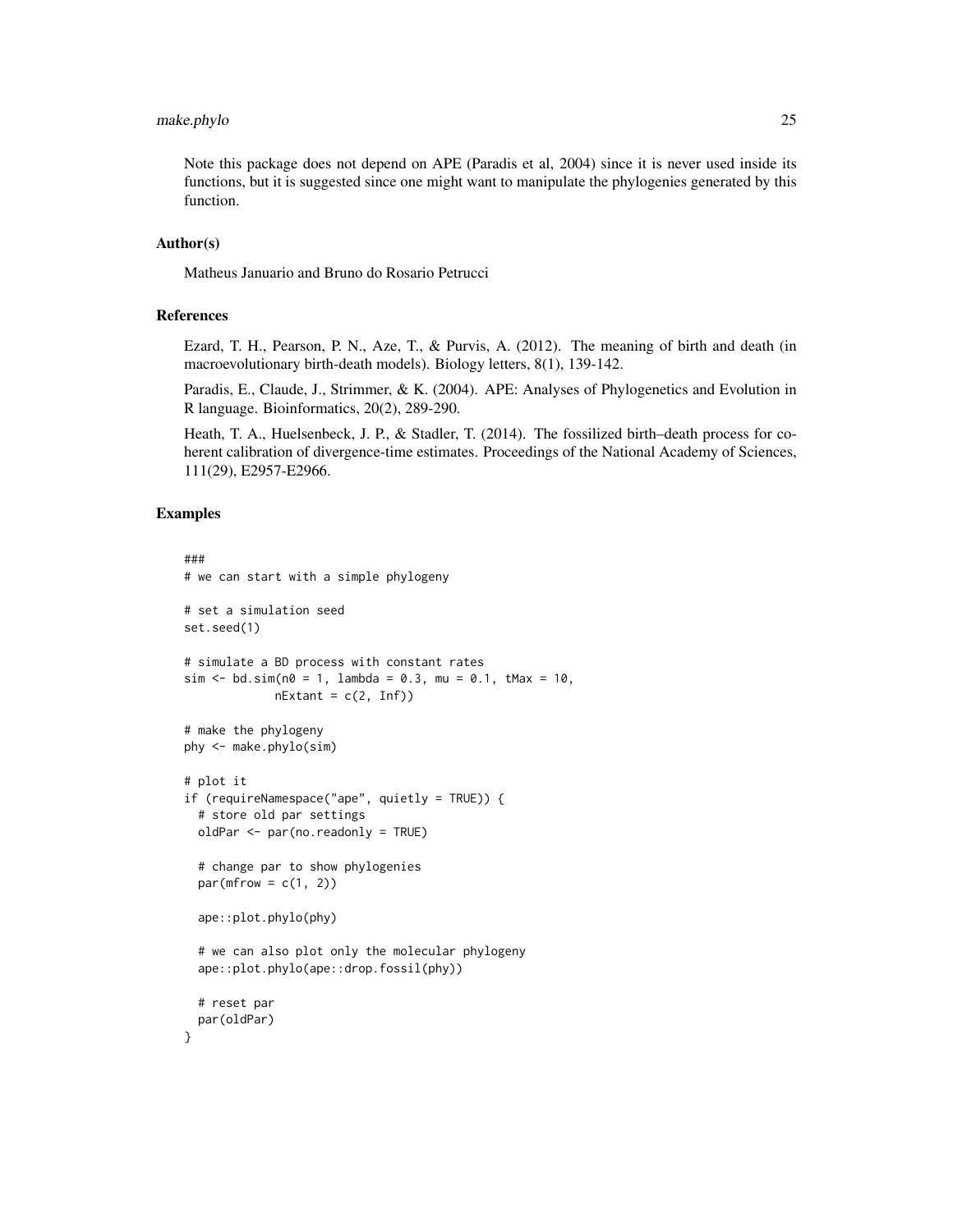Note this package does not depend on APE (Paradis et al, 2004) since it is never used inside its functions, but it is suggested since one might want to manipulate the phylogenies generated by this function.

## Author(s)

Matheus Januario and Bruno do Rosario Petrucci

## References

Ezard, T. H., Pearson, P. N., Aze, T., & Purvis, A. (2012). The meaning of birth and death (in macroevolutionary birth-death models). Biology letters, 8(1), 139-142.

Paradis, E., Claude, J., Strimmer, & K. (2004). APE: Analyses of Phylogenetics and Evolution in R language. Bioinformatics, 20(2), 289-290.

Heath, T. A., Huelsenbeck, J. P., & Stadler, T. (2014). The fossilized birth–death process for coherent calibration of divergence-time estimates. Proceedings of the National Academy of Sciences, 111(29), E2957-E2966.

## Examples

```
###
# we can start with a simple phylogeny

# set a simulation seed
set.seed(1)

# simulate a BD process with constant rates
sim <- bd.sim(n0 = 1, lambda = 0.3, mu = 0.1, tMax = 10,
             nExtant = c(2, Inf))

# make the phylogeny
phy <- make.phylo(sim)

# plot it
if (requireNamespace("ape", quietly = TRUE)) {
  # store old par settings
  oldPar <- par(no.readonly = TRUE)

  # change par to show phylogenies
  par(mfrow = c(1, 2))

  ape::plot.phylo(phy)

  # we can also plot only the molecular phylogeny
  ape::plot.phylo(ape::drop.fossil(phy))

  # reset par
  par(oldPar)
}
```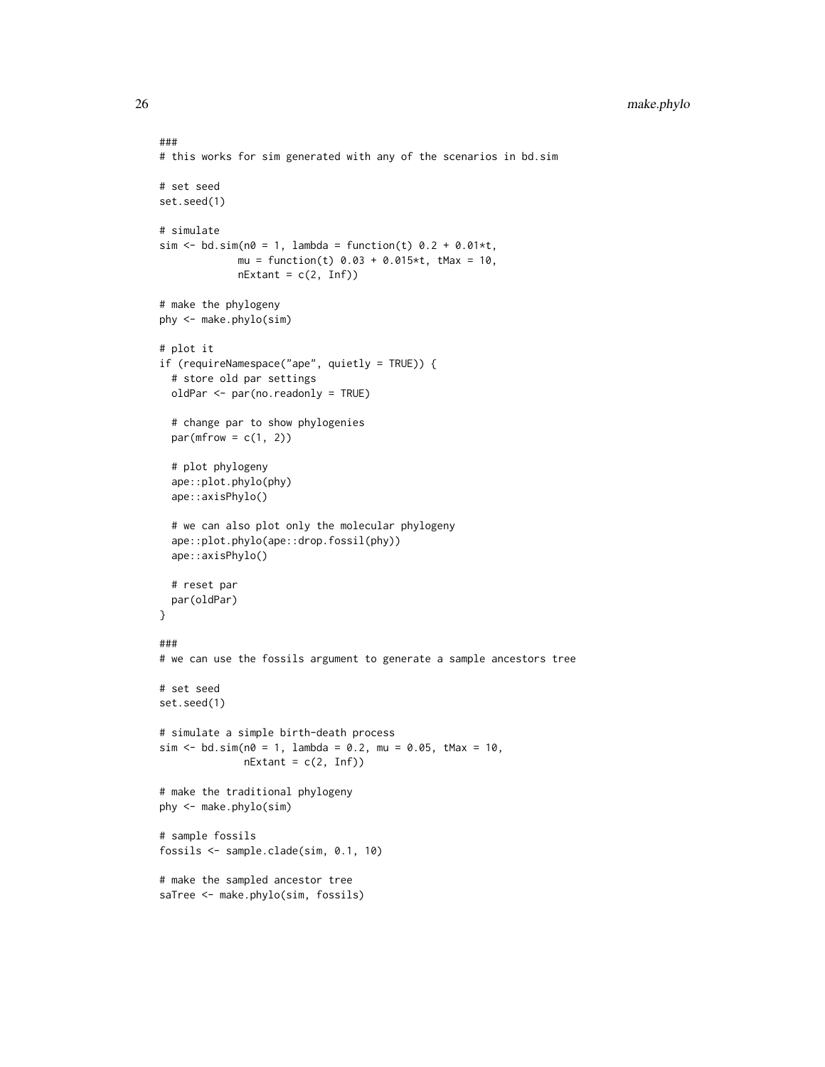```
###
# this works for sim generated with any of the scenarios in bd.sim

# set seed
set.seed(1)

# simulate
sim <- bd.sim(n0 = 1, lambda = function(t) 0.2 + 0.01*t,
             mu = function(t) 0.03 + 0.015*t, tMax = 10,
             nExtant = c(2, Inf))

# make the phylogeny
phy <- make.phylo(sim)

# plot it
if (requireNamespace("ape", quietly = TRUE)) {
  # store old par settings
  oldPar <- par(no.readonly = TRUE)

  # change par to show phylogenies
  par(mfrow = c(1, 2))

  # plot phylogeny
  ape::plot.phylo(phy)
  ape::axisPhylo()

  # we can also plot only the molecular phylogeny
  ape::plot.phylo(ape::drop.fossil(phy))
  ape::axisPhylo()

  # reset par
  par(oldPar)
}

###
# we can use the fossils argument to generate a sample ancestors tree

# set seed
set.seed(1)

# simulate a simple birth-death process
sim <- bd.sim(n0 = 1, lambda = 0.2, mu = 0.05, tMax = 10,
              nExtant = c(2, Inf))

# make the traditional phylogeny
phy <- make.phylo(sim)

# sample fossils
fossils <- sample.clade(sim, 0.1, 10)

# make the sampled ancestor tree
saTree <- make.phylo(sim, fossils)
```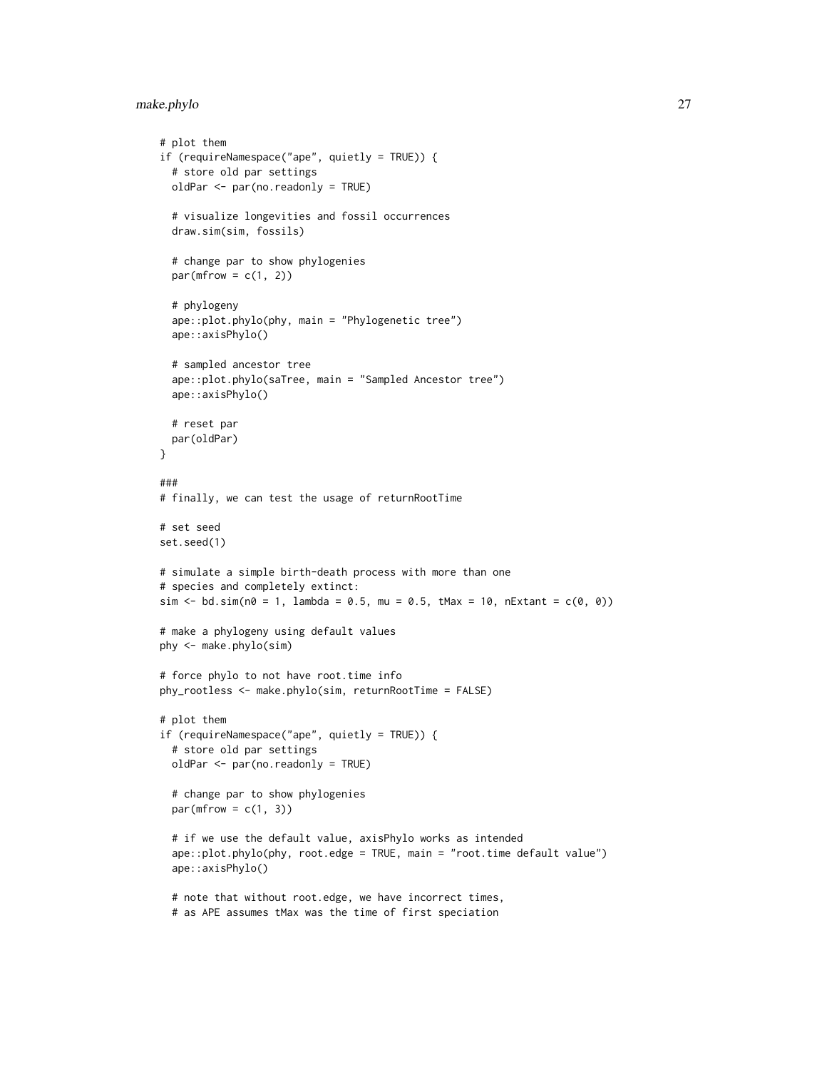```
# plot them
if (requireNamespace("ape", quietly = TRUE)) {
  # store old par settings
  oldPar <- par(no.readonly = TRUE)

  # visualize longevities and fossil occurrences
  draw.sim(sim, fossils)

  # change par to show phylogenies
  par(mfrow = c(1, 2))

  # phylogeny
  ape::plot.phylo(phy, main = "Phylogenetic tree")
  ape::axisPhylo()

  # sampled ancestor tree
  ape::plot.phylo(saTree, main = "Sampled Ancestor tree")
  ape::axisPhylo()

  # reset par
  par(oldPar)
}

###
# finally, we can test the usage of returnRootTime

# set seed
set.seed(1)

# simulate a simple birth-death process with more than one
# species and completely extinct:
sim <- bd.sim(n0 = 1, lambda = 0.5, mu = 0.5, tMax = 10, nExtant = c(0, 0))

# make a phylogeny using default values
phy <- make.phylo(sim)

# force phylo to not have root.time info
phy_rootless <- make.phylo(sim, returnRootTime = FALSE)

# plot them
if (requireNamespace("ape", quietly = TRUE)) {
  # store old par settings
  oldPar <- par(no.readonly = TRUE)

  # change par to show phylogenies
  par(mfrow = c(1, 3))

  # if we use the default value, axisPhylo works as intended
  ape::plot.phylo(phy, root.edge = TRUE, main = "root.time default value")
  ape::axisPhylo()

  # note that without root.edge, we have incorrect times,
  # as APE assumes tMax was the time of first speciation
```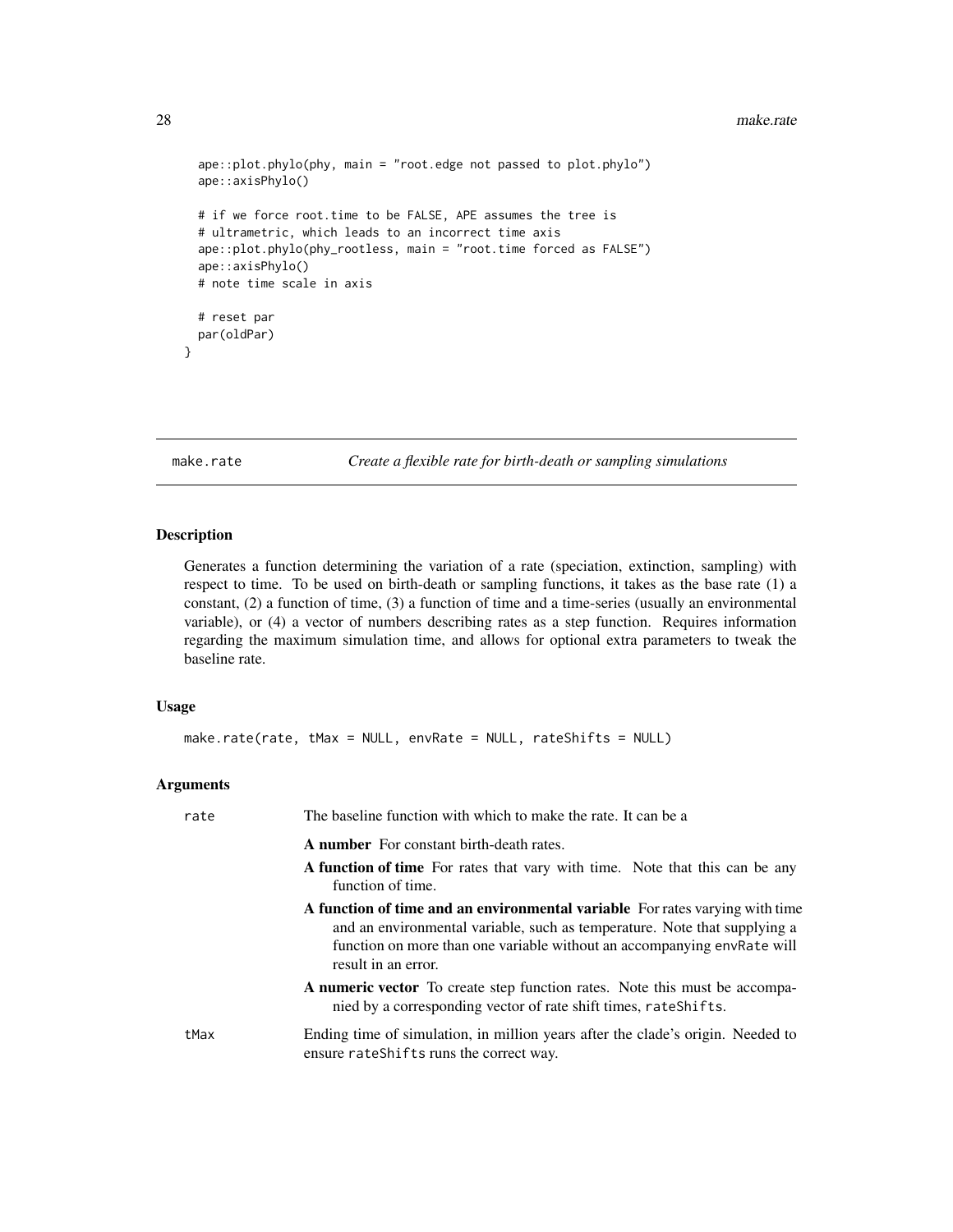```
  ape::plot.phylo(phy, main = "root.edge not passed to plot.phylo")
  ape::axisPhylo()

  # if we force root.time to be FALSE, APE assumes the tree is
  # ultrametric, which leads to an incorrect time axis
  ape::plot.phylo(phy_rootless, main = "root.time forced as FALSE")
  ape::axisPhylo()
  # note time scale in axis

  # reset par
  par(oldPar)
}
```

---

## make.rate — *Create a flexible rate for birth-death or sampling simulations*

### Description

Generates a function determining the variation of a rate (speciation, extinction, sampling) with respect to time. To be used on birth-death or sampling functions, it takes as the base rate (1) a constant, (2) a function of time, (3) a function of time and a time-series (usually an environmental variable), or (4) a vector of numbers describing rates as a step function. Requires information regarding the maximum simulation time, and allows for optional extra parameters to tweak the baseline rate.

### Usage

```
make.rate(rate, tMax = NULL, envRate = NULL, rateShifts = NULL)
```

### Arguments

`rate` The baseline function with which to make the rate. It can be a

- **A number** For constant birth-death rates.
- **A function of time** For rates that vary with time. Note that this can be any function of time.
- **A function of time and an environmental variable** For rates varying with time and an environmental variable, such as temperature. Note that supplying a function on more than one variable without an accompanying `envRate` will result in an error.
- **A numeric vector** To create step function rates. Note this must be accompanied by a corresponding vector of rate shift times, `rateShifts`.

`tMax` Ending time of simulation, in million years after the clade's origin. Needed to ensure `rateShifts` runs the correct way.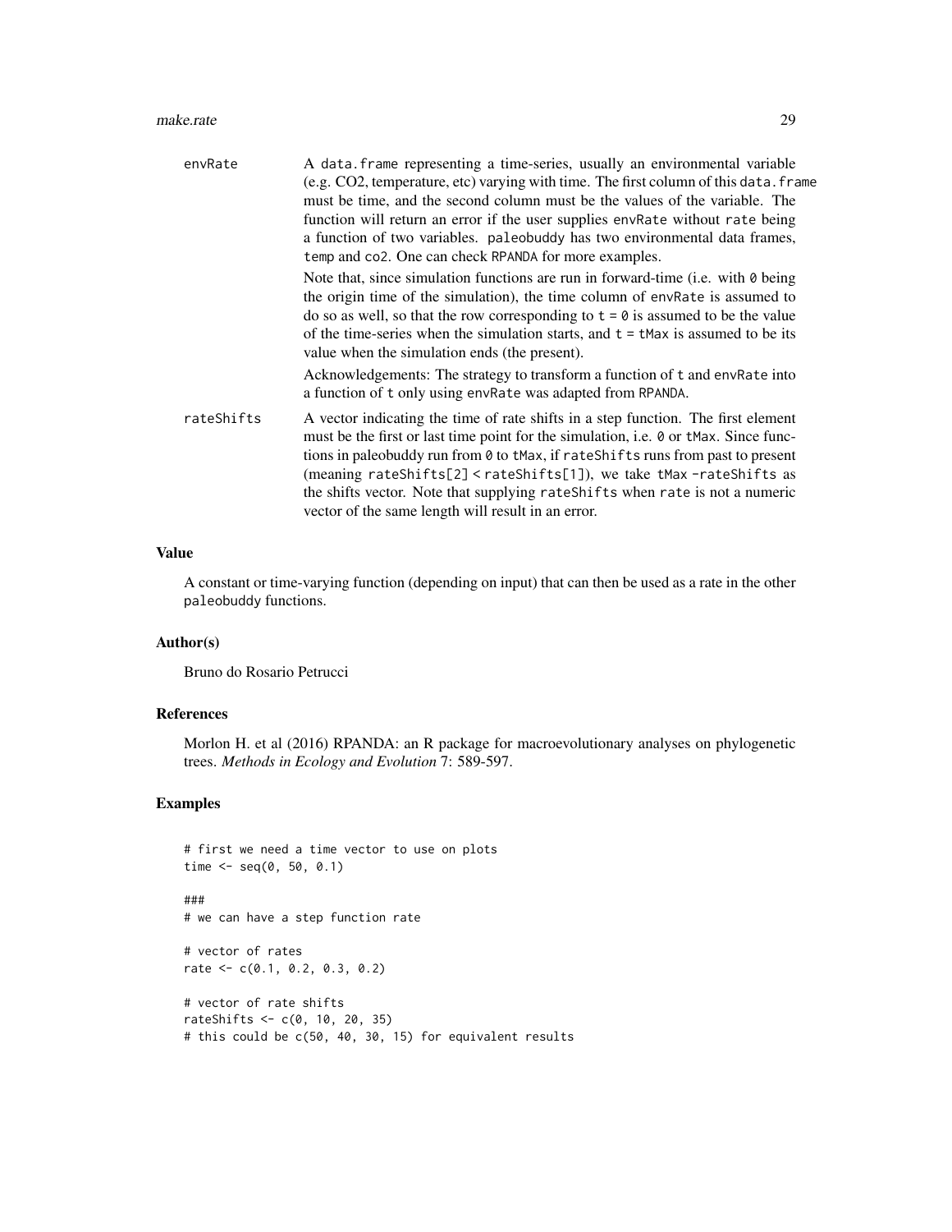envRate A data.frame representing a time-series, usually an environmental variable (e.g. CO2, temperature, etc) varying with time. The first column of this data.frame must be time, and the second column must be the values of the variable. The function will return an error if the user supplies envRate without rate being a function of two variables. paleobuddy has two environmental data frames, temp and co2. One can check RPANDA for more examples.

Note that, since simulation functions are run in forward-time (i.e. with 0 being the origin time of the simulation), the time column of envRate is assumed to do so as well, so that the row corresponding to t = 0 is assumed to be the value of the time-series when the simulation starts, and t = tMax is assumed to be its value when the simulation ends (the present).

Acknowledgements: The strategy to transform a function of t and envRate into a function of t only using envRate was adapted from RPANDA.

rateShifts A vector indicating the time of rate shifts in a step function. The first element must be the first or last time point for the simulation, i.e. 0 or tMax. Since functions in paleobuddy run from 0 to tMax, if rateShifts runs from past to present (meaning rateShifts[2] < rateShifts[1]), we take tMax -rateShifts as the shifts vector. Note that supplying rateShifts when rate is not a numeric vector of the same length will result in an error.

## Value

A constant or time-varying function (depending on input) that can then be used as a rate in the other paleobuddy functions.

## Author(s)

Bruno do Rosario Petrucci

## References

Morlon H. et al (2016) RPANDA: an R package for macroevolutionary analyses on phylogenetic trees. *Methods in Ecology and Evolution* 7: 589-597.

## Examples

```
# first we need a time vector to use on plots
time <- seq(0, 50, 0.1)

###
# we can have a step function rate

# vector of rates
rate <- c(0.1, 0.2, 0.3, 0.2)

# vector of rate shifts
rateShifts <- c(0, 10, 20, 35)
# this could be c(50, 40, 30, 15) for equivalent results
```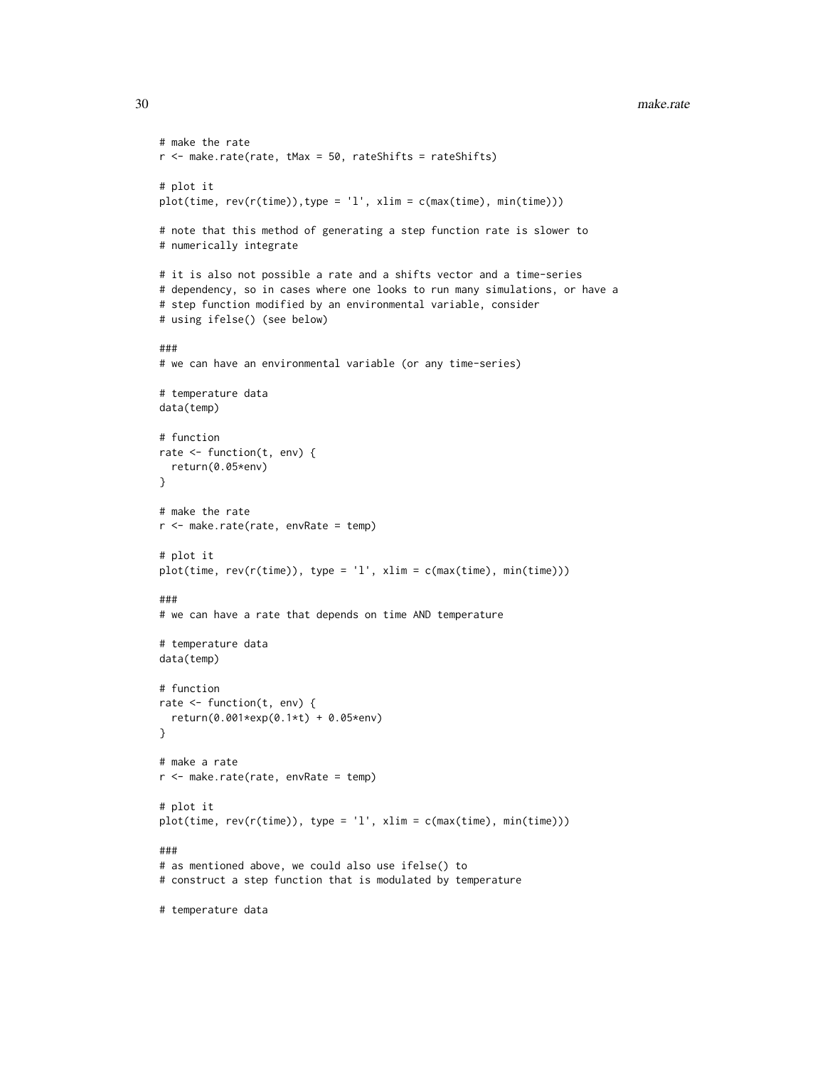```
# make the rate
r <- make.rate(rate, tMax = 50, rateShifts = rateShifts)

# plot it
plot(time, rev(r(time)),type = 'l', xlim = c(max(time), min(time)))

# note that this method of generating a step function rate is slower to
# numerically integrate

# it is also not possible a rate and a shifts vector and a time-series
# dependency, so in cases where one looks to run many simulations, or have a
# step function modified by an environmental variable, consider
# using ifelse() (see below)

###
# we can have an environmental variable (or any time-series)

# temperature data
data(temp)

# function
rate <- function(t, env) {
  return(0.05*env)
}

# make the rate
r <- make.rate(rate, envRate = temp)

# plot it
plot(time, rev(r(time)), type = 'l', xlim = c(max(time), min(time)))

###
# we can have a rate that depends on time AND temperature

# temperature data
data(temp)

# function
rate <- function(t, env) {
  return(0.001*exp(0.1*t) + 0.05*env)
}

# make a rate
r <- make.rate(rate, envRate = temp)

# plot it
plot(time, rev(r(time)), type = 'l', xlim = c(max(time), min(time)))

###
# as mentioned above, we could also use ifelse() to
# construct a step function that is modulated by temperature

# temperature data
```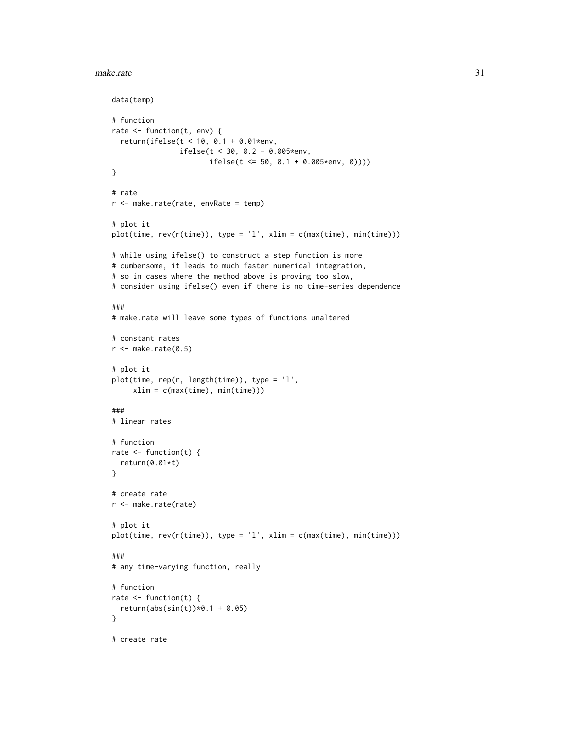```
data(temp)

# function
rate <- function(t, env) {
  return(ifelse(t < 10, 0.1 + 0.01*env,
                ifelse(t < 30, 0.2 - 0.005*env,
                       ifelse(t <= 50, 0.1 + 0.005*env, 0))))
}

# rate
r <- make.rate(rate, envRate = temp)

# plot it
plot(time, rev(r(time)), type = 'l', xlim = c(max(time), min(time)))

# while using ifelse() to construct a step function is more
# cumbersome, it leads to much faster numerical integration,
# so in cases where the method above is proving too slow,
# consider using ifelse() even if there is no time-series dependence

###
# make.rate will leave some types of functions unaltered

# constant rates
r <- make.rate(0.5)

# plot it
plot(time, rep(r, length(time)), type = 'l',
     xlim = c(max(time), min(time)))

###
# linear rates

# function
rate <- function(t) {
  return(0.01*t)
}

# create rate
r <- make.rate(rate)

# plot it
plot(time, rev(r(time)), type = 'l', xlim = c(max(time), min(time)))

###
# any time-varying function, really

# function
rate <- function(t) {
  return(abs(sin(t))*0.1 + 0.05)
}

# create rate
```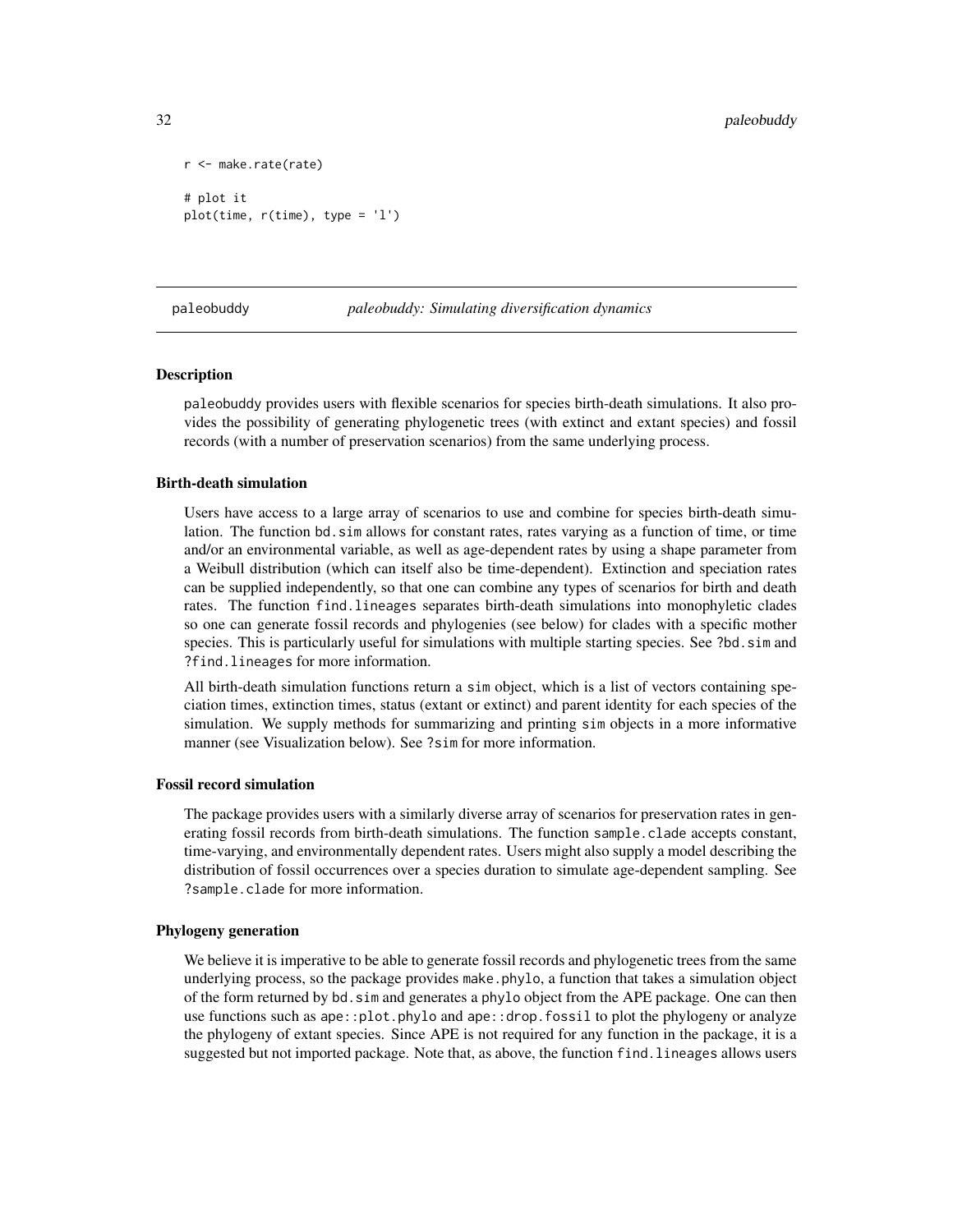```
r <- make.rate(rate)

# plot it
plot(time, r(time), type = 'l')
```

## paleobuddy *paleobuddy: Simulating diversification dynamics*

### Description

paleobuddy provides users with flexible scenarios for species birth-death simulations. It also provides the possibility of generating phylogenetic trees (with extinct and extant species) and fossil records (with a number of preservation scenarios) from the same underlying process.

### Birth-death simulation

Users have access to a large array of scenarios to use and combine for species birth-death simulation. The function `bd.sim` allows for constant rates, rates varying as a function of time, or time and/or an environmental variable, as well as age-dependent rates by using a shape parameter from a Weibull distribution (which can itself also be time-dependent). Extinction and speciation rates can be supplied independently, so that one can combine any types of scenarios for birth and death rates. The function `find.lineages` separates birth-death simulations into monophyletic clades so one can generate fossil records and phylogenies (see below) for clades with a specific mother species. This is particularly useful for simulations with multiple starting species. See `?bd.sim` and `?find.lineages` for more information.

All birth-death simulation functions return a `sim` object, which is a list of vectors containing speciation times, extinction times, status (extant or extinct) and parent identity for each species of the simulation. We supply methods for summarizing and printing `sim` objects in a more informative manner (see Visualization below). See `?sim` for more information.

### Fossil record simulation

The package provides users with a similarly diverse array of scenarios for preservation rates in generating fossil records from birth-death simulations. The function `sample.clade` accepts constant, time-varying, and environmentally dependent rates. Users might also supply a model describing the distribution of fossil occurrences over a species duration to simulate age-dependent sampling. See `?sample.clade` for more information.

### Phylogeny generation

We believe it is imperative to be able to generate fossil records and phylogenetic trees from the same underlying process, so the package provides `make.phylo`, a function that takes a simulation object of the form returned by `bd.sim` and generates a `phylo` object from the APE package. One can then use functions such as `ape::plot.phylo` and `ape::drop.fossil` to plot the phylogeny or analyze the phylogeny of extant species. Since APE is not required for any function in the package, it is a suggested but not imported package. Note that, as above, the function `find.lineages` allows users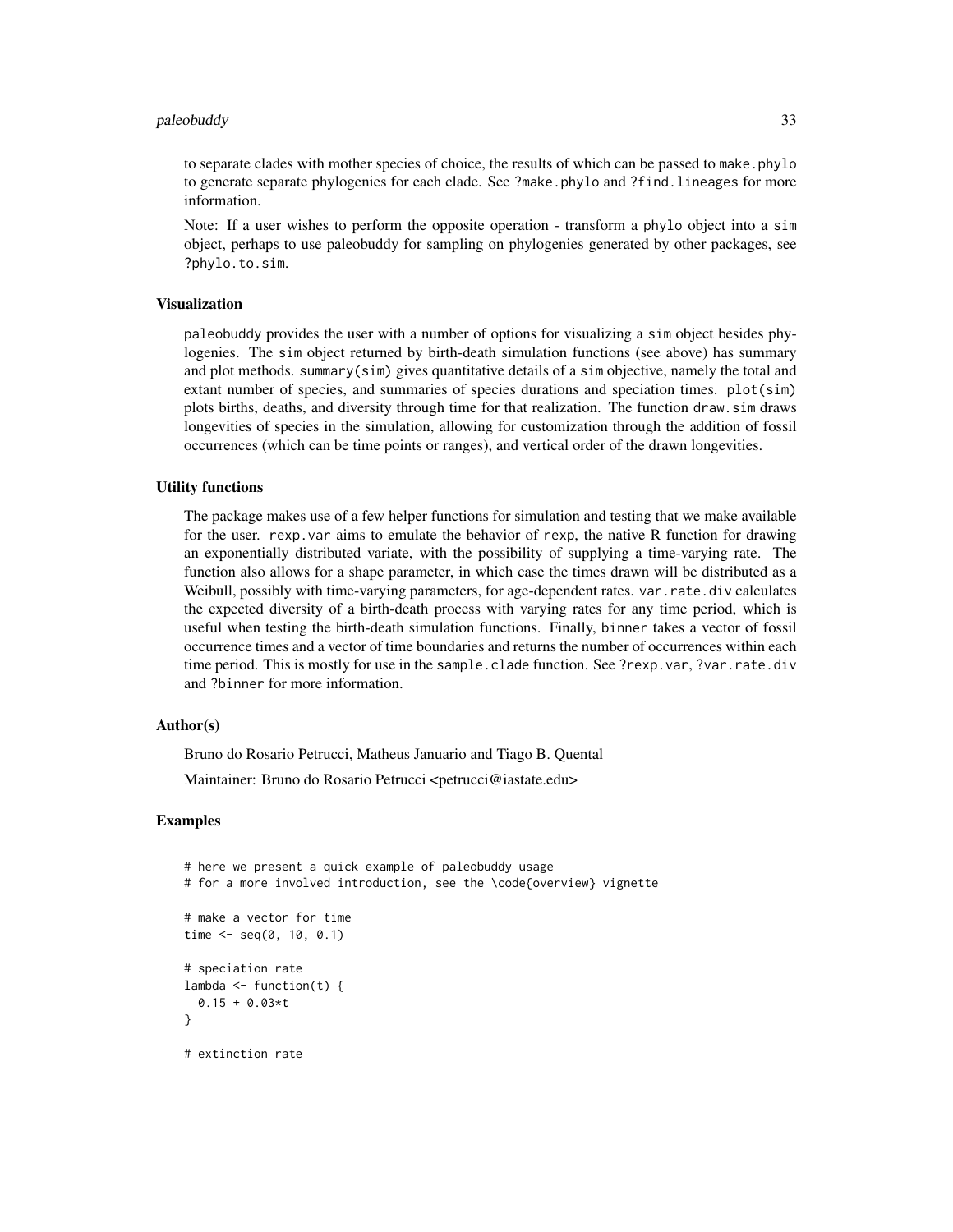to separate clades with mother species of choice, the results of which can be passed to `make.phylo` to generate separate phylogenies for each clade. See `?make.phylo` and `?find.lineages` for more information.

Note: If a user wishes to perform the opposite operation - transform a `phylo` object into a `sim` object, perhaps to use paleobuddy for sampling on phylogenies generated by other packages, see `?phylo.to.sim`.

### Visualization

`paleobuddy` provides the user with a number of options for visualizing a `sim` object besides phylogenies. The `sim` object returned by birth-death simulation functions (see above) has summary and plot methods. `summary(sim)` gives quantitative details of a `sim` objective, namely the total and extant number of species, and summaries of species durations and speciation times. `plot(sim)` plots births, deaths, and diversity through time for that realization. The function `draw.sim` draws longevities of species in the simulation, allowing for customization through the addition of fossil occurrences (which can be time points or ranges), and vertical order of the drawn longevities.

### Utility functions

The package makes use of a few helper functions for simulation and testing that we make available for the user. `rexp.var` aims to emulate the behavior of `rexp`, the native R function for drawing an exponentially distributed variate, with the possibility of supplying a time-varying rate. The function also allows for a shape parameter, in which case the times drawn will be distributed as a Weibull, possibly with time-varying parameters, for age-dependent rates. `var.rate.div` calculates the expected diversity of a birth-death process with varying rates for any time period, which is useful when testing the birth-death simulation functions. Finally, `binner` takes a vector of fossil occurrence times and a vector of time boundaries and returns the number of occurrences within each time period. This is mostly for use in the `sample.clade` function. See `?rexp.var`, `?var.rate.div` and `?binner` for more information.

### Author(s)

Bruno do Rosario Petrucci, Matheus Januario and Tiago B. Quental

Maintainer: Bruno do Rosario Petrucci <petrucci@iastate.edu>

### Examples

```
# here we present a quick example of paleobuddy usage
# for a more involved introduction, see the \code{overview} vignette

# make a vector for time
time <- seq(0, 10, 0.1)

# speciation rate
lambda <- function(t) {
  0.15 + 0.03*t
}

# extinction rate
```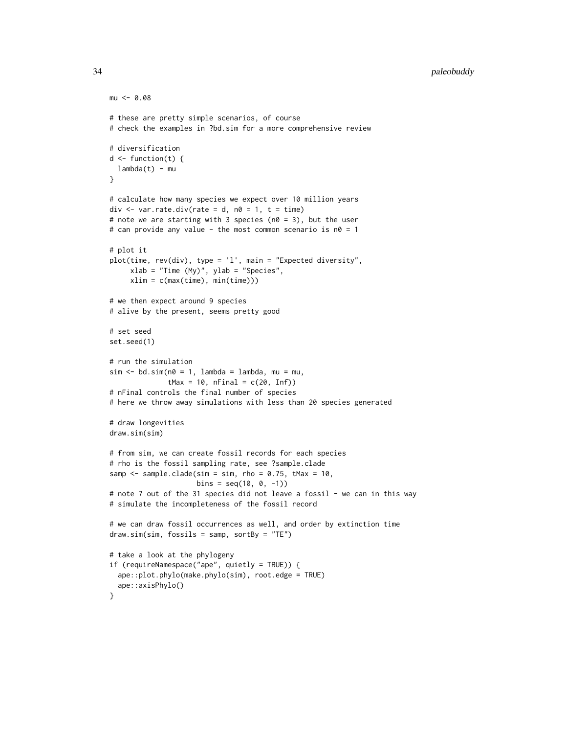```
mu <- 0.08

# these are pretty simple scenarios, of course
# check the examples in ?bd.sim for a more comprehensive review

# diversification
d <- function(t) {
  lambda(t) - mu
}

# calculate how many species we expect over 10 million years
div <- var.rate.div(rate = d, n0 = 1, t = time)
# note we are starting with 3 species (n0 = 3), but the user
# can provide any value - the most common scenario is n0 = 1

# plot it
plot(time, rev(div), type = 'l', main = "Expected diversity",
     xlab = "Time (My)", ylab = "Species",
     xlim = c(max(time), min(time)))

# we then expect around 9 species
# alive by the present, seems pretty good

# set seed
set.seed(1)

# run the simulation
sim <- bd.sim(n0 = 1, lambda = lambda, mu = mu,
              tMax = 10, nFinal = c(20, Inf))
# nFinal controls the final number of species
# here we throw away simulations with less than 20 species generated

# draw longevities
draw.sim(sim)

# from sim, we can create fossil records for each species
# rho is the fossil sampling rate, see ?sample.clade
samp <- sample.clade(sim = sim, rho = 0.75, tMax = 10,
                     bins = seq(10, 0, -1))
# note 7 out of the 31 species did not leave a fossil - we can in this way
# simulate the incompleteness of the fossil record

# we can draw fossil occurrences as well, and order by extinction time
draw.sim(sim, fossils = samp, sortBy = "TE")

# take a look at the phylogeny
if (requireNamespace("ape", quietly = TRUE)) {
  ape::plot.phylo(make.phylo(sim), root.edge = TRUE)
  ape::axisPhylo()
}
```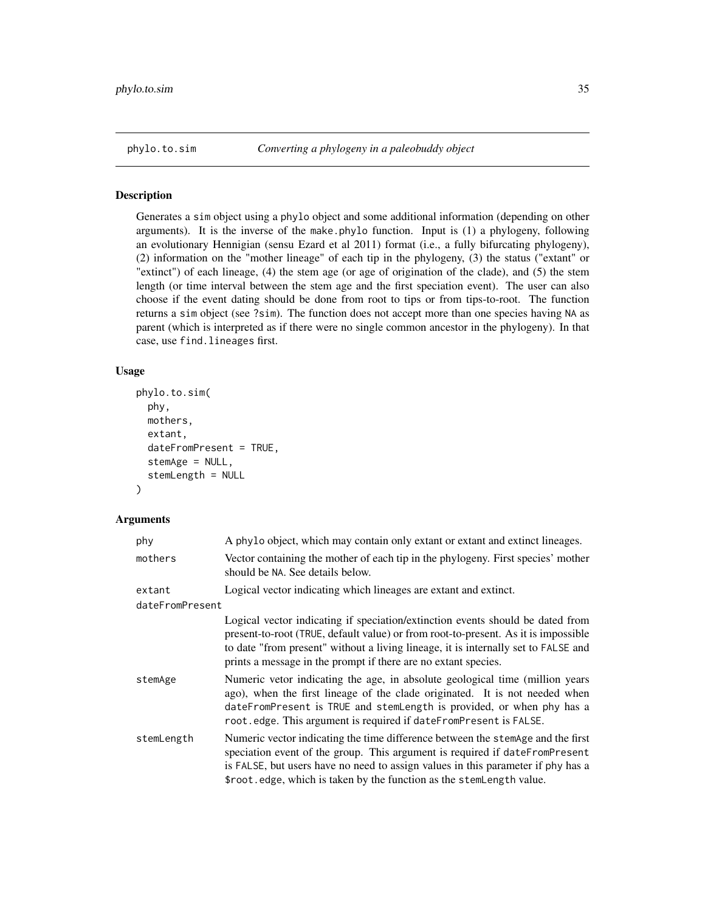# phylo.to.sim — *Converting a phylogeny in a paleobuddy object*

## Description

Generates a sim object using a phylo object and some additional information (depending on other arguments). It is the inverse of the make.phylo function. Input is (1) a phylogeny, following an evolutionary Hennigian (sensu Ezard et al 2011) format (i.e., a fully bifurcating phylogeny), (2) information on the "mother lineage" of each tip in the phylogeny, (3) the status ("extant" or "extinct") of each lineage, (4) the stem age (or age of origination of the clade), and (5) the stem length (or time interval between the stem age and the first speciation event). The user can also choose if the event dating should be done from root to tips or from tips-to-root. The function returns a sim object (see ?sim). The function does not accept more than one species having NA as parent (which is interpreted as if there were no single common ancestor in the phylogeny). In that case, use find.lineages first.

## Usage

```
phylo.to.sim(
  phy,
  mothers,
  extant,
  dateFromPresent = TRUE,
  stemAge = NULL,
  stemLength = NULL
)
```

## Arguments

| Argument | Description |
|---|---|
| phy | A phylo object, which may contain only extant or extant and extinct lineages. |
| mothers | Vector containing the mother of each tip in the phylogeny. First species' mother should be NA. See details below. |
| extant | Logical vector indicating which lineages are extant and extinct. |
| dateFromPresent | Logical vector indicating if speciation/extinction events should be dated from present-to-root (TRUE, default value) or from root-to-present. As it is impossible to date "from present" without a living lineage, it is internally set to FALSE and prints a message in the prompt if there are no extant species. |
| stemAge | Numeric vetor indicating the age, in absolute geological time (million years ago), when the first lineage of the clade originated. It is not needed when dateFromPresent is TRUE and stemLength is provided, or when phy has a root.edge. This argument is required if dateFromPresent is FALSE. |
| stemLength | Numeric vector indicating the time difference between the stemAge and the first speciation event of the group. This argument is required if dateFromPresent is FALSE, but users have no need to assign values in this parameter if phy has a $root.edge, which is taken by the function as the stemLength value. |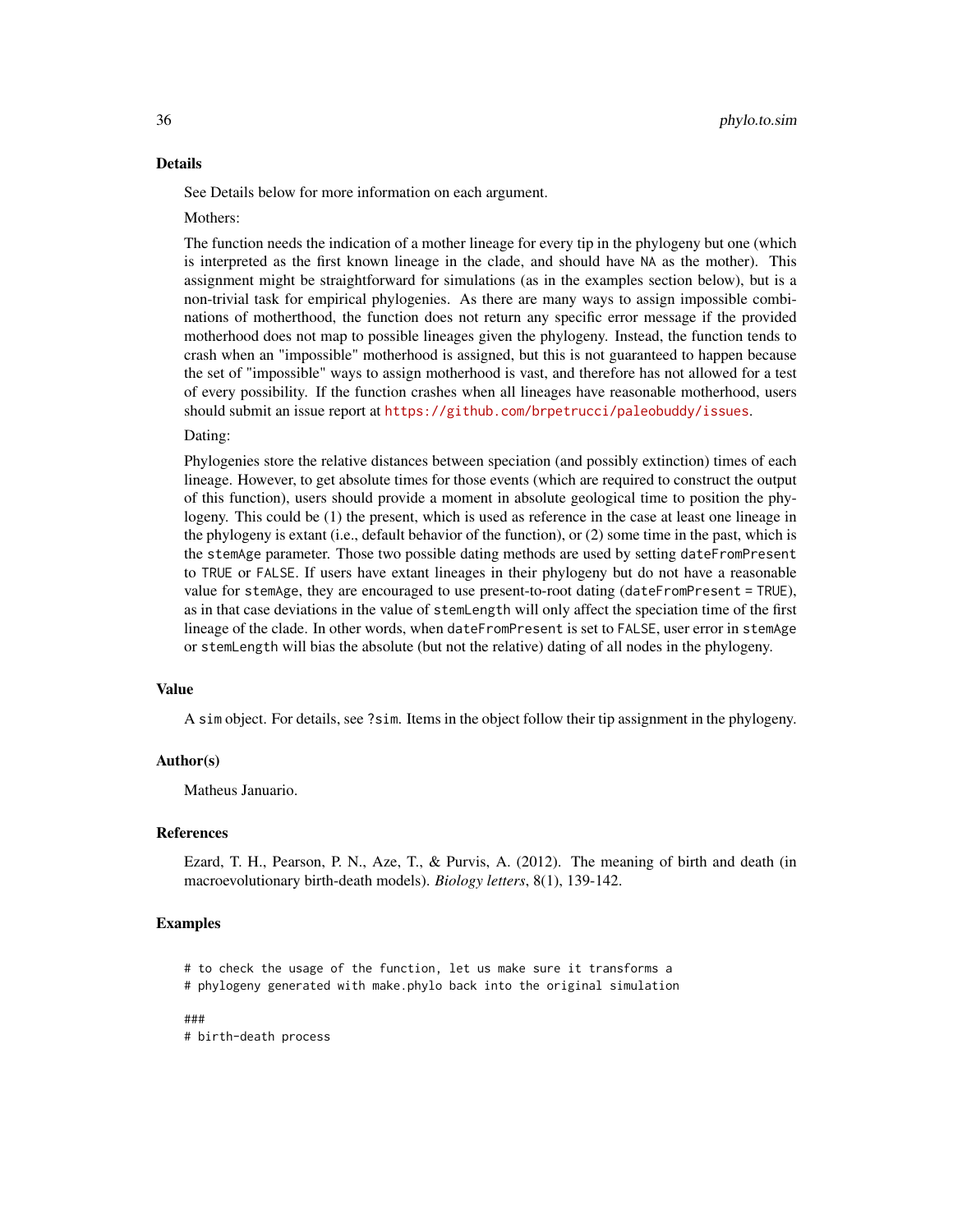## Details

See Details below for more information on each argument.

Mothers:

The function needs the indication of a mother lineage for every tip in the phylogeny but one (which is interpreted as the first known lineage in the clade, and should have `NA` as the mother). This assignment might be straightforward for simulations (as in the examples section below), but is a non-trivial task for empirical phylogenies. As there are many ways to assign impossible combinations of motherhood, the function does not return any specific error message if the provided motherhood does not map to possible lineages given the phylogeny. Instead, the function tends to crash when an "impossible" motherhood is assigned, but this is not guaranteed to happen because the set of "impossible" ways to assign motherhood is vast, and therefore has not allowed for a test of every possibility. If the function crashes when all lineages have reasonable motherhood, users should submit an issue report at https://github.com/brpetrucci/paleobuddy/issues.

Dating:

Phylogenies store the relative distances between speciation (and possibly extinction) times of each lineage. However, to get absolute times for those events (which are required to construct the output of this function), users should provide a moment in absolute geological time to position the phylogeny. This could be (1) the present, which is used as reference in the case at least one lineage in the phylogeny is extant (i.e., default behavior of the function), or (2) some time in the past, which is the `stemAge` parameter. Those two possible dating methods are used by setting `dateFromPresent` to `TRUE` or `FALSE`. If users have extant lineages in their phylogeny but do not have a reasonable value for `stemAge`, they are encouraged to use present-to-root dating (`dateFromPresent = TRUE`), as in that case deviations in the value of `stemLength` will only affect the speciation time of the first lineage of the clade. In other words, when `dateFromPresent` is set to `FALSE`, user error in `stemAge` or `stemLength` will bias the absolute (but not the relative) dating of all nodes in the phylogeny.

## Value

A `sim` object. For details, see `?sim`. Items in the object follow their tip assignment in the phylogeny.

## Author(s)

Matheus Januario.

## References

Ezard, T. H., Pearson, P. N., Aze, T., & Purvis, A. (2012). The meaning of birth and death (in macroevolutionary birth-death models). *Biology letters*, 8(1), 139-142.

## Examples

```
# to check the usage of the function, let us make sure it transforms a
# phylogeny generated with make.phylo back into the original simulation

###
# birth-death process
```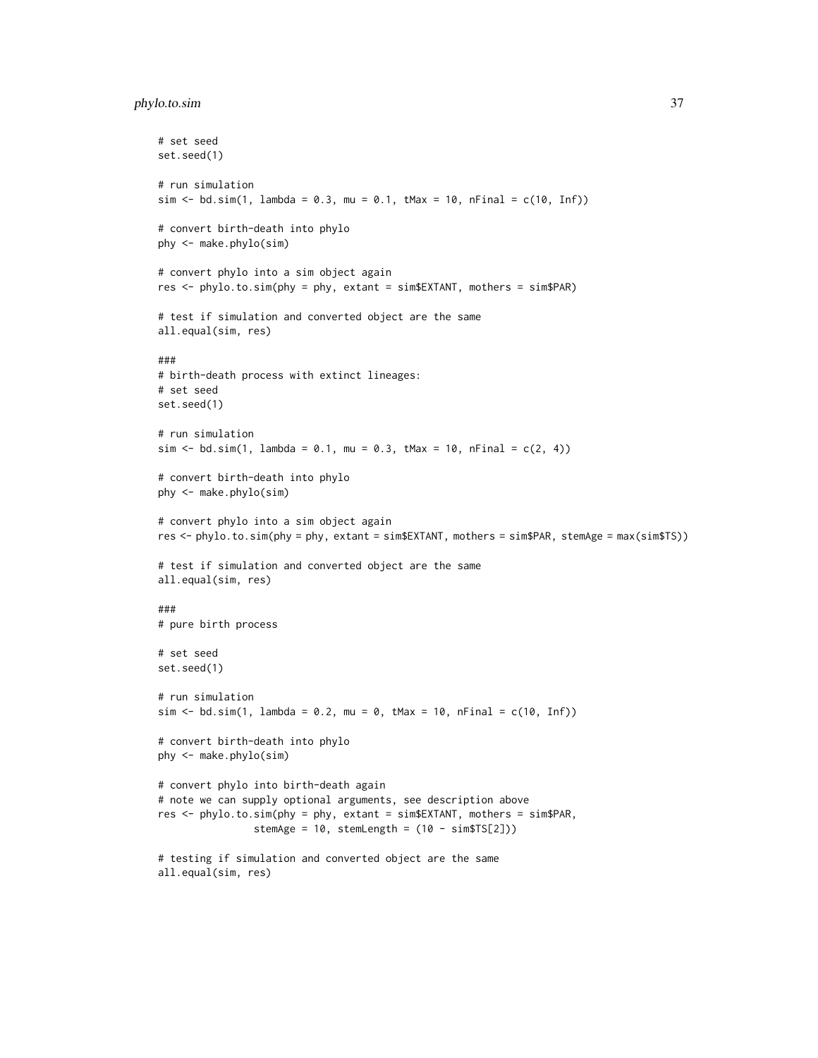```
# set seed
set.seed(1)

# run simulation
sim <- bd.sim(1, lambda = 0.3, mu = 0.1, tMax = 10, nFinal = c(10, Inf))

# convert birth-death into phylo
phy <- make.phylo(sim)

# convert phylo into a sim object again
res <- phylo.to.sim(phy = phy, extant = sim$EXTANT, mothers = sim$PAR)

# test if simulation and converted object are the same
all.equal(sim, res)

###
# birth-death process with extinct lineages:
# set seed
set.seed(1)

# run simulation
sim <- bd.sim(1, lambda = 0.1, mu = 0.3, tMax = 10, nFinal = c(2, 4))

# convert birth-death into phylo
phy <- make.phylo(sim)

# convert phylo into a sim object again
res <- phylo.to.sim(phy = phy, extant = sim$EXTANT, mothers = sim$PAR, stemAge = max(sim$TS))

# test if simulation and converted object are the same
all.equal(sim, res)

###
# pure birth process

# set seed
set.seed(1)

# run simulation
sim <- bd.sim(1, lambda = 0.2, mu = 0, tMax = 10, nFinal = c(10, Inf))

# convert birth-death into phylo
phy <- make.phylo(sim)

# convert phylo into birth-death again
# note we can supply optional arguments, see description above
res <- phylo.to.sim(phy = phy, extant = sim$EXTANT, mothers = sim$PAR,
                stemAge = 10, stemLength = (10 - sim$TS[2]))

# testing if simulation and converted object are the same
all.equal(sim, res)
```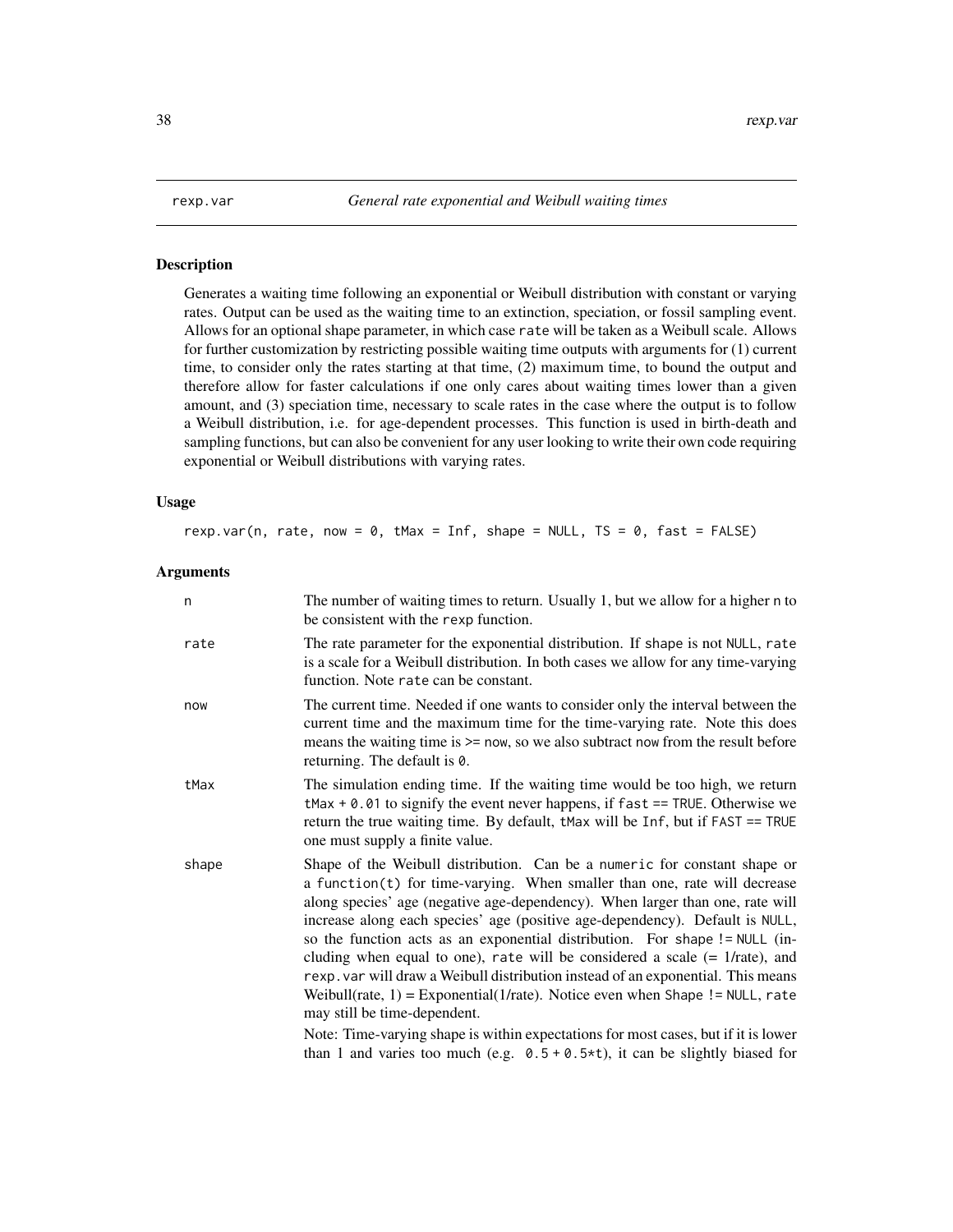## rexp.var — *General rate exponential and Weibull waiting times*

### Description

Generates a waiting time following an exponential or Weibull distribution with constant or varying rates. Output can be used as the waiting time to an extinction, speciation, or fossil sampling event. Allows for an optional shape parameter, in which case `rate` will be taken as a Weibull scale. Allows for further customization by restricting possible waiting time outputs with arguments for (1) current time, to consider only the rates starting at that time, (2) maximum time, to bound the output and therefore allow for faster calculations if one only cares about waiting times lower than a given amount, and (3) speciation time, necessary to scale rates in the case where the output is to follow a Weibull distribution, i.e. for age-dependent processes. This function is used in birth-death and sampling functions, but can also be convenient for any user looking to write their own code requiring exponential or Weibull distributions with varying rates.

### Usage

```
rexp.var(n, rate, now = 0, tMax = Inf, shape = NULL, TS = 0, fast = FALSE)
```

### Arguments

`n` — The number of waiting times to return. Usually 1, but we allow for a higher `n` to be consistent with the `rexp` function.

`rate` — The rate parameter for the exponential distribution. If `shape` is not `NULL`, `rate` is a scale for a Weibull distribution. In both cases we allow for any time-varying function. Note `rate` can be constant.

`now` — The current time. Needed if one wants to consider only the interval between the current time and the maximum time for the time-varying rate. Note this does means the waiting time is >= `now`, so we also subtract `now` from the result before returning. The default is `0`.

`tMax` — The simulation ending time. If the waiting time would be too high, we return `tMax + 0.01` to signify the event never happens, if `fast == TRUE`. Otherwise we return the true waiting time. By default, `tMax` will be `Inf`, but if `FAST == TRUE` one must supply a finite value.

`shape` — Shape of the Weibull distribution. Can be a `numeric` for constant shape or a `function(t)` for time-varying. When smaller than one, rate will decrease along species' age (negative age-dependency). When larger than one, rate will increase along each species' age (positive age-dependency). Default is `NULL`, so the function acts as an exponential distribution. For `shape != NULL` (including when equal to one), `rate` will be considered a scale (= 1/rate), and `rexp.var` will draw a Weibull distribution instead of an exponential. This means Weibull(rate, 1) = Exponential(1/rate). Notice even when `Shape != NULL`, `rate` may still be time-dependent.

Note: Time-varying shape is within expectations for most cases, but if it is lower than 1 and varies too much (e.g. `0.5 + 0.5*t`), it can be slightly biased for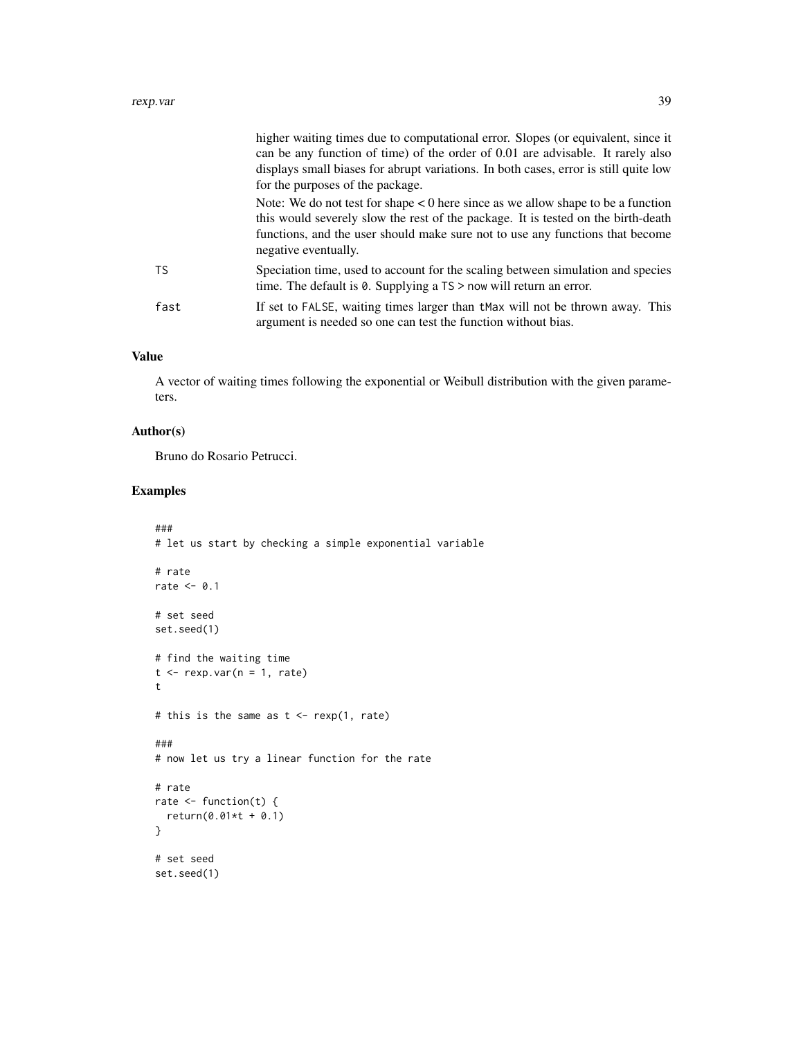higher waiting times due to computational error. Slopes (or equivalent, since it can be any function of time) of the order of 0.01 are advisable. It rarely also displays small biases for abrupt variations. In both cases, error is still quite low for the purposes of the package.

Note: We do not test for shape < 0 here since as we allow shape to be a function this would severely slow the rest of the package. It is tested on the birth-death functions, and the user should make sure not to use any functions that become negative eventually.

`TS` Speciation time, used to account for the scaling between simulation and species time. The default is `0`. Supplying a `TS` > now will return an error.

`fast` If set to `FALSE`, waiting times larger than `tMax` will not be thrown away. This argument is needed so one can test the function without bias.

## Value

A vector of waiting times following the exponential or Weibull distribution with the given parameters.

## Author(s)

Bruno do Rosario Petrucci.

## Examples

```
###
# let us start by checking a simple exponential variable

# rate
rate <- 0.1

# set seed
set.seed(1)

# find the waiting time
t <- rexp.var(n = 1, rate)
t

# this is the same as t <- rexp(1, rate)

###
# now let us try a linear function for the rate

# rate
rate <- function(t) {
  return(0.01*t + 0.1)
}

# set seed
set.seed(1)
```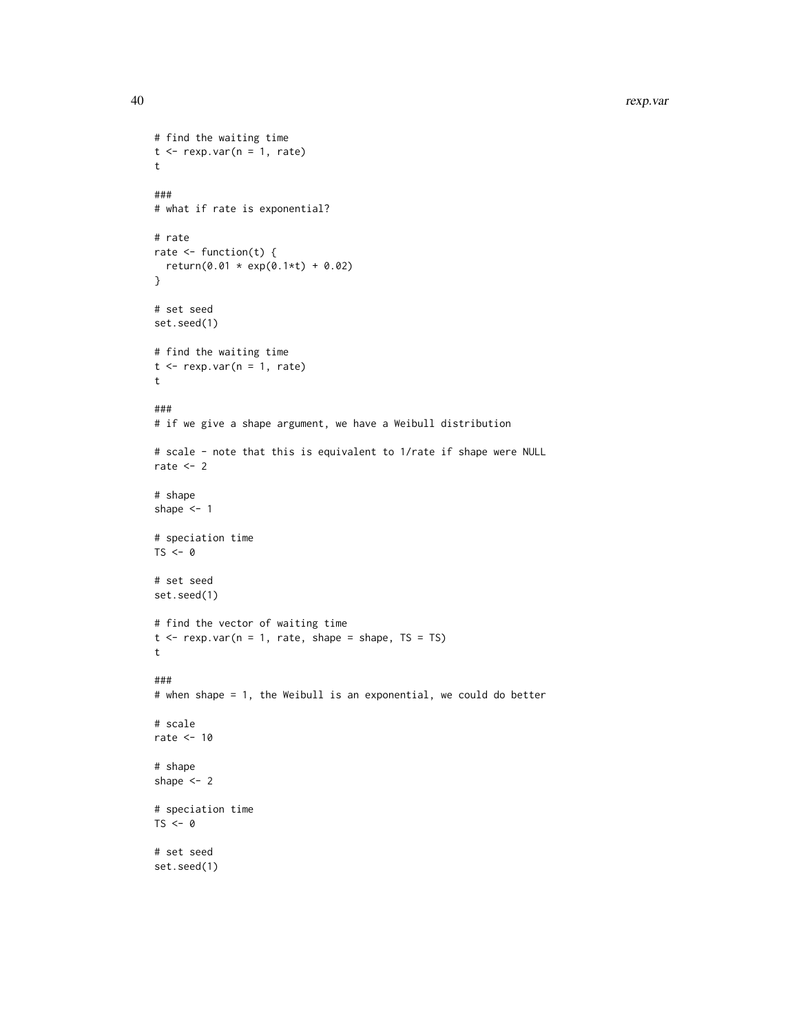```
# find the waiting time
t <- rexp.var(n = 1, rate)
t

###
# what if rate is exponential?

# rate
rate <- function(t) {
  return(0.01 * exp(0.1*t) + 0.02)
}

# set seed
set.seed(1)

# find the waiting time
t <- rexp.var(n = 1, rate)
t

###
# if we give a shape argument, we have a Weibull distribution

# scale - note that this is equivalent to 1/rate if shape were NULL
rate <- 2

# shape
shape <- 1

# speciation time
TS <- 0

# set seed
set.seed(1)

# find the vector of waiting time
t <- rexp.var(n = 1, rate, shape = shape, TS = TS)
t

###
# when shape = 1, the Weibull is an exponential, we could do better

# scale
rate <- 10

# shape
shape <- 2

# speciation time
TS <- 0

# set seed
set.seed(1)
```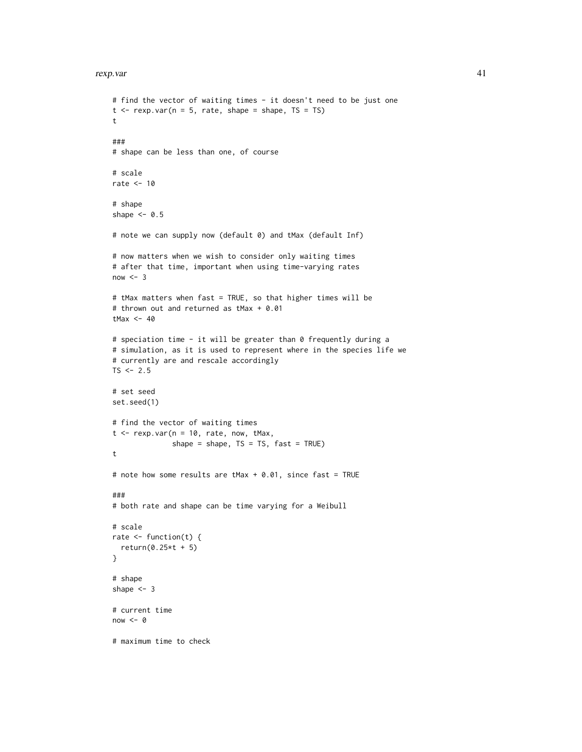```
# find the vector of waiting times - it doesn't need to be just one
t <- rexp.var(n = 5, rate, shape = shape, TS = TS)
t

###
# shape can be less than one, of course

# scale
rate <- 10

# shape
shape <- 0.5

# note we can supply now (default 0) and tMax (default Inf)

# now matters when we wish to consider only waiting times
# after that time, important when using time-varying rates
now <- 3

# tMax matters when fast = TRUE, so that higher times will be
# thrown out and returned as tMax + 0.01
tMax <- 40

# speciation time - it will be greater than 0 frequently during a
# simulation, as it is used to represent where in the species life we
# currently are and rescale accordingly
TS <- 2.5

# set seed
set.seed(1)

# find the vector of waiting times
t <- rexp.var(n = 10, rate, now, tMax,
              shape = shape, TS = TS, fast = TRUE)
t

# note how some results are tMax + 0.01, since fast = TRUE

###
# both rate and shape can be time varying for a Weibull

# scale
rate <- function(t) {
  return(0.25*t + 5)
}

# shape
shape <- 3

# current time
now <- 0

# maximum time to check
```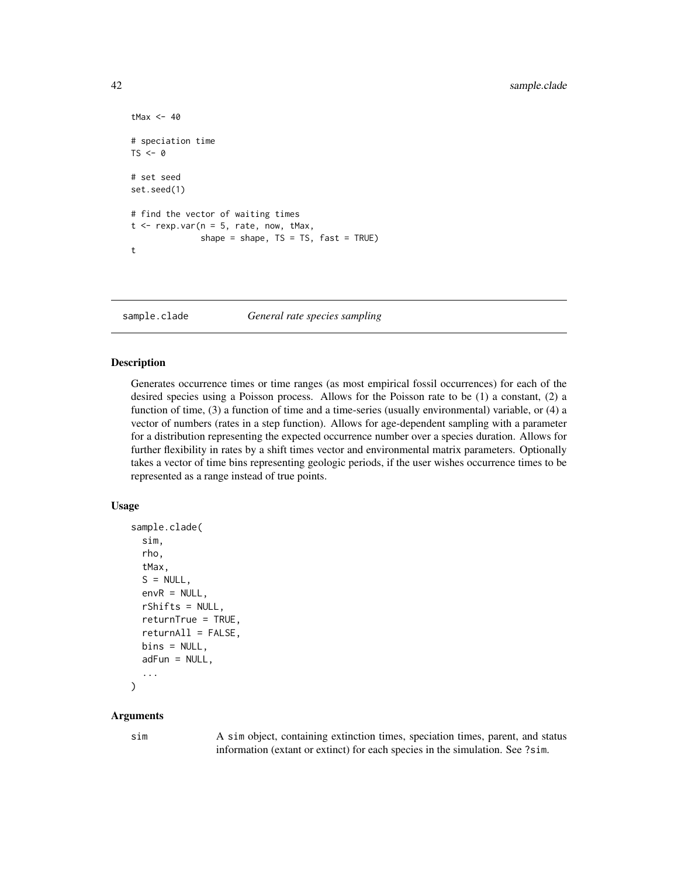```
tMax <- 40

# speciation time
TS <- 0

# set seed
set.seed(1)

# find the vector of waiting times
t <- rexp.var(n = 5, rate, now, tMax,
              shape = shape, TS = TS, fast = TRUE)
t
```

## sample.clade *General rate species sampling*

### Description

Generates occurrence times or time ranges (as most empirical fossil occurrences) for each of the desired species using a Poisson process. Allows for the Poisson rate to be (1) a constant, (2) a function of time, (3) a function of time and a time-series (usually environmental) variable, or (4) a vector of numbers (rates in a step function). Allows for age-dependent sampling with a parameter for a distribution representing the expected occurrence number over a species duration. Allows for further flexibility in rates by a shift times vector and environmental matrix parameters. Optionally takes a vector of time bins representing geologic periods, if the user wishes occurrence times to be represented as a range instead of true points.

### Usage

```
sample.clade(
  sim,
  rho,
  tMax,
  S = NULL,
  envR = NULL,
  rShifts = NULL,
  returnTrue = TRUE,
  returnAll = FALSE,
  bins = NULL,
  adFun = NULL,
  ...
)
```

### Arguments

`sim` A `sim` object, containing extinction times, speciation times, parent, and status information (extant or extinct) for each species in the simulation. See `?sim`.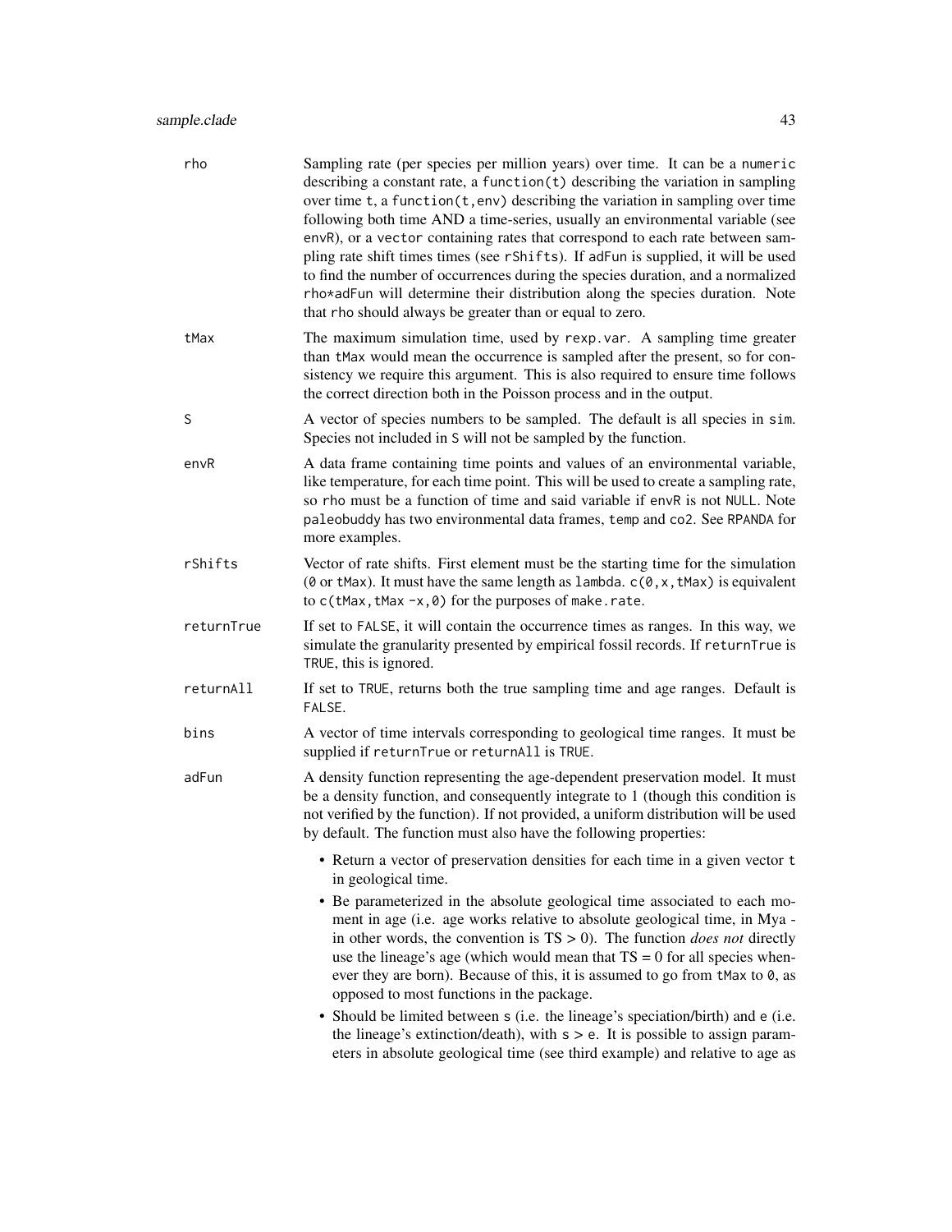| | |
|---|---|
| `rho` | Sampling rate (per species per million years) over time. It can be a `numeric` describing a constant rate, a `function(t)` describing the variation in sampling over time `t`, a `function(t,env)` describing the variation in sampling over time following both time AND a time-series, usually an environmental variable (see `envR`), or a `vector` containing rates that correspond to each rate between sampling rate shift times times (see `rShifts`). If `adFun` is supplied, it will be used to find the number of occurrences during the species duration, and a normalized `rho*adFun` will determine their distribution along the species duration. Note that `rho` should always be greater than or equal to zero. |
| `tMax` | The maximum simulation time, used by `rexp.var`. A sampling time greater than `tMax` would mean the occurrence is sampled after the present, so for consistency we require this argument. This is also required to ensure time follows the correct direction both in the Poisson process and in the output. |
| `S` | A vector of species numbers to be sampled. The default is all species in `sim`. Species not included in `S` will not be sampled by the function. |
| `envR` | A data frame containing time points and values of an environmental variable, like temperature, for each time point. This will be used to create a sampling rate, so `rho` must be a function of time and said variable if `envR` is not `NULL`. Note `paleobuddy` has two environmental data frames, `temp` and `co2`. See `RPANDA` for more examples. |
| `rShifts` | Vector of rate shifts. First element must be the starting time for the simulation (`0` or `tMax`). It must have the same length as `lambda`. `c(0,x,tMax)` is equivalent to `c(tMax,tMax -x,0)` for the purposes of `make.rate`. |
| `returnTrue` | If set to `FALSE`, it will contain the occurrence times as ranges. In this way, we simulate the granularity presented by empirical fossil records. If `returnTrue` is `TRUE`, this is ignored. |
| `returnAll` | If set to `TRUE`, returns both the true sampling time and age ranges. Default is `FALSE`. |
| `bins` | A vector of time intervals corresponding to geological time ranges. It must be supplied if `returnTrue` or `returnAll` is `TRUE`. |
| `adFun` | A density function representing the age-dependent preservation model. It must be a density function, and consequently integrate to 1 (though this condition is not verified by the function). If not provided, a uniform distribution will be used by default. The function must also have the following properties:<br>• Return a vector of preservation densities for each time in a given vector `t` in geological time.<br>• Be parameterized in the absolute geological time associated to each moment in age (i.e. age works relative to absolute geological time, in Mya - in other words, the convention is TS > 0). The function *does not* directly use the lineage's age (which would mean that TS = 0 for all species whenever they are born). Because of this, it is assumed to go from `tMax` to `0`, as opposed to most functions in the package.<br>• Should be limited between `s` (i.e. the lineage's speciation/birth) and `e` (i.e. the lineage's extinction/death), with `s > e`. It is possible to assign parameters in absolute geological time (see third example) and relative to age as |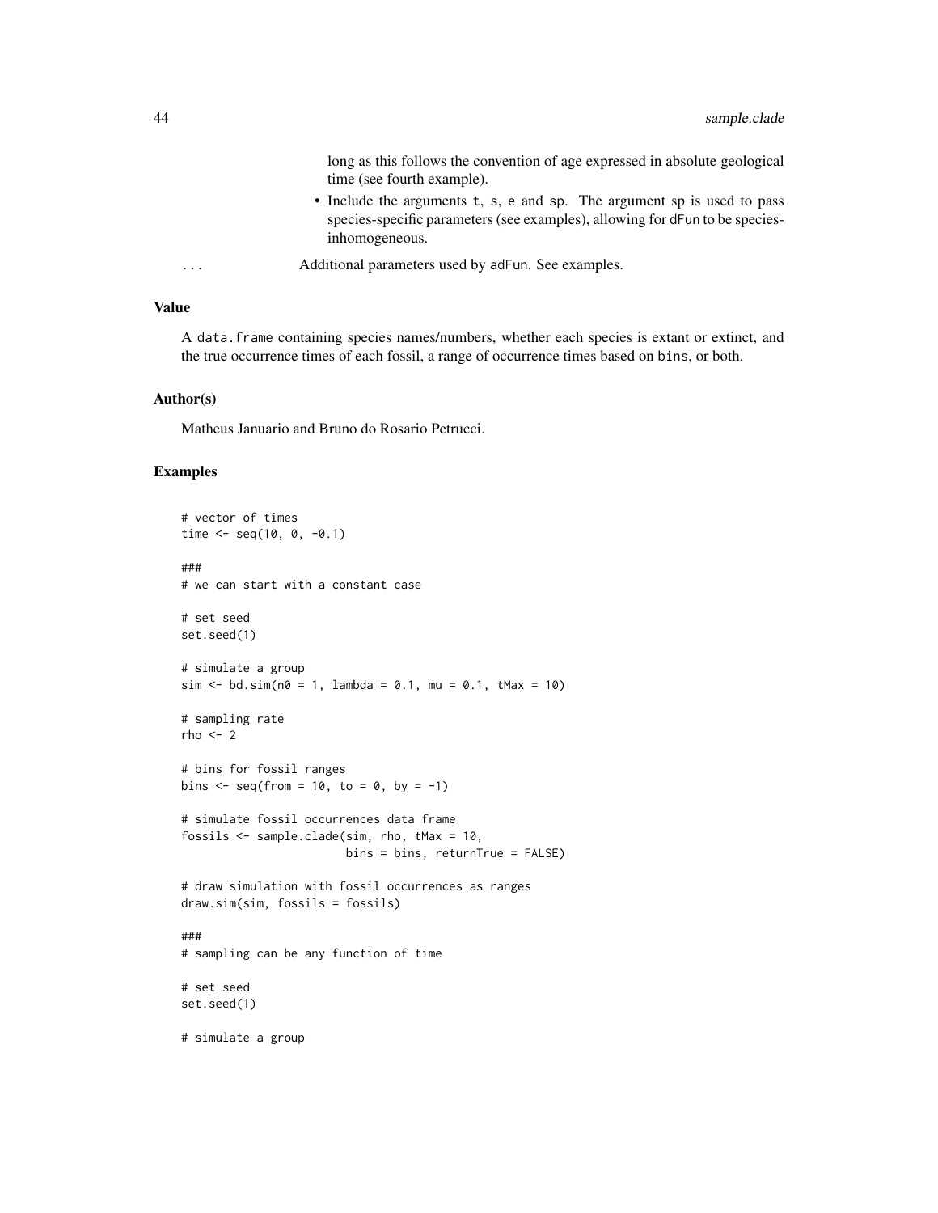long as this follows the convention of age expressed in absolute geological time (see fourth example).

- Include the arguments t, s, e and sp. The argument sp is used to pass species-specific parameters (see examples), allowing for dFun to be species-inhomogeneous.

... Additional parameters used by adFun. See examples.

## Value

A data.frame containing species names/numbers, whether each species is extant or extinct, and the true occurrence times of each fossil, a range of occurrence times based on bins, or both.

## Author(s)

Matheus Januario and Bruno do Rosario Petrucci.

## Examples

```
# vector of times
time <- seq(10, 0, -0.1)

###
# we can start with a constant case

# set seed
set.seed(1)

# simulate a group
sim <- bd.sim(n0 = 1, lambda = 0.1, mu = 0.1, tMax = 10)

# sampling rate
rho <- 2

# bins for fossil ranges
bins <- seq(from = 10, to = 0, by = -1)

# simulate fossil occurrences data frame
fossils <- sample.clade(sim, rho, tMax = 10,
                        bins = bins, returnTrue = FALSE)

# draw simulation with fossil occurrences as ranges
draw.sim(sim, fossils = fossils)

###
# sampling can be any function of time

# set seed
set.seed(1)

# simulate a group
```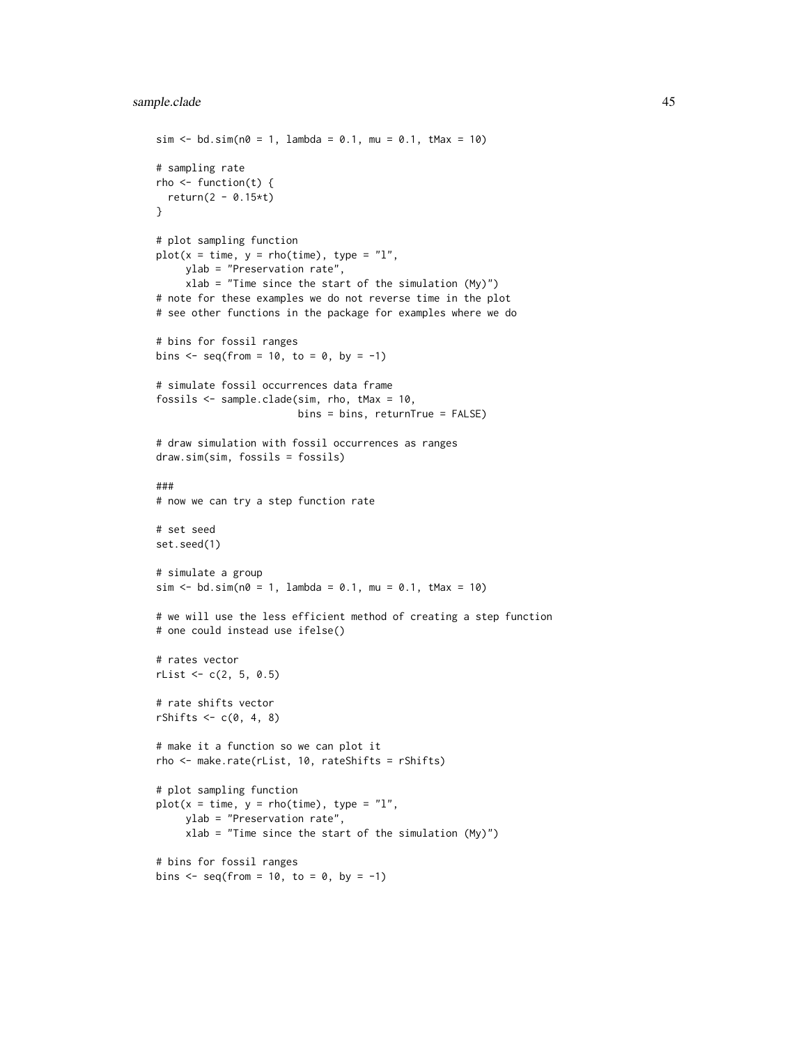```
sim <- bd.sim(n0 = 1, lambda = 0.1, mu = 0.1, tMax = 10)

# sampling rate
rho <- function(t) {
  return(2 - 0.15*t)
}

# plot sampling function
plot(x = time, y = rho(time), type = "l",
     ylab = "Preservation rate",
     xlab = "Time since the start of the simulation (My)")
# note for these examples we do not reverse time in the plot
# see other functions in the package for examples where we do

# bins for fossil ranges
bins <- seq(from = 10, to = 0, by = -1)

# simulate fossil occurrences data frame
fossils <- sample.clade(sim, rho, tMax = 10,
                        bins = bins, returnTrue = FALSE)

# draw simulation with fossil occurrences as ranges
draw.sim(sim, fossils = fossils)

###
# now we can try a step function rate

# set seed
set.seed(1)

# simulate a group
sim <- bd.sim(n0 = 1, lambda = 0.1, mu = 0.1, tMax = 10)

# we will use the less efficient method of creating a step function
# one could instead use ifelse()

# rates vector
rList <- c(2, 5, 0.5)

# rate shifts vector
rShifts <- c(0, 4, 8)

# make it a function so we can plot it
rho <- make.rate(rList, 10, rateShifts = rShifts)

# plot sampling function
plot(x = time, y = rho(time), type = "l",
     ylab = "Preservation rate",
     xlab = "Time since the start of the simulation (My)")

# bins for fossil ranges
bins <- seq(from = 10, to = 0, by = -1)
```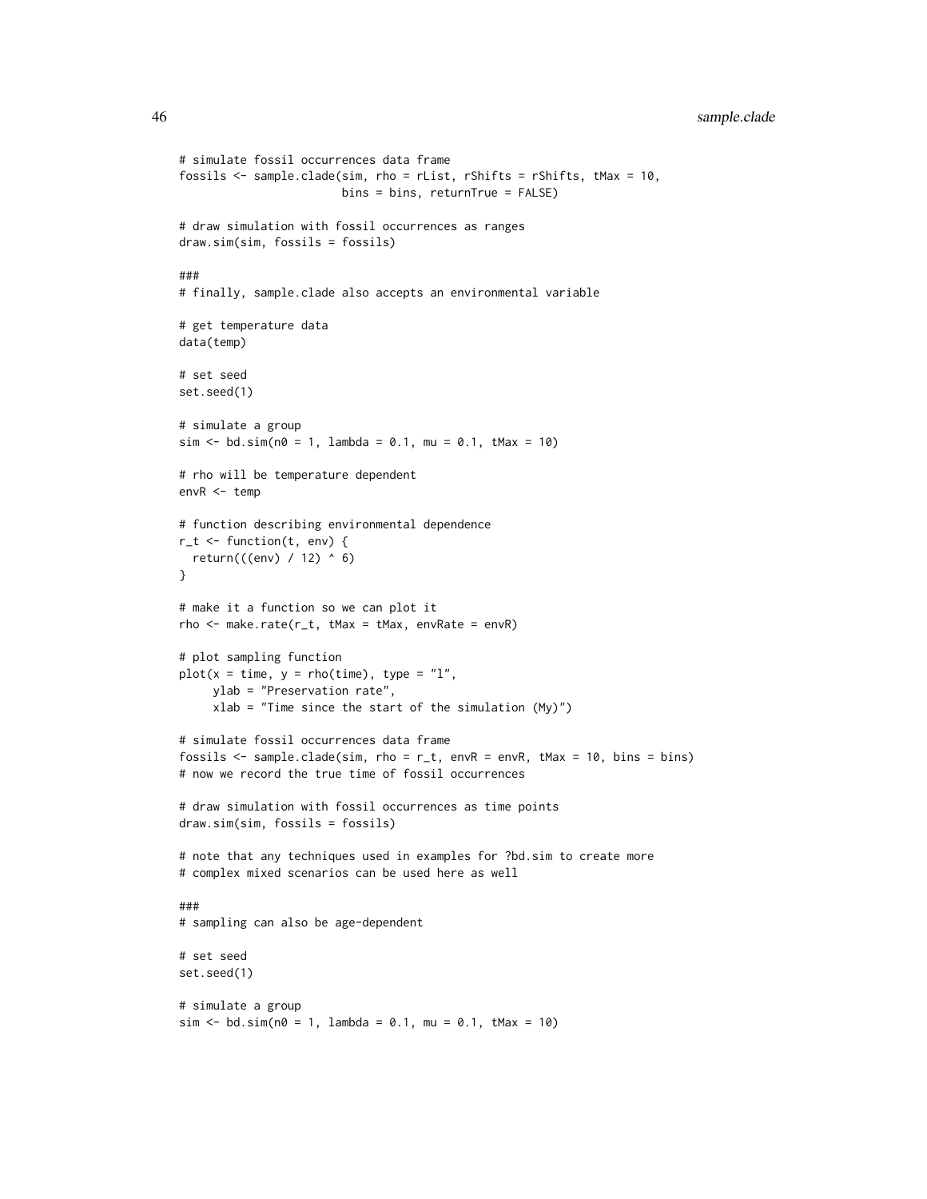```
# simulate fossil occurrences data frame
fossils <- sample.clade(sim, rho = rList, rShifts = rShifts, tMax = 10,
                        bins = bins, returnTrue = FALSE)

# draw simulation with fossil occurrences as ranges
draw.sim(sim, fossils = fossils)

###
# finally, sample.clade also accepts an environmental variable

# get temperature data
data(temp)

# set seed
set.seed(1)

# simulate a group
sim <- bd.sim(n0 = 1, lambda = 0.1, mu = 0.1, tMax = 10)

# rho will be temperature dependent
envR <- temp

# function describing environmental dependence
r_t <- function(t, env) {
  return(((env) / 12) ^ 6)
}

# make it a function so we can plot it
rho <- make.rate(r_t, tMax = tMax, envRate = envR)

# plot sampling function
plot(x = time, y = rho(time), type = "l",
     ylab = "Preservation rate",
     xlab = "Time since the start of the simulation (My)")

# simulate fossil occurrences data frame
fossils <- sample.clade(sim, rho = r_t, envR = envR, tMax = 10, bins = bins)
# now we record the true time of fossil occurrences

# draw simulation with fossil occurrences as time points
draw.sim(sim, fossils = fossils)

# note that any techniques used in examples for ?bd.sim to create more
# complex mixed scenarios can be used here as well

###
# sampling can also be age-dependent

# set seed
set.seed(1)

# simulate a group
sim <- bd.sim(n0 = 1, lambda = 0.1, mu = 0.1, tMax = 10)
```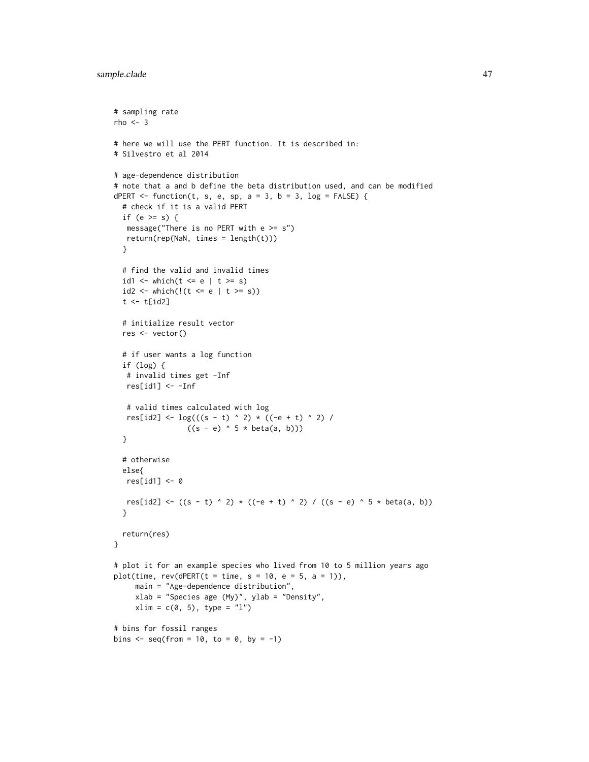```
# sampling rate
rho <- 3

# here we will use the PERT function. It is described in:
# Silvestro et al 2014

# age-dependence distribution
# note that a and b define the beta distribution used, and can be modified
dPERT <- function(t, s, e, sp, a = 3, b = 3, log = FALSE) {
  # check if it is a valid PERT
  if (e >= s) {
   message("There is no PERT with e >= s")
   return(rep(NaN, times = length(t)))
  }

  # find the valid and invalid times
  id1 <- which(t <= e | t >= s)
  id2 <- which(!(t <= e | t >= s))
  t <- t[id2]

  # initialize result vector
  res <- vector()

  # if user wants a log function
  if (log) {
   # invalid times get -Inf
   res[id1] <- -Inf

   # valid times calculated with log
   res[id2] <- log(((s - t) ^ 2) * ((-e + t) ^ 2) /
                 ((s - e) ^ 5 * beta(a, b)))
  }

  # otherwise
  else{
   res[id1] <- 0

   res[id2] <- ((s - t) ^ 2) * ((-e + t) ^ 2) / ((s - e) ^ 5 * beta(a, b))
  }

  return(res)
}

# plot it for an example species who lived from 10 to 5 million years ago
plot(time, rev(dPERT(t = time, s = 10, e = 5, a = 1)),
     main = "Age-dependence distribution",
     xlab = "Species age (My)", ylab = "Density",
     xlim = c(0, 5), type = "l")

# bins for fossil ranges
bins <- seq(from = 10, to = 0, by = -1)
```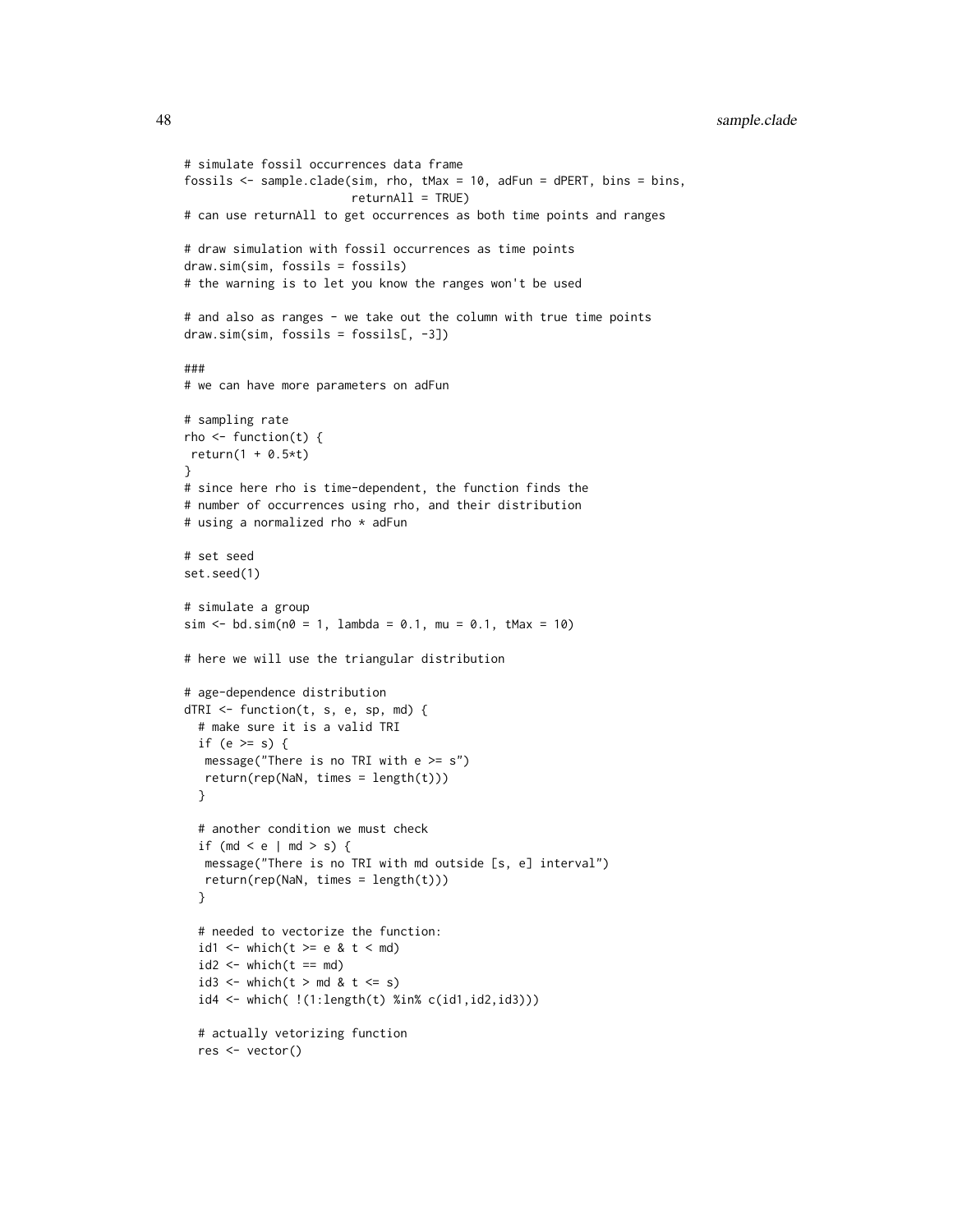```
# simulate fossil occurrences data frame
fossils <- sample.clade(sim, rho, tMax = 10, adFun = dPERT, bins = bins,
                        returnAll = TRUE)
# can use returnAll to get occurrences as both time points and ranges

# draw simulation with fossil occurrences as time points
draw.sim(sim, fossils = fossils)
# the warning is to let you know the ranges won't be used

# and also as ranges - we take out the column with true time points
draw.sim(sim, fossils = fossils[, -3])

###
# we can have more parameters on adFun

# sampling rate
rho <- function(t) {
 return(1 + 0.5*t)
}
# since here rho is time-dependent, the function finds the
# number of occurrences using rho, and their distribution
# using a normalized rho * adFun

# set seed
set.seed(1)

# simulate a group
sim <- bd.sim(n0 = 1, lambda = 0.1, mu = 0.1, tMax = 10)

# here we will use the triangular distribution

# age-dependence distribution
dTRI <- function(t, s, e, sp, md) {
  # make sure it is a valid TRI
  if (e >= s) {
   message("There is no TRI with e >= s")
   return(rep(NaN, times = length(t)))
  }

  # another condition we must check
  if (md < e | md > s) {
   message("There is no TRI with md outside [s, e] interval")
   return(rep(NaN, times = length(t)))
  }

  # needed to vectorize the function:
  id1 <- which(t >= e & t < md)
  id2 <- which(t == md)
  id3 <- which(t > md & t <= s)
  id4 <- which( !(1:length(t) %in% c(id1,id2,id3)))

  # actually vetorizing function
  res <- vector()
```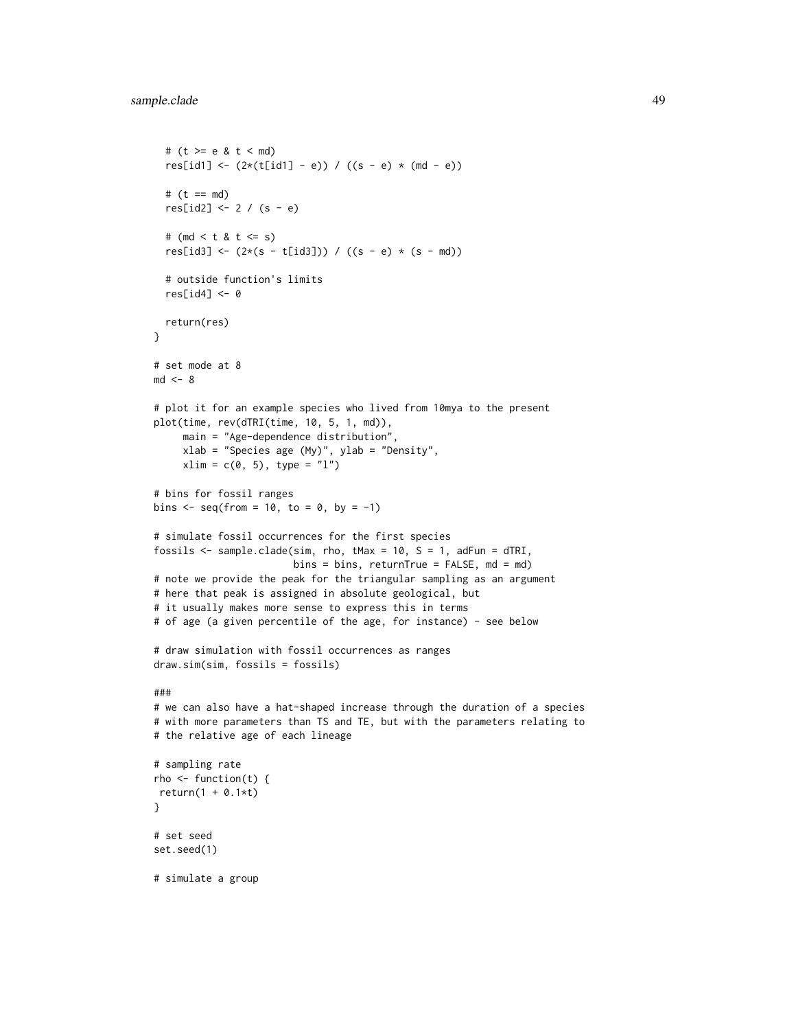```
  # (t >= e & t < md)
  res[id1] <- (2*(t[id1] - e)) / ((s - e) * (md - e))

  # (t == md)
  res[id2] <- 2 / (s - e)

  # (md < t & t <= s)
  res[id3] <- (2*(s - t[id3])) / ((s - e) * (s - md))

  # outside function's limits
  res[id4] <- 0

  return(res)
}

# set mode at 8
md <- 8

# plot it for an example species who lived from 10mya to the present
plot(time, rev(dTRI(time, 10, 5, 1, md)),
     main = "Age-dependence distribution",
     xlab = "Species age (My)", ylab = "Density",
     xlim = c(0, 5), type = "l")

# bins for fossil ranges
bins <- seq(from = 10, to = 0, by = -1)

# simulate fossil occurrences for the first species
fossils <- sample.clade(sim, rho, tMax = 10, S = 1, adFun = dTRI,
                        bins = bins, returnTrue = FALSE, md = md)
# note we provide the peak for the triangular sampling as an argument
# here that peak is assigned in absolute geological, but
# it usually makes more sense to express this in terms
# of age (a given percentile of the age, for instance) - see below

# draw simulation with fossil occurrences as ranges
draw.sim(sim, fossils = fossils)

###
# we can also have a hat-shaped increase through the duration of a species
# with more parameters than TS and TE, but with the parameters relating to
# the relative age of each lineage

# sampling rate
rho <- function(t) {
 return(1 + 0.1*t)
}

# set seed
set.seed(1)

# simulate a group
```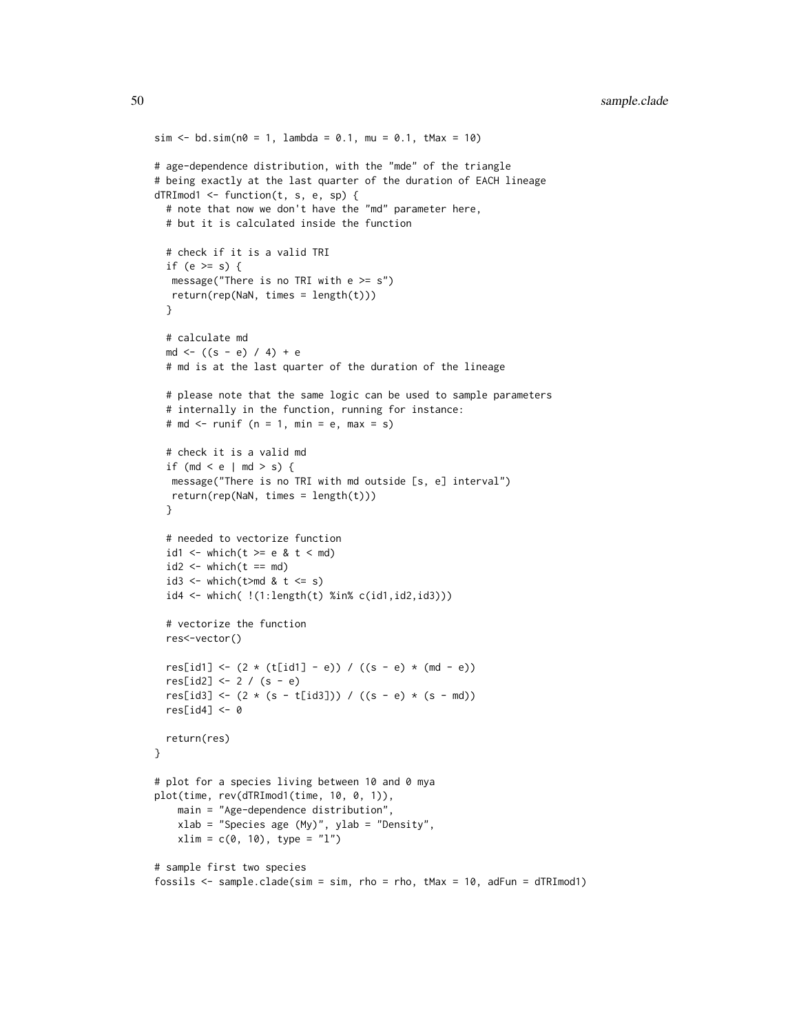```
sim <- bd.sim(n0 = 1, lambda = 0.1, mu = 0.1, tMax = 10)

# age-dependence distribution, with the "mde" of the triangle
# being exactly at the last quarter of the duration of EACH lineage
dTRImod1 <- function(t, s, e, sp) {
  # note that now we don't have the "md" parameter here,
  # but it is calculated inside the function

  # check if it is a valid TRI
  if (e >= s) {
   message("There is no TRI with e >= s")
   return(rep(NaN, times = length(t)))
  }

  # calculate md
  md <- ((s - e) / 4) + e
  # md is at the last quarter of the duration of the lineage

  # please note that the same logic can be used to sample parameters
  # internally in the function, running for instance:
  # md <- runif (n = 1, min = e, max = s)

  # check it is a valid md
  if (md < e | md > s) {
   message("There is no TRI with md outside [s, e] interval")
   return(rep(NaN, times = length(t)))
  }

  # needed to vectorize function
  id1 <- which(t >= e & t < md)
  id2 <- which(t == md)
  id3 <- which(t>md & t <= s)
  id4 <- which( !(1:length(t) %in% c(id1,id2,id3)))

  # vectorize the function
  res<-vector()

  res[id1] <- (2 * (t[id1] - e)) / ((s - e) * (md - e))
  res[id2] <- 2 / (s - e)
  res[id3] <- (2 * (s - t[id3])) / ((s - e) * (s - md))
  res[id4] <- 0

  return(res)
}

# plot for a species living between 10 and 0 mya
plot(time, rev(dTRImod1(time, 10, 0, 1)),
    main = "Age-dependence distribution",
    xlab = "Species age (My)", ylab = "Density",
    xlim = c(0, 10), type = "l")

# sample first two species
fossils <- sample.clade(sim = sim, rho = rho, tMax = 10, adFun = dTRImod1)
```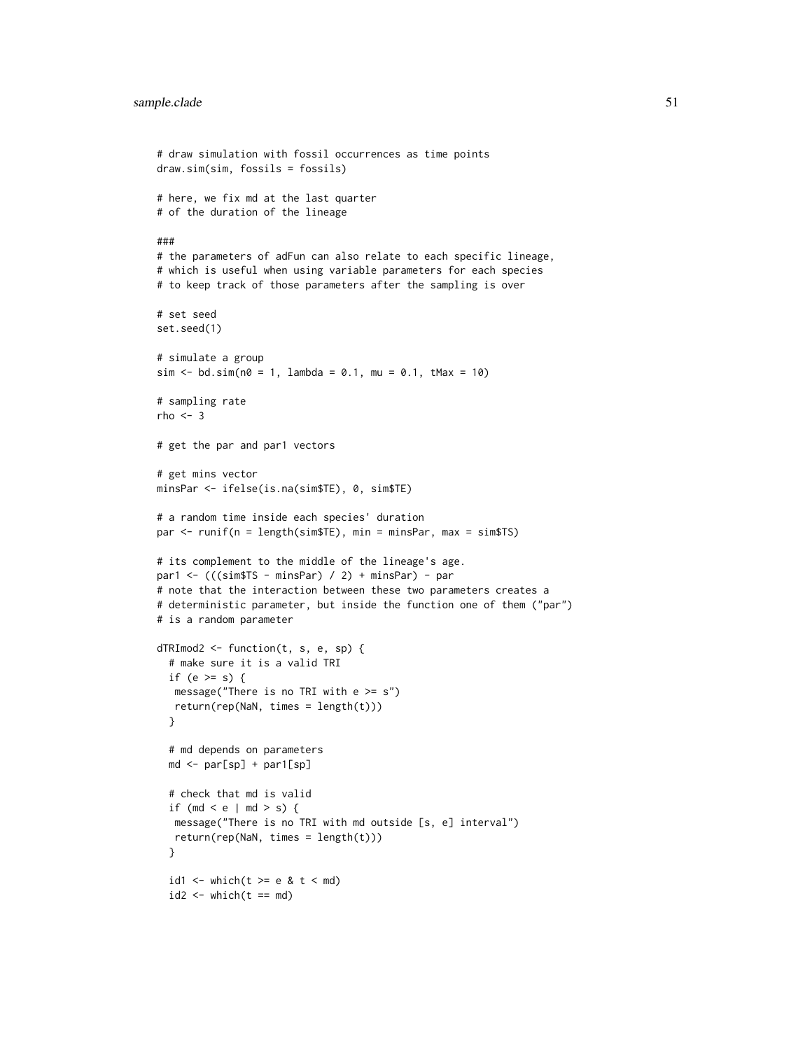```
# draw simulation with fossil occurrences as time points
draw.sim(sim, fossils = fossils)

# here, we fix md at the last quarter
# of the duration of the lineage

###
# the parameters of adFun can also relate to each specific lineage,
# which is useful when using variable parameters for each species
# to keep track of those parameters after the sampling is over

# set seed
set.seed(1)

# simulate a group
sim <- bd.sim(n0 = 1, lambda = 0.1, mu = 0.1, tMax = 10)

# sampling rate
rho <- 3

# get the par and par1 vectors

# get mins vector
minsPar <- ifelse(is.na(sim$TE), 0, sim$TE)

# a random time inside each species' duration
par <- runif(n = length(sim$TE), min = minsPar, max = sim$TS)

# its complement to the middle of the lineage's age.
par1 <- (((sim$TS - minsPar) / 2) + minsPar) - par
# note that the interaction between these two parameters creates a
# deterministic parameter, but inside the function one of them ("par")
# is a random parameter

dTRImod2 <- function(t, s, e, sp) {
  # make sure it is a valid TRI
  if (e >= s) {
   message("There is no TRI with e >= s")
   return(rep(NaN, times = length(t)))
  }

  # md depends on parameters
  md <- par[sp] + par1[sp]

  # check that md is valid
  if (md < e | md > s) {
   message("There is no TRI with md outside [s, e] interval")
   return(rep(NaN, times = length(t)))
  }

  id1 <- which(t >= e & t < md)
  id2 <- which(t == md)
```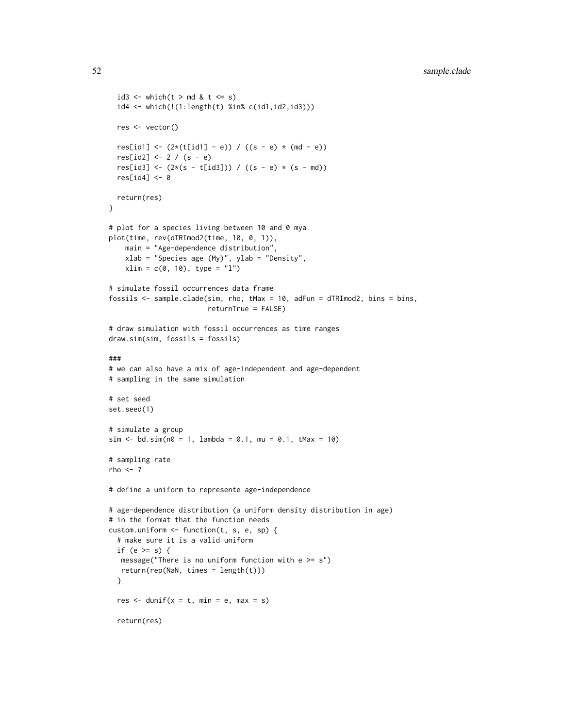```
  id3 <- which(t > md & t <= s)
  id4 <- which(!(1:length(t) %in% c(id1,id2,id3)))

  res <- vector()

  res[id1] <- (2*(t[id1] - e)) / ((s - e) * (md - e))
  res[id2] <- 2 / (s - e)
  res[id3] <- (2*(s - t[id3])) / ((s - e) * (s - md))
  res[id4] <- 0

  return(res)
}

# plot for a species living between 10 and 0 mya
plot(time, rev(dTRImod2(time, 10, 0, 1)),
    main = "Age-dependence distribution",
    xlab = "Species age (My)", ylab = "Density",
    xlim = c(0, 10), type = "l")

# simulate fossil occurrences data frame
fossils <- sample.clade(sim, rho, tMax = 10, adFun = dTRImod2, bins = bins,
                        returnTrue = FALSE)

# draw simulation with fossil occurrences as time ranges
draw.sim(sim, fossils = fossils)

###
# we can also have a mix of age-independent and age-dependent
# sampling in the same simulation

# set seed
set.seed(1)

# simulate a group
sim <- bd.sim(n0 = 1, lambda = 0.1, mu = 0.1, tMax = 10)

# sampling rate
rho <- 7

# define a uniform to represente age-independence

# age-dependence distribution (a uniform density distribution in age)
# in the format that the function needs
custom.uniform <- function(t, s, e, sp) {
  # make sure it is a valid uniform
  if (e >= s) {
   message("There is no uniform function with e >= s")
   return(rep(NaN, times = length(t)))
  }

  res <- dunif(x = t, min = e, max = s)

  return(res)
```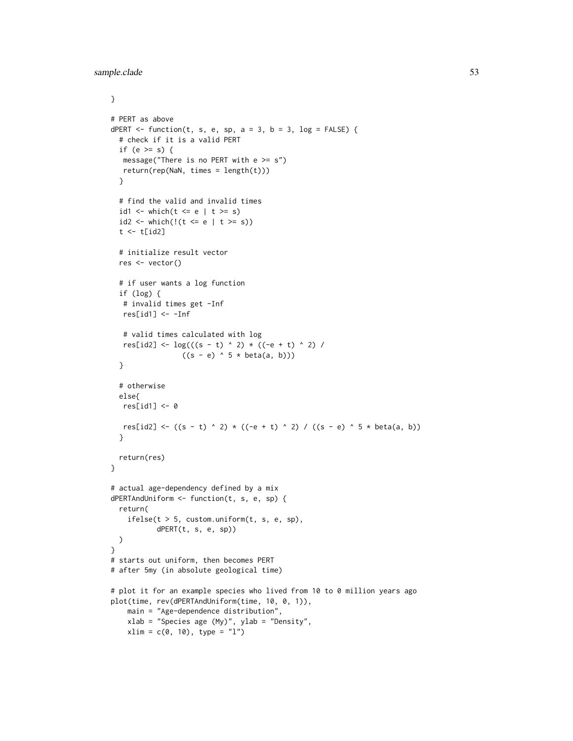```
}

# PERT as above
dPERT <- function(t, s, e, sp, a = 3, b = 3, log = FALSE) {
  # check if it is a valid PERT
  if (e >= s) {
   message("There is no PERT with e >= s")
   return(rep(NaN, times = length(t)))
  }

  # find the valid and invalid times
  id1 <- which(t <= e | t >= s)
  id2 <- which(!(t <= e | t >= s))
  t <- t[id2]

  # initialize result vector
  res <- vector()

  # if user wants a log function
  if (log) {
   # invalid times get -Inf
   res[id1] <- -Inf

   # valid times calculated with log
   res[id2] <- log(((s - t) ^ 2) * ((-e + t) ^ 2) /
                 ((s - e) ^ 5 * beta(a, b)))
  }

  # otherwise
  else{
   res[id1] <- 0

   res[id2] <- ((s - t) ^ 2) * ((-e + t) ^ 2) / ((s - e) ^ 5 * beta(a, b))
  }

  return(res)
}

# actual age-dependency defined by a mix
dPERTAndUniform <- function(t, s, e, sp) {
  return(
    ifelse(t > 5, custom.uniform(t, s, e, sp),
           dPERT(t, s, e, sp))
  )
}
# starts out uniform, then becomes PERT
# after 5my (in absolute geological time)

# plot it for an example species who lived from 10 to 0 million years ago
plot(time, rev(dPERTAndUniform(time, 10, 0, 1)),
    main = "Age-dependence distribution",
    xlab = "Species age (My)", ylab = "Density",
    xlim = c(0, 10), type = "l")
```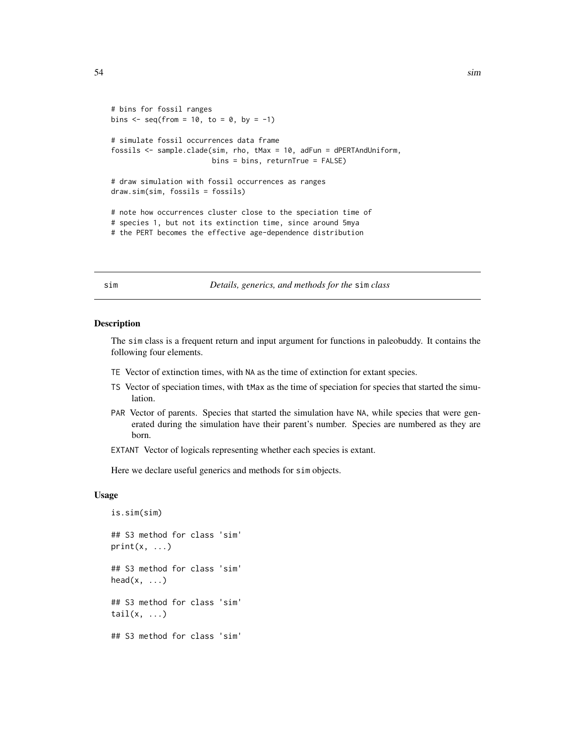```
# bins for fossil ranges
bins <- seq(from = 10, to = 0, by = -1)

# simulate fossil occurrences data frame
fossils <- sample.clade(sim, rho, tMax = 10, adFun = dPERTAndUniform,
                        bins = bins, returnTrue = FALSE)

# draw simulation with fossil occurrences as ranges
draw.sim(sim, fossils = fossils)

# note how occurrences cluster close to the speciation time of
# species 1, but not its extinction time, since around 5mya
# the PERT becomes the effective age-dependence distribution
```

---

## sim — *Details, generics, and methods for the* `sim` *class*

### Description

The `sim` class is a frequent return and input argument for functions in paleobuddy. It contains the following four elements.

- `TE` Vector of extinction times, with `NA` as the time of extinction for extant species.
- `TS` Vector of speciation times, with `tMax` as the time of speciation for species that started the simulation.
- `PAR` Vector of parents. Species that started the simulation have `NA`, while species that were generated during the simulation have their parent's number. Species are numbered as they are born.
- `EXTANT` Vector of logicals representing whether each species is extant.

Here we declare useful generics and methods for `sim` objects.

### Usage

```
is.sim(sim)

## S3 method for class 'sim'
print(x, ...)

## S3 method for class 'sim'
head(x, ...)

## S3 method for class 'sim'
tail(x, ...)

## S3 method for class 'sim'
```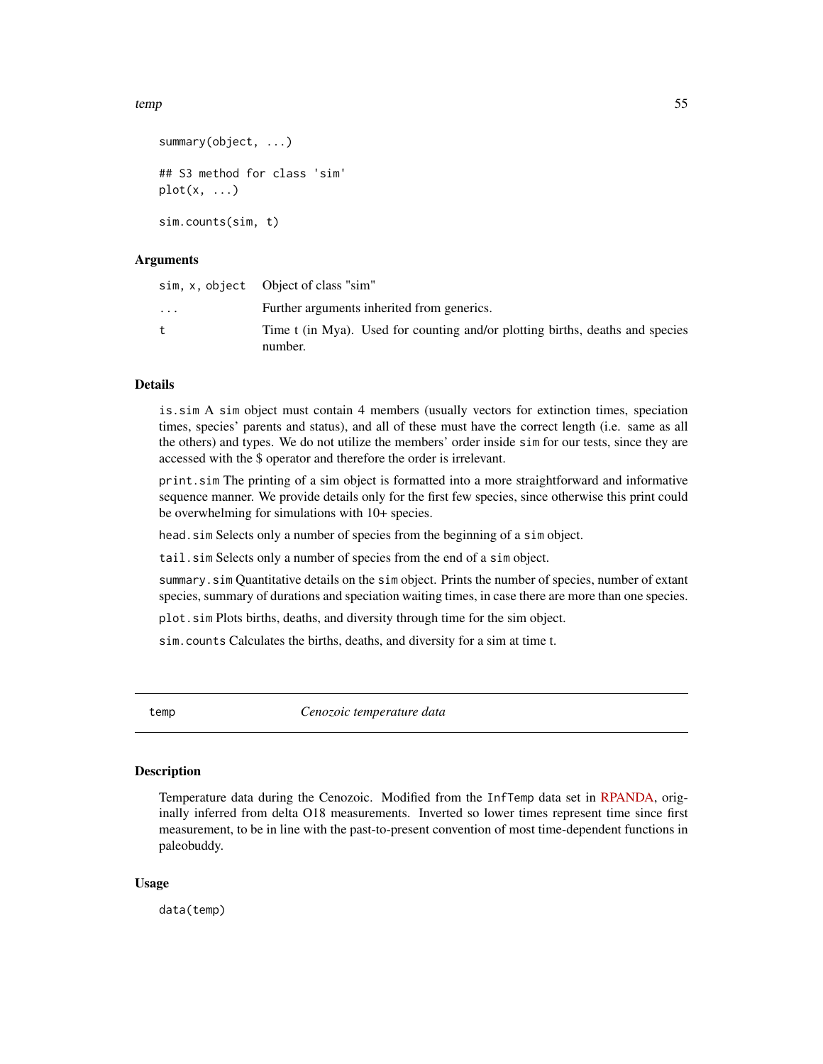```
summary(object, ...)

## S3 method for class 'sim'
plot(x, ...)

sim.counts(sim, t)
```

### Arguments

| | |
|---|---|
| `sim, x, object` | Object of class "sim" |
| `...` | Further arguments inherited from generics. |
| `t` | Time t (in Mya). Used for counting and/or plotting births, deaths and species number. |

### Details

`is.sim` A `sim` object must contain 4 members (usually vectors for extinction times, speciation times, species' parents and status), and all of these must have the correct length (i.e. same as all the others) and types. We do not utilize the members' order inside `sim` for our tests, since they are accessed with the $ operator and therefore the order is irrelevant.

`print.sim` The printing of a sim object is formatted into a more straightforward and informative sequence manner. We provide details only for the first few species, since otherwise this print could be overwhelming for simulations with 10+ species.

`head.sim` Selects only a number of species from the beginning of a `sim` object.

`tail.sim` Selects only a number of species from the end of a `sim` object.

`summary.sim` Quantitative details on the `sim` object. Prints the number of species, number of extant species, summary of durations and speciation waiting times, in case there are more than one species.

`plot.sim` Plots births, deaths, and diversity through time for the sim object.

`sim.counts` Calculates the births, deaths, and diversity for a sim at time t.

---

## temp — *Cenozoic temperature data*

### Description

Temperature data during the Cenozoic. Modified from the `InfTemp` data set in RPANDA, originally inferred from delta O18 measurements. Inverted so lower times represent time since first measurement, to be in line with the past-to-present convention of most time-dependent functions in paleobuddy.

### Usage

```
data(temp)
```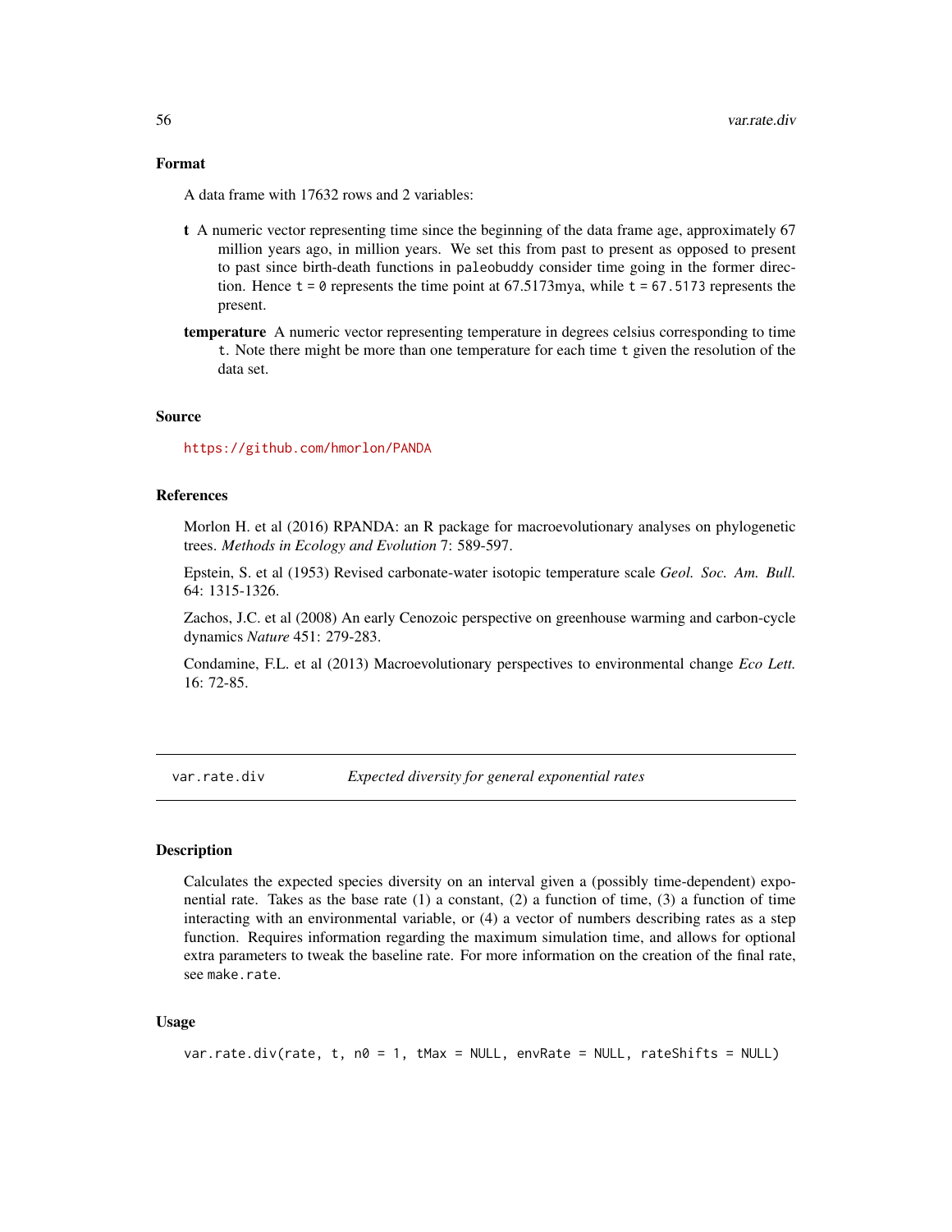### Format

A data frame with 17632 rows and 2 variables:

**t** A numeric vector representing time since the beginning of the data frame age, approximately 67 million years ago, in million years. We set this from past to present as opposed to present to past since birth-death functions in `paleobuddy` consider time going in the former direction. Hence `t = 0` represents the time point at 67.5173mya, while `t = 67.5173` represents the present.

**temperature** A numeric vector representing temperature in degrees celsius corresponding to time `t`. Note there might be more than one temperature for each time `t` given the resolution of the data set.

### Source

https://github.com/hmorlon/PANDA

### References

Morlon H. et al (2016) RPANDA: an R package for macroevolutionary analyses on phylogenetic trees. *Methods in Ecology and Evolution* 7: 589-597.

Epstein, S. et al (1953) Revised carbonate-water isotopic temperature scale *Geol. Soc. Am. Bull.* 64: 1315-1326.

Zachos, J.C. et al (2008) An early Cenozoic perspective on greenhouse warming and carbon-cycle dynamics *Nature* 451: 279-283.

Condamine, F.L. et al (2013) Macroevolutionary perspectives to environmental change *Eco Lett.* 16: 72-85.

---

## var.rate.div — *Expected diversity for general exponential rates*

### Description

Calculates the expected species diversity on an interval given a (possibly time-dependent) exponential rate. Takes as the base rate (1) a constant, (2) a function of time, (3) a function of time interacting with an environmental variable, or (4) a vector of numbers describing rates as a step function. Requires information regarding the maximum simulation time, and allows for optional extra parameters to tweak the baseline rate. For more information on the creation of the final rate, see `make.rate`.

### Usage

```
var.rate.div(rate, t, n0 = 1, tMax = NULL, envRate = NULL, rateShifts = NULL)
```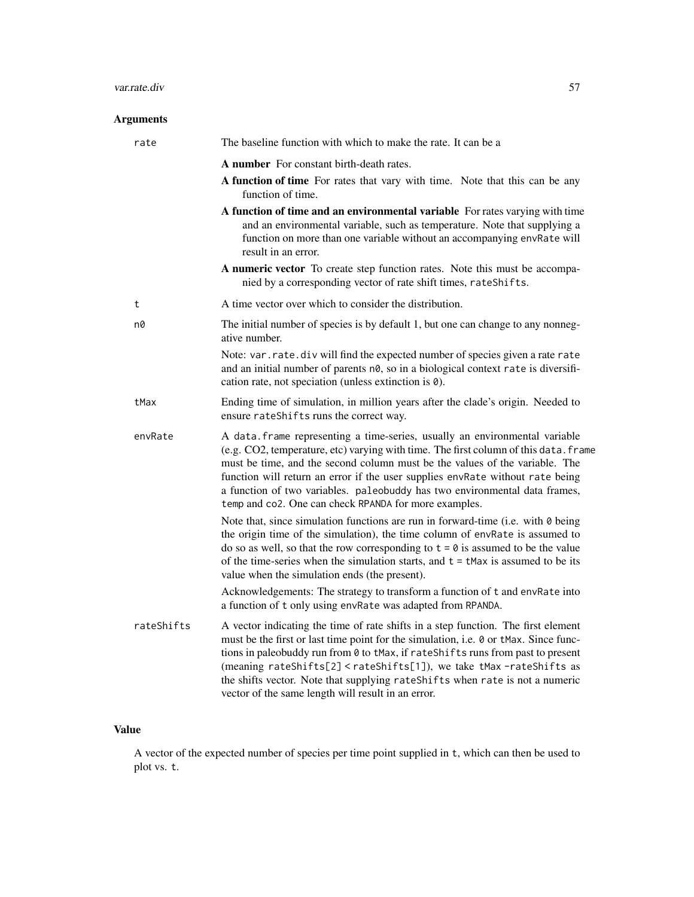### Arguments

**rate** The baseline function with which to make the rate. It can be a

- **A number** For constant birth-death rates.
- **A function of time** For rates that vary with time. Note that this can be any function of time.
- **A function of time and an environmental variable** For rates varying with time and an environmental variable, such as temperature. Note that supplying a function on more than one variable without an accompanying `envRate` will result in an error.
- **A numeric vector** To create step function rates. Note this must be accompanied by a corresponding vector of rate shift times, `rateShifts`.

**t** A time vector over which to consider the distribution.

**n0** The initial number of species is by default 1, but one can change to any nonnegative number.

Note: `var.rate.div` will find the expected number of species given a rate `rate` and an initial number of parents `n0`, so in a biological context `rate` is diversification rate, not speciation (unless extinction is `0`).

**tMax** Ending time of simulation, in million years after the clade's origin. Needed to ensure `rateShifts` runs the correct way.

**envRate** A `data.frame` representing a time-series, usually an environmental variable (e.g. CO2, temperature, etc) varying with time. The first column of this `data.frame` must be time, and the second column must be the values of the variable. The function will return an error if the user supplies `envRate` without `rate` being a function of two variables. `paleobuddy` has two environmental data frames, `temp` and `co2`. One can check `RPANDA` for more examples.

Note that, since simulation functions are run in forward-time (i.e. with `0` being the origin time of the simulation), the time column of `envRate` is assumed to do so as well, so that the row corresponding to `t = 0` is assumed to be the value of the time-series when the simulation starts, and `t = tMax` is assumed to be its value when the simulation ends (the present).

Acknowledgements: The strategy to transform a function of `t` and `envRate` into a function of `t` only using `envRate` was adapted from `RPANDA`.

**rateShifts** A vector indicating the time of rate shifts in a step function. The first element must be the first or last time point for the simulation, i.e. `0` or `tMax`. Since functions in paleobuddy run from `0` to `tMax`, if `rateShifts` runs from past to present (meaning `rateShifts[2] < rateShifts[1]`), we take `tMax -rateShifts` as the shifts vector. Note that supplying `rateShifts` when `rate` is not a numeric vector of the same length will result in an error.

### Value

A vector of the expected number of species per time point supplied in `t`, which can then be used to plot vs. `t`.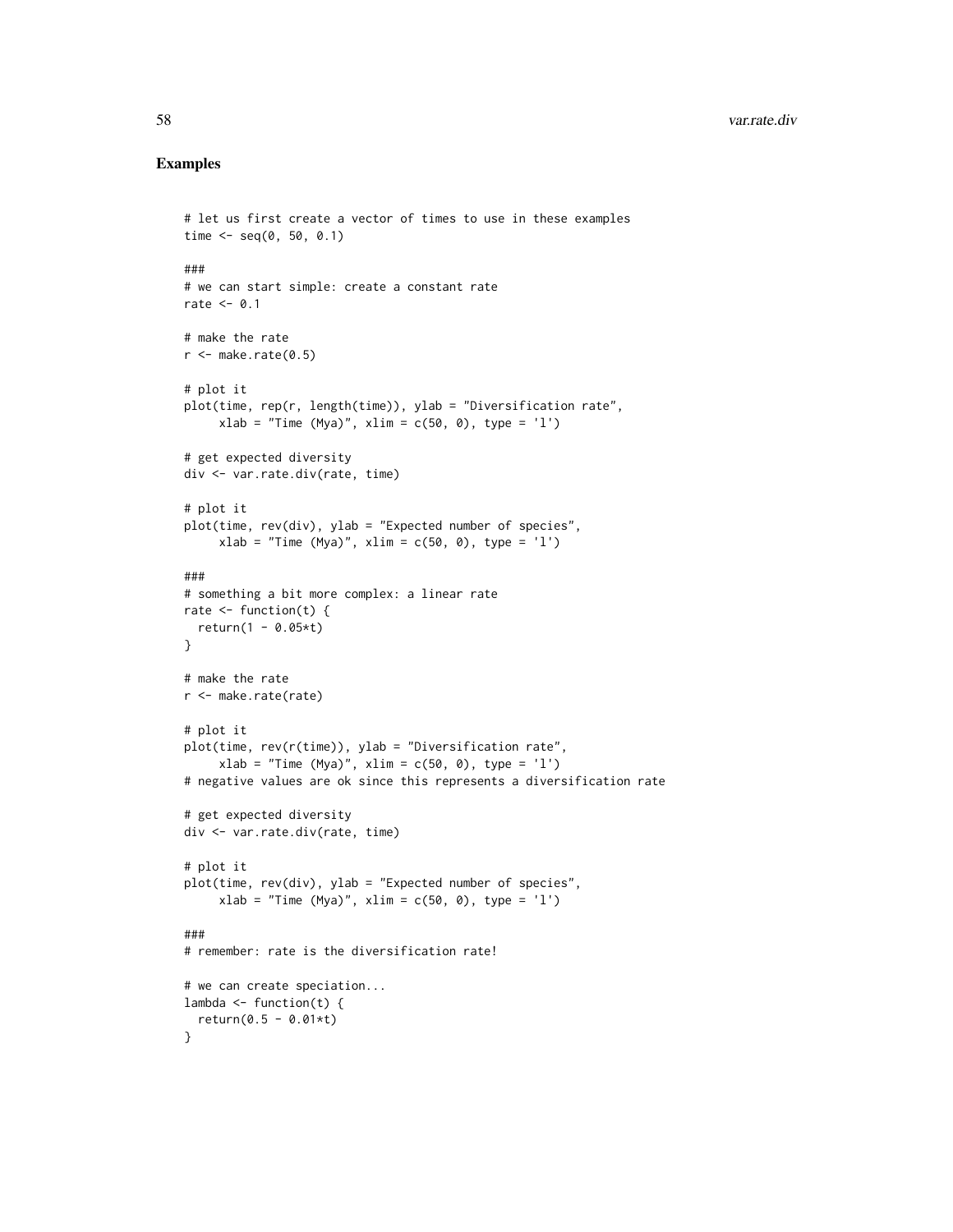## Examples

```
# let us first create a vector of times to use in these examples
time <- seq(0, 50, 0.1)

###
# we can start simple: create a constant rate
rate <- 0.1

# make the rate
r <- make.rate(0.5)

# plot it
plot(time, rep(r, length(time)), ylab = "Diversification rate",
     xlab = "Time (Mya)", xlim = c(50, 0), type = 'l')

# get expected diversity
div <- var.rate.div(rate, time)

# plot it
plot(time, rev(div), ylab = "Expected number of species",
     xlab = "Time (Mya)", xlim = c(50, 0), type = 'l')

###
# something a bit more complex: a linear rate
rate <- function(t) {
  return(1 - 0.05*t)
}

# make the rate
r <- make.rate(rate)

# plot it
plot(time, rev(r(time)), ylab = "Diversification rate",
     xlab = "Time (Mya)", xlim = c(50, 0), type = 'l')
# negative values are ok since this represents a diversification rate

# get expected diversity
div <- var.rate.div(rate, time)

# plot it
plot(time, rev(div), ylab = "Expected number of species",
     xlab = "Time (Mya)", xlim = c(50, 0), type = 'l')

###
# remember: rate is the diversification rate!

# we can create speciation...
lambda <- function(t) {
  return(0.5 - 0.01*t)
}
```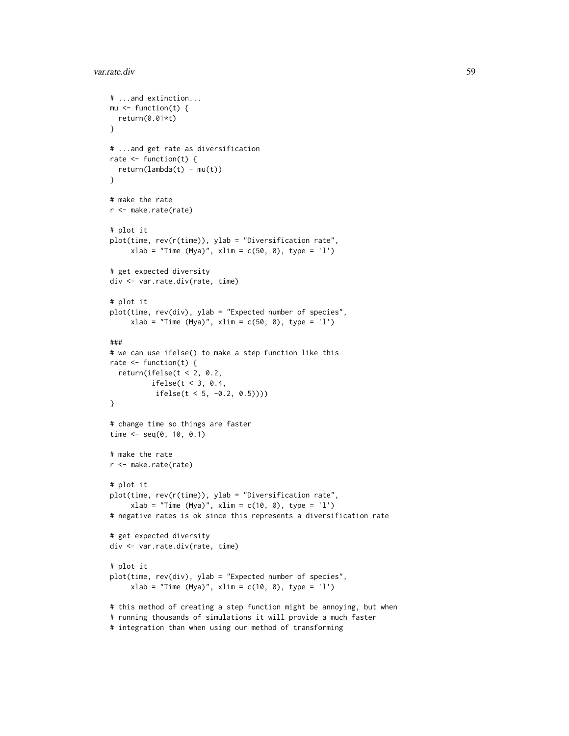```
# ...and extinction...
mu <- function(t) {
  return(0.01*t)
}

# ...and get rate as diversification
rate <- function(t) {
  return(lambda(t) - mu(t))
}

# make the rate
r <- make.rate(rate)

# plot it
plot(time, rev(r(time)), ylab = "Diversification rate",
     xlab = "Time (Mya)", xlim = c(50, 0), type = 'l')

# get expected diversity
div <- var.rate.div(rate, time)

# plot it
plot(time, rev(div), ylab = "Expected number of species",
     xlab = "Time (Mya)", xlim = c(50, 0), type = 'l')

###
# we can use ifelse() to make a step function like this
rate <- function(t) {
  return(ifelse(t < 2, 0.2,
         ifelse(t < 3, 0.4,
          ifelse(t < 5, -0.2, 0.5))))
}

# change time so things are faster
time <- seq(0, 10, 0.1)

# make the rate
r <- make.rate(rate)

# plot it
plot(time, rev(r(time)), ylab = "Diversification rate",
     xlab = "Time (Mya)", xlim = c(10, 0), type = 'l')
# negative rates is ok since this represents a diversification rate

# get expected diversity
div <- var.rate.div(rate, time)

# plot it
plot(time, rev(div), ylab = "Expected number of species",
     xlab = "Time (Mya)", xlim = c(10, 0), type = 'l')

# this method of creating a step function might be annoying, but when
# running thousands of simulations it will provide a much faster
# integration than when using our method of transforming
```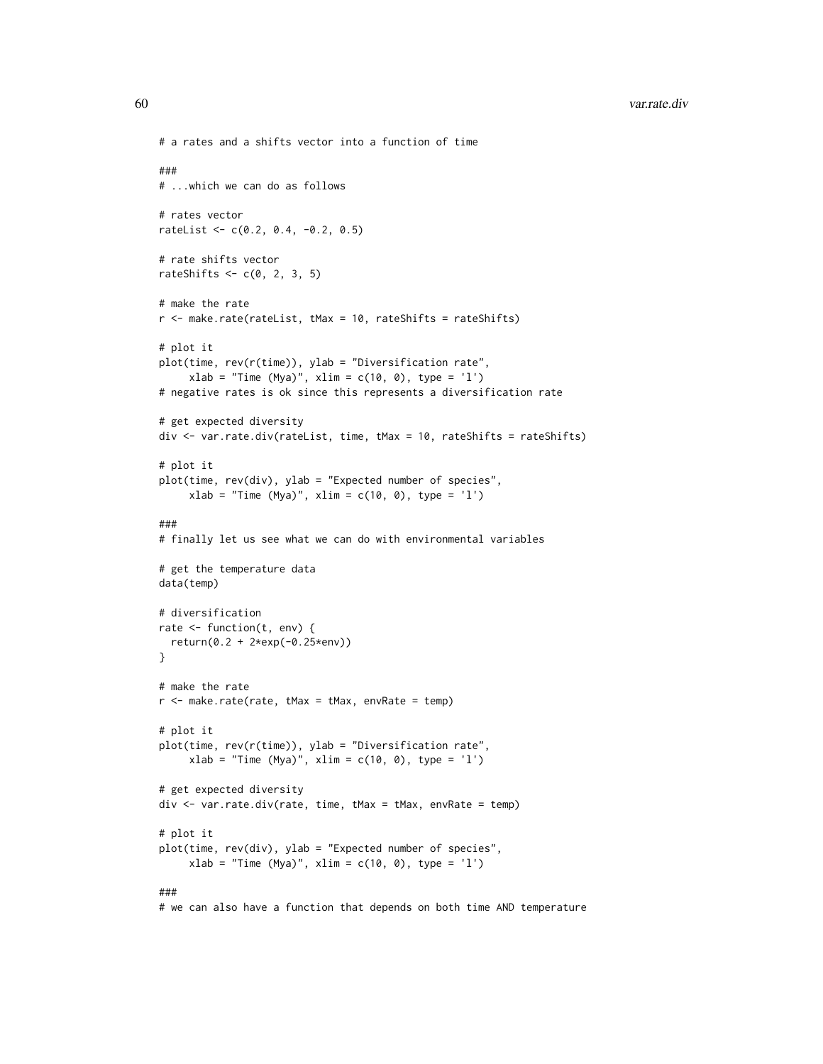```
# a rates and a shifts vector into a function of time

###
# ...which we can do as follows

# rates vector
rateList <- c(0.2, 0.4, -0.2, 0.5)

# rate shifts vector
rateShifts <- c(0, 2, 3, 5)

# make the rate
r <- make.rate(rateList, tMax = 10, rateShifts = rateShifts)

# plot it
plot(time, rev(r(time)), ylab = "Diversification rate",
     xlab = "Time (Mya)", xlim = c(10, 0), type = 'l')
# negative rates is ok since this represents a diversification rate

# get expected diversity
div <- var.rate.div(rateList, time, tMax = 10, rateShifts = rateShifts)

# plot it
plot(time, rev(div), ylab = "Expected number of species",
     xlab = "Time (Mya)", xlim = c(10, 0), type = 'l')

###
# finally let us see what we can do with environmental variables

# get the temperature data
data(temp)

# diversification
rate <- function(t, env) {
  return(0.2 + 2*exp(-0.25*env))
}

# make the rate
r <- make.rate(rate, tMax = tMax, envRate = temp)

# plot it
plot(time, rev(r(time)), ylab = "Diversification rate",
     xlab = "Time (Mya)", xlim = c(10, 0), type = 'l')

# get expected diversity
div <- var.rate.div(rate, time, tMax = tMax, envRate = temp)

# plot it
plot(time, rev(div), ylab = "Expected number of species",
     xlab = "Time (Mya)", xlim = c(10, 0), type = 'l')

###
# we can also have a function that depends on both time AND temperature
```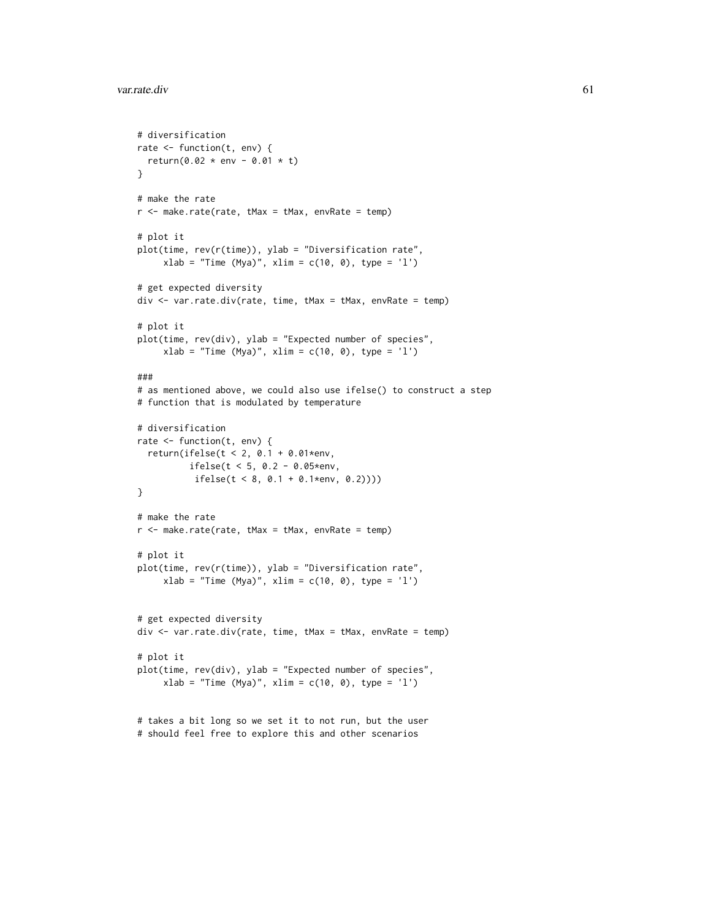```
# diversification
rate <- function(t, env) {
  return(0.02 * env - 0.01 * t)
}

# make the rate
r <- make.rate(rate, tMax = tMax, envRate = temp)

# plot it
plot(time, rev(r(time)), ylab = "Diversification rate",
     xlab = "Time (Mya)", xlim = c(10, 0), type = 'l')

# get expected diversity
div <- var.rate.div(rate, time, tMax = tMax, envRate = temp)

# plot it
plot(time, rev(div), ylab = "Expected number of species",
     xlab = "Time (Mya)", xlim = c(10, 0), type = 'l')

###
# as mentioned above, we could also use ifelse() to construct a step
# function that is modulated by temperature

# diversification
rate <- function(t, env) {
  return(ifelse(t < 2, 0.1 + 0.01*env,
         ifelse(t < 5, 0.2 - 0.05*env,
          ifelse(t < 8, 0.1 + 0.1*env, 0.2))))
}

# make the rate
r <- make.rate(rate, tMax = tMax, envRate = temp)

# plot it
plot(time, rev(r(time)), ylab = "Diversification rate",
     xlab = "Time (Mya)", xlim = c(10, 0), type = 'l')


# get expected diversity
div <- var.rate.div(rate, time, tMax = tMax, envRate = temp)

# plot it
plot(time, rev(div), ylab = "Expected number of species",
     xlab = "Time (Mya)", xlim = c(10, 0), type = 'l')


# takes a bit long so we set it to not run, but the user
# should feel free to explore this and other scenarios
```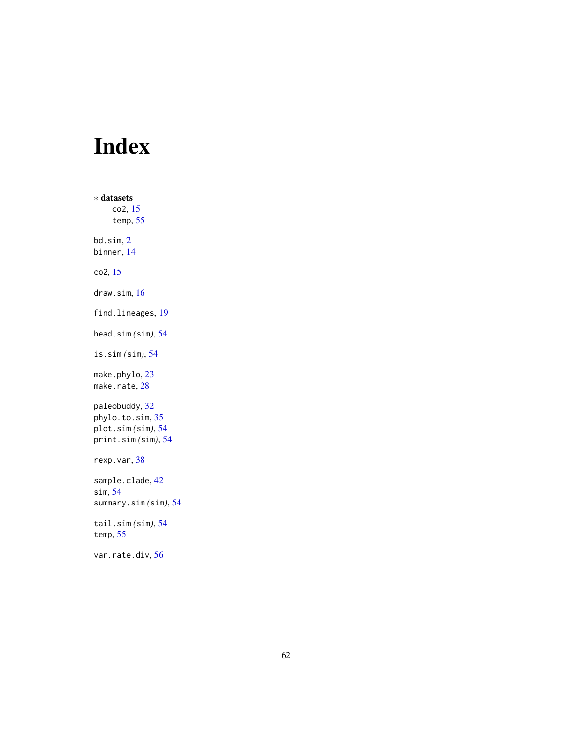# Index

∗ **datasets**
  co2, 15
  temp, 55

bd.sim, 2
binner, 14

co2, 15

draw.sim, 16

find.lineages, 19

head.sim *(*sim*)*, 54

is.sim *(*sim*)*, 54

make.phylo, 23
make.rate, 28

paleobuddy, 32
phylo.to.sim, 35
plot.sim *(*sim*)*, 54
print.sim *(*sim*)*, 54

rexp.var, 38

sample.clade, 42
sim, 54
summary.sim *(*sim*)*, 54

tail.sim *(*sim*)*, 54
temp, 55

var.rate.div, 56